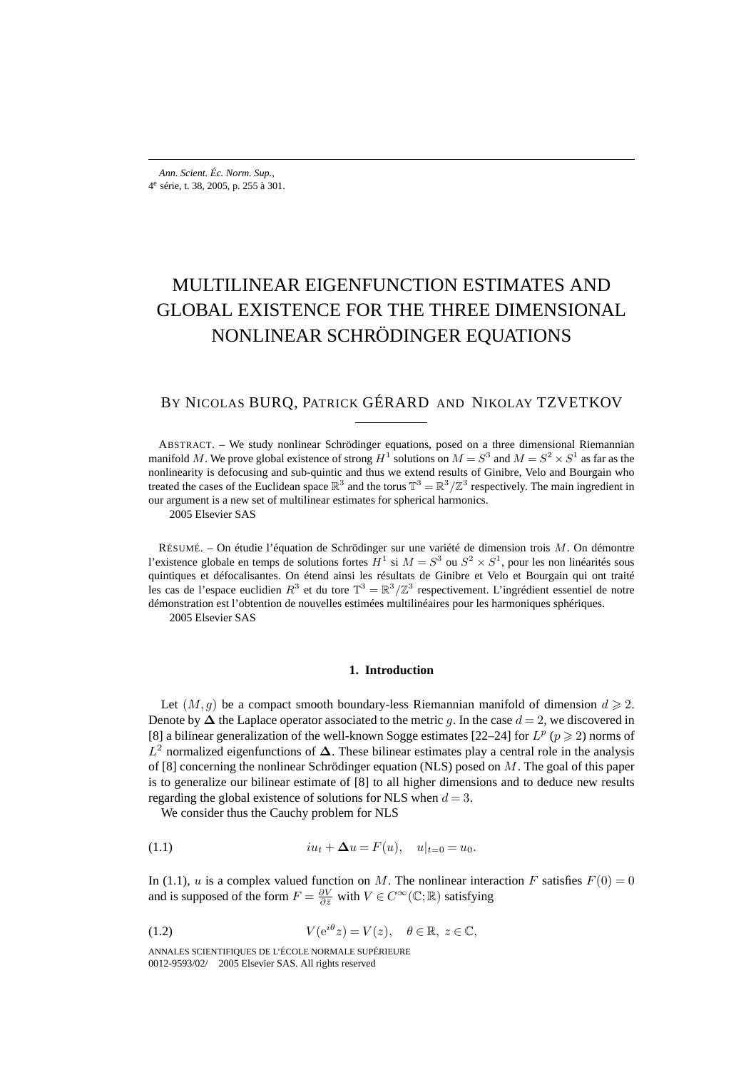# MULTILINEAR EIGENFUNCTION ESTIMATES AND GLOBAL EXISTENCE FOR THE THREE DIMENSIONAL NONLINEAR SCHRÖDINGER EQUATIONS

BY NICOLAS BURQ, PATRICK GÉRARD AND NIKOLAY TZVETKOV

ABSTRACT. – We study nonlinear Schrödinger equations, posed on a three dimensional Riemannian manifold $M$. We prove global existence of strong $H^1$ solutions on $M = S^3$ and $M = S^2 \times S^1$ as far as the nonlinearity is defocusing and sub-quintic and thus we extend results of Ginibre, Velo and Bourgain who treated the cases of the Euclidean space $\mathbb{R}^3$ and the torus $\mathbb{T}^3 = \mathbb{R}^3/\mathbb{Z}^3$ respectively. The main ingredient in our argument is a new set of multilinear estimates for spherical harmonics.

2005 Elsevier SAS

RÉSUMÉ. – On étudie l'équation de Schrödinger sur une variété de dimension trois $M$. On démontre l'existence globale en temps de solutions fortes $H^1$ si $M = S^3$ ou $S^2 \times S^1$, pour les non linéarités sous quintiques et défocalisantes. On étend ainsi les résultats de Ginibre et Velo et Bourgain qui ont traité les cas de l'espace euclidien $R^3$ et du tore $\mathbb{T}^3 = \mathbb{R}^3/\mathbb{Z}^3$ respectivement. L'ingrédient essentiel de notre démonstration est l'obtention de nouvelles estimées multilinéaires pour les harmoniques sphériques.

2005 Elsevier SAS

## 1. Introduction

Let $(M, g)$ be a compact smooth boundary-less Riemannian manifold of dimension $d \geqslant 2$. Denote by $\mathbf{\Delta}$ the Laplace operator associated to the metric $g$. In the case $d = 2$, we discovered in [8] a bilinear generalization of the well-known Sogge estimates [22–24] for $L^p$ ($p \geqslant 2$) norms of $L^2$ normalized eigenfunctions of $\mathbf{\Delta}$. These bilinear estimates play a central role in the analysis of [8] concerning the nonlinear Schrödinger equation (NLS) posed on $M$. The goal of this paper is to generalize our bilinear estimate of [8] to all higher dimensions and to deduce new results regarding the global existence of solutions for NLS when $d = 3$.

We consider thus the Cauchy problem for NLS

$$iu_t + \mathbf{\Delta} u = F(u), \quad u|_{t=0} = u_0. \tag{1.1}$$

In (1.1), $u$ is a complex valued function on $M$. The nonlinear interaction $F$ satisfies $F(0) = 0$ and is supposed of the form $F = \frac{\partial V}{\partial \bar{z}}$ with $V \in C^\infty(\mathbb{C}; \mathbb{R})$ satisfying

$$V(\mathrm{e}^{i\theta} z) = V(z), \quad \theta \in \mathbb{R},\ z \in \mathbb{C}, \tag{1.2}$$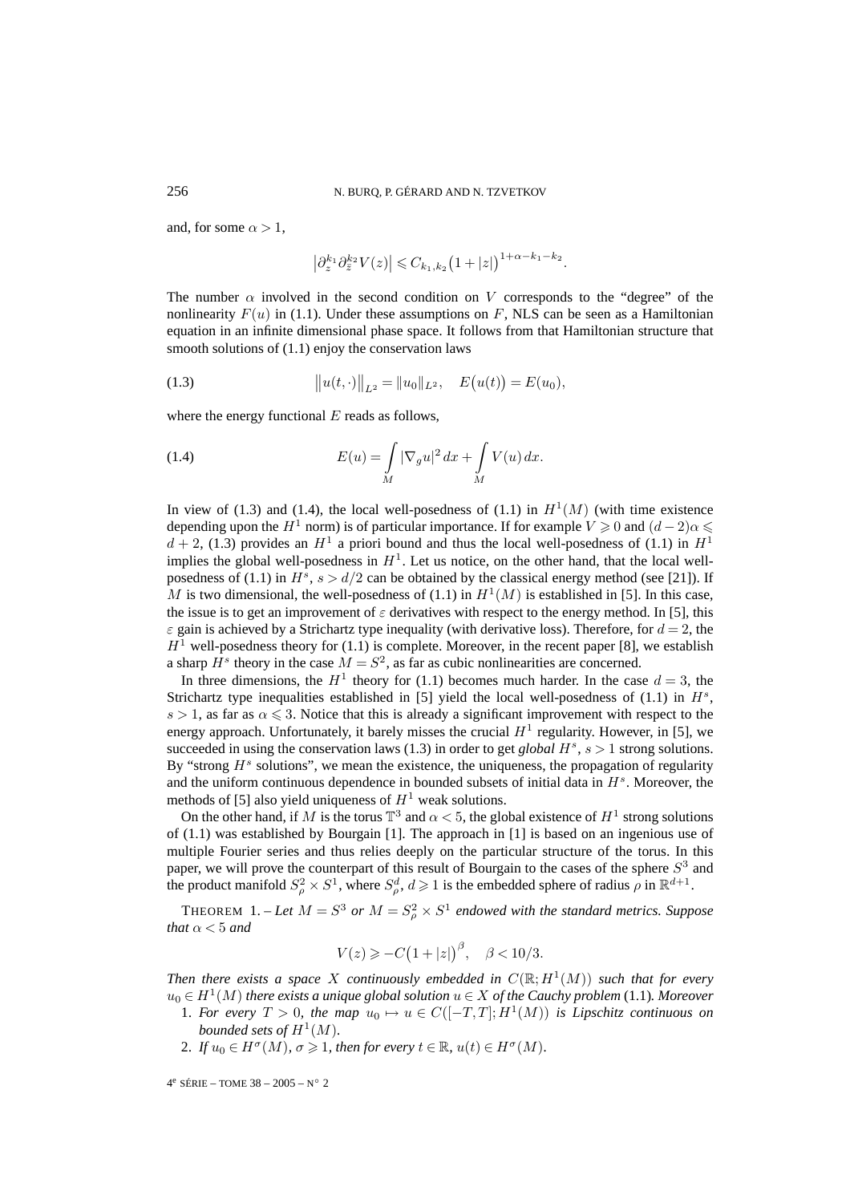and, for some $\alpha > 1$,

$$\left|\partial_z^{k_1}\partial_{\bar z}^{k_2} V(z)\right| \leqslant C_{k_1,k_2}\big(1+|z|\big)^{1+\alpha-k_1-k_2}.$$

The number $\alpha$ involved in the second condition on $V$ corresponds to the "degree" of the nonlinearity $F(u)$ in (1.1). Under these assumptions on $F$, NLS can be seen as a Hamiltonian equation in an infinite dimensional phase space. It follows from that Hamiltonian structure that smooth solutions of (1.1) enjoy the conservation laws

$$\big\|u(t,\cdot)\big\|_{L^2} = \|u_0\|_{L^2}, \quad E\big(u(t)\big) = E(u_0), \tag{1.3}$$

where the energy functional $E$ reads as follows,

$$E(u) = \int_M |\nabla_g u|^2\,dx + \int_M V(u)\,dx. \tag{1.4}$$

In view of (1.3) and (1.4), the local well-posedness of (1.1) in $H^1(M)$ (with time existence depending upon the $H^1$ norm) is of particular importance. If for example $V \geqslant 0$ and $(d-2)\alpha \leqslant d+2$, (1.3) provides an $H^1$ a priori bound and thus the local well-posedness of (1.1) in $H^1$ implies the global well-posedness in $H^1$. Let us notice, on the other hand, that the local well-posedness of (1.1) in $H^s$, $s > d/2$ can be obtained by the classical energy method (see [21]). If $M$ is two dimensional, the well-posedness of (1.1) in $H^1(M)$ is established in [5]. In this case, the issue is to get an improvement of $\varepsilon$ derivatives with respect to the energy method. In [5], this $\varepsilon$ gain is achieved by a Strichartz type inequality (with derivative loss). Therefore, for $d = 2$, the $H^1$ well-posedness theory for (1.1) is complete. Moreover, in the recent paper [8], we establish a sharp $H^s$ theory in the case $M = S^2$, as far as cubic nonlinearities are concerned.

In three dimensions, the $H^1$ theory for (1.1) becomes much harder. In the case $d = 3$, the Strichartz type inequalities established in [5] yield the local well-posedness of (1.1) in $H^s$, $s > 1$, as far as $\alpha \leqslant 3$. Notice that this is already a significant improvement with respect to the energy approach. Unfortunately, it barely misses the crucial $H^1$ regularity. However, in [5], we succeeded in using the conservation laws (1.3) in order to get *global* $H^s$, $s > 1$ strong solutions. By "strong $H^s$ solutions", we mean the existence, the uniqueness, the propagation of regularity and the uniform continuous dependence in bounded subsets of initial data in $H^s$. Moreover, the methods of [5] also yield uniqueness of $H^1$ weak solutions.

On the other hand, if $M$ is the torus $\mathbb{T}^3$ and $\alpha < 5$, the global existence of $H^1$ strong solutions of (1.1) was established by Bourgain [1]. The approach in [1] is based on an ingenious use of multiple Fourier series and thus relies deeply on the particular structure of the torus. In this paper, we will prove the counterpart of this result of Bourgain to the cases of the sphere $S^3$ and the product manifold $S^2_\rho \times S^1$, where $S^d_\rho$, $d \geqslant 1$ is the embedded sphere of radius $\rho$ in $\mathbb{R}^{d+1}$.

THEOREM 1. – *Let $M = S^3$ or $M = S^2_\rho \times S^1$ endowed with the standard metrics. Suppose that $\alpha < 5$ and*

$$V(z) \geqslant -C\big(1+|z|\big)^{\beta}, \quad \beta < 10/3.$$

*Then there exists a space $X$ continuously embedded in $C(\mathbb{R}; H^1(M))$ such that for every $u_0 \in H^1(M)$ there exists a unique global solution $u \in X$ of the Cauchy problem* (1.1)*. Moreover*

1. *For every $T > 0$, the map $u_0 \mapsto u \in C([-T,T]; H^1(M))$ is Lipschitz continuous on bounded sets of $H^1(M)$.*
2. *If $u_0 \in H^\sigma(M)$, $\sigma \geqslant 1$, then for every $t \in \mathbb{R}$, $u(t) \in H^\sigma(M)$.*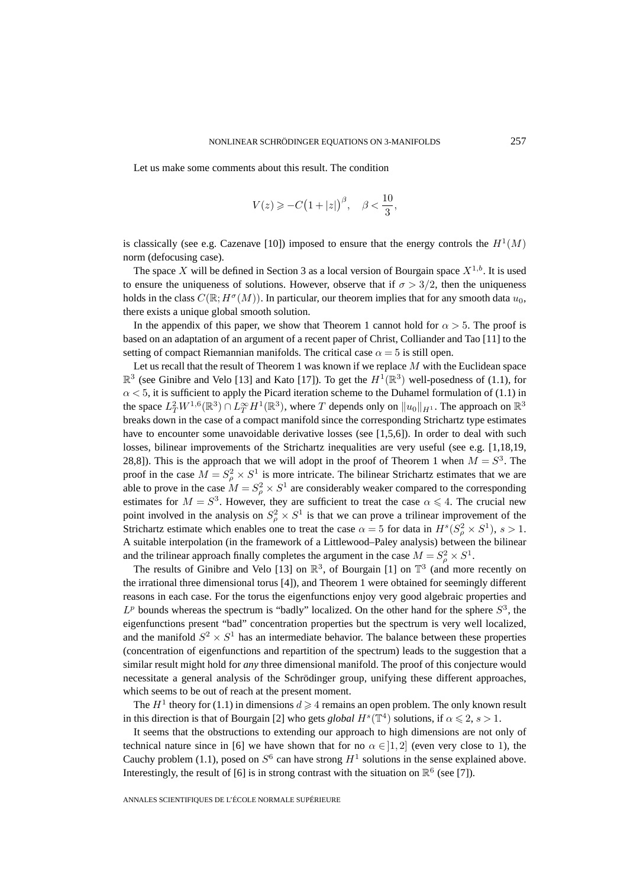Let us make some comments about this result. The condition

$$V(z) \geqslant -C\big(1+|z|\big)^{\beta}, \quad \beta < \frac{10}{3},$$

is classically (see e.g. Cazenave [10]) imposed to ensure that the energy controls the $H^1(M)$ norm (defocusing case).

The space $X$ will be defined in Section 3 as a local version of Bourgain space $X^{1,b}$. It is used to ensure the uniqueness of solutions. However, observe that if $\sigma > 3/2$, then the uniqueness holds in the class $C(\mathbb{R}; H^{\sigma}(M))$. In particular, our theorem implies that for any smooth data $u_0$, there exists a unique global smooth solution.

In the appendix of this paper, we show that Theorem 1 cannot hold for $\alpha > 5$. The proof is based on an adaptation of an argument of a recent paper of Christ, Colliander and Tao [11] to the setting of compact Riemannian manifolds. The critical case $\alpha = 5$ is still open.

Let us recall that the result of Theorem 1 was known if we replace $M$ with the Euclidean space $\mathbb{R}^3$ (see Ginibre and Velo [13] and Kato [17]). To get the $H^1(\mathbb{R}^3)$ well-posedness of (1.1), for $\alpha < 5$, it is sufficient to apply the Picard iteration scheme to the Duhamel formulation of (1.1) in the space $L^2_T W^{1,6}(\mathbb{R}^3) \cap L^{\infty}_T H^1(\mathbb{R}^3)$, where $T$ depends only on $\|u_0\|_{H^1}$. The approach on $\mathbb{R}^3$ breaks down in the case of a compact manifold since the corresponding Strichartz type estimates have to encounter some unavoidable derivative losses (see [1,5,6]). In order to deal with such losses, bilinear improvements of the Strichartz inequalities are very useful (see e.g. [1,18,19, 28,8]). This is the approach that we will adopt in the proof of Theorem 1 when $M = S^3$. The proof in the case $M = S^2_{\rho} \times S^1$ is more intricate. The bilinear Strichartz estimates that we are able to prove in the case $M = S^2_{\rho} \times S^1$ are considerably weaker compared to the corresponding estimates for $M = S^3$. However, they are sufficient to treat the case $\alpha \leqslant 4$. The crucial new point involved in the analysis on $S^2_{\rho} \times S^1$ is that we can prove a trilinear improvement of the Strichartz estimate which enables one to treat the case $\alpha = 5$ for data in $H^s(S^2_{\rho} \times S^1)$, $s > 1$. A suitable interpolation (in the framework of a Littlewood–Paley analysis) between the bilinear and the trilinear approach finally completes the argument in the case $M = S^2_{\rho} \times S^1$.

The results of Ginibre and Velo [13] on $\mathbb{R}^3$, of Bourgain [1] on $\mathbb{T}^3$ (and more recently on the irrational three dimensional torus [4]), and Theorem 1 were obtained for seemingly different reasons in each case. For the torus the eigenfunctions enjoy very good algebraic properties and $L^p$ bounds whereas the spectrum is "badly" localized. On the other hand for the sphere $S^3$, the eigenfunctions present "bad" concentration properties but the spectrum is very well localized, and the manifold $S^2 \times S^1$ has an intermediate behavior. The balance between these properties (concentration of eigenfunctions and repartition of the spectrum) leads to the suggestion that a similar result might hold for *any* three dimensional manifold. The proof of this conjecture would necessitate a general analysis of the Schrödinger group, unifying these different approaches, which seems to be out of reach at the present moment.

The $H^1$ theory for (1.1) in dimensions $d \geqslant 4$ remains an open problem. The only known result in this direction is that of Bourgain [2] who gets *global* $H^s(\mathbb{T}^4)$ solutions, if $\alpha \leqslant 2$, $s > 1$.

It seems that the obstructions to extending our approach to high dimensions are not only of technical nature since in [6] we have shown that for no $\alpha \in ]1,2]$ (even very close to 1), the Cauchy problem (1.1), posed on $S^6$ can have strong $H^1$ solutions in the sense explained above. Interestingly, the result of [6] is in strong contrast with the situation on $\mathbb{R}^6$ (see [7]).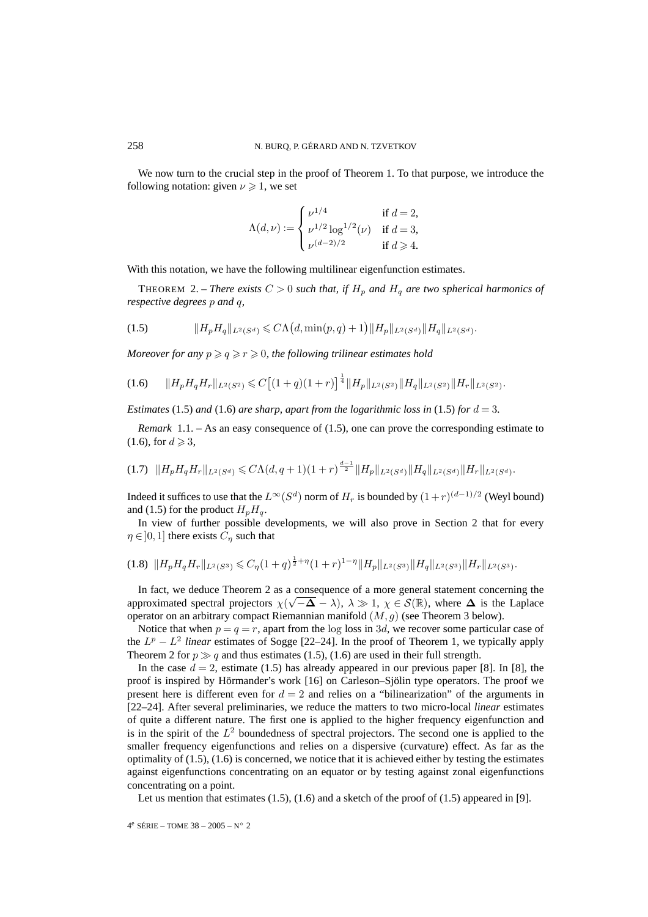We now turn to the crucial step in the proof of Theorem 1. To that purpose, we introduce the following notation: given $\nu \geqslant 1$, we set

$$\Lambda(d,\nu) := \begin{cases} \nu^{1/4} & \text{if } d = 2, \\ \nu^{1/2}\log^{1/2}(\nu) & \text{if } d = 3, \\ \nu^{(d-2)/2} & \text{if } d \geqslant 4. \end{cases}$$

With this notation, we have the following multilinear eigenfunction estimates.

THEOREM 2. – *There exists $C > 0$ such that, if $H_p$ and $H_q$ are two spherical harmonics of respective degrees $p$ and $q$,*

$$\|H_p H_q\|_{L^2(S^d)} \leqslant C\Lambda\big(d, \min(p,q)+1\big)\|H_p\|_{L^2(S^d)}\|H_q\|_{L^2(S^d)}. \tag{1.5}$$

*Moreover for any $p \geqslant q \geqslant r \geqslant 0$, the following trilinear estimates hold*

$$\|H_p H_q H_r\|_{L^2(S^2)} \leqslant C\big[(1+q)(1+r)\big]^{\frac{1}{4}}\|H_p\|_{L^2(S^2)}\|H_q\|_{L^2(S^2)}\|H_r\|_{L^2(S^2)}. \tag{1.6}$$

*Estimates* (1.5) *and* (1.6) *are sharp, apart from the logarithmic loss in* (1.5) *for $d = 3$.*

*Remark* 1.1. – As an easy consequence of (1.5), one can prove the corresponding estimate to (1.6), for $d \geqslant 3$,

$$\|H_p H_q H_r\|_{L^2(S^d)} \leqslant C\Lambda(d, q+1)(1+r)^{\frac{d-1}{2}}\|H_p\|_{L^2(S^d)}\|H_q\|_{L^2(S^d)}\|H_r\|_{L^2(S^d)}. \tag{1.7}$$

Indeed it suffices to use that the $L^\infty(S^d)$ norm of $H_r$ is bounded by $(1+r)^{(d-1)/2}$ (Weyl bound) and (1.5) for the product $H_pH_q$.

In view of further possible developments, we will also prove in Section 2 that for every $\eta \in ]0,1]$ there exists $C_\eta$ such that

$$\|H_p H_q H_r\|_{L^2(S^3)} \leqslant C_\eta(1+q)^{\frac{1}{2}+\eta}(1+r)^{1-\eta}\|H_p\|_{L^2(S^3)}\|H_q\|_{L^2(S^3)}\|H_r\|_{L^2(S^3)}. \tag{1.8}$$

In fact, we deduce Theorem 2 as a consequence of a more general statement concerning the approximated spectral projectors $\chi(\sqrt{-\boldsymbol{\Delta}} - \lambda)$, $\lambda \gg 1$, $\chi \in \mathcal{S}(\mathbb{R})$, where $\boldsymbol{\Delta}$ is the Laplace operator on an arbitrary compact Riemannian manifold $(M,g)$ (see Theorem 3 below).

Notice that when $p = q = r$, apart from the $\log$ loss in $3d$, we recover some particular case of the $L^p - L^2$ *linear* estimates of Sogge [22–24]. In the proof of Theorem 1, we typically apply Theorem 2 for $p \gg q$ and thus estimates (1.5), (1.6) are used in their full strength.

In the case $d = 2$, estimate (1.5) has already appeared in our previous paper [8]. In [8], the proof is inspired by Hörmander's work [16] on Carleson–Sjölin type operators. The proof we present here is different even for $d = 2$ and relies on a "bilinearization" of the arguments in [22–24]. After several preliminaries, we reduce the matters to two micro-local *linear* estimates of quite a different nature. The first one is applied to the higher frequency eigenfunction and is in the spirit of the $L^2$ boundedness of spectral projectors. The second one is applied to the smaller frequency eigenfunctions and relies on a dispersive (curvature) effect. As far as the optimality of (1.5), (1.6) is concerned, we notice that it is achieved either by testing the estimates against eigenfunctions concentrating on an equator or by testing against zonal eigenfunctions concentrating on a point.

Let us mention that estimates (1.5), (1.6) and a sketch of the proof of (1.5) appeared in [9].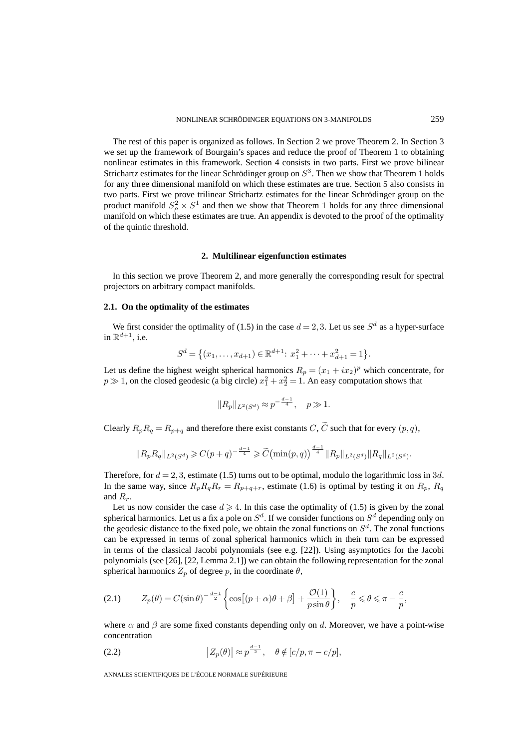The rest of this paper is organized as follows. In Section 2 we prove Theorem 2. In Section 3 we set up the framework of Bourgain's spaces and reduce the proof of Theorem 1 to obtaining nonlinear estimates in this framework. Section 4 consists in two parts. First we prove bilinear Strichartz estimates for the linear Schrödinger group on $S^3$. Then we show that Theorem 1 holds for any three dimensional manifold on which these estimates are true. Section 5 also consists in two parts. First we prove trilinear Strichartz estimates for the linear Schrödinger group on the product manifold $S^2_\rho \times S^1$ and then we show that Theorem 1 holds for any three dimensional manifold on which these estimates are true. An appendix is devoted to the proof of the optimality of the quintic threshold.

## 2. Multilinear eigenfunction estimates

In this section we prove Theorem 2, and more generally the corresponding result for spectral projectors on arbitrary compact manifolds.

### 2.1. On the optimality of the estimates

We first consider the optimality of (1.5) in the case $d = 2, 3$. Let us see $S^d$ as a hyper-surface in $\mathbb{R}^{d+1}$, i.e.

$$S^d = \{(x_1, \ldots, x_{d+1}) \in \mathbb{R}^{d+1}\colon\, x_1^2 + \cdots + x_{d+1}^2 = 1\}.$$

Let us define the highest weight spherical harmonics $R_p = (x_1 + ix_2)^p$ which concentrate, for $p \gg 1$, on the closed geodesic (a big circle) $x_1^2 + x_2^2 = 1$. An easy computation shows that

$$\|R_p\|_{L^2(S^d)} \approx p^{-\frac{d-1}{4}}, \quad p \gg 1.$$

Clearly $R_p R_q = R_{p+q}$ and therefore there exist constants $C, \widetilde{C}$ such that for every $(p, q)$,

$$\|R_p R_q\|_{L^2(S^d)} \geqslant C(p+q)^{-\frac{d-1}{4}} \geqslant \widetilde{C}\big(\min(p,q)\big)^{\frac{d-1}{4}} \|R_p\|_{L^2(S^d)} \|R_q\|_{L^2(S^d)}.$$

Therefore, for $d = 2, 3$, estimate (1.5) turns out to be optimal, modulo the logarithmic loss in $3d$. In the same way, since $R_p R_q R_r = R_{p+q+r}$, estimate (1.6) is optimal by testing it on $R_p$, $R_q$ and $R_r$.

Let us now consider the case $d \geqslant 4$. In this case the optimality of (1.5) is given by the zonal spherical harmonics. Let us a fix a pole on $S^d$. If we consider functions on $S^d$ depending only on the geodesic distance to the fixed pole, we obtain the zonal functions on $S^d$. The zonal functions can be expressed in terms of zonal spherical harmonics which in their turn can be expressed in terms of the classical Jacobi polynomials (see e.g. [22]). Using asymptotics for the Jacobi polynomials (see [26], [22, Lemma 2.1]) we can obtain the following representation for the zonal spherical harmonics $Z_p$ of degree $p$, in the coordinate $\theta$,

$$Z_p(\theta) = C(\sin\theta)^{-\frac{d-1}{2}} \left\{ \cos\big[(p+\alpha)\theta + \beta\big] + \frac{\mathcal{O}(1)}{p \sin\theta} \right\}, \quad \frac{c}{p} \leqslant \theta \leqslant \pi - \frac{c}{p}, \tag{2.1}$$

where $\alpha$ and $\beta$ are some fixed constants depending only on $d$. Moreover, we have a point-wise concentration

$$\big|Z_p(\theta)\big| \approx p^{\frac{d-1}{2}}, \quad \theta \notin [c/p, \pi - c/p], \tag{2.2}$$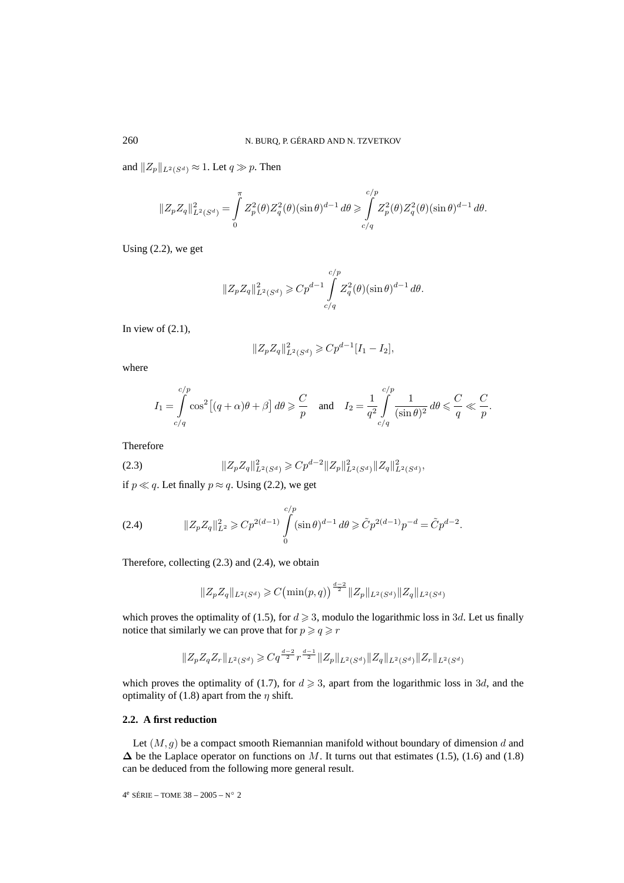and $\|Z_p\|_{L^2(S^d)} \approx 1$. Let $q \gg p$. Then

$$\|Z_p Z_q\|^2_{L^2(S^d)} = \int_0^\pi Z_p^2(\theta) Z_q^2(\theta)(\sin\theta)^{d-1}\,d\theta \geqslant \int_{c/q}^{c/p} Z_p^2(\theta) Z_q^2(\theta)(\sin\theta)^{d-1}\,d\theta.$$

Using (2.2), we get

$$\|Z_p Z_q\|^2_{L^2(S^d)} \geqslant C p^{d-1} \int_{c/q}^{c/p} Z_q^2(\theta)(\sin\theta)^{d-1}\,d\theta.$$

In view of (2.1),

$$\|Z_p Z_q\|^2_{L^2(S^d)} \geqslant C p^{d-1}[I_1 - I_2],$$

where

$$I_1 = \int_{c/q}^{c/p} \cos^2\big[(q+\alpha)\theta + \beta\big]\,d\theta \geqslant \frac{C}{p} \quad \text{and} \quad I_2 = \frac{1}{q^2}\int_{c/q}^{c/p} \frac{1}{(\sin\theta)^2}\,d\theta \leqslant \frac{C}{q} \ll \frac{C}{p}.$$

Therefore

$$\|Z_p Z_q\|^2_{L^2(S^d)} \geqslant C p^{d-2} \|Z_p\|^2_{L^2(S^d)} \|Z_q\|^2_{L^2(S^d)}, \tag{2.3}$$

if $p \ll q$. Let finally $p \approx q$. Using (2.2), we get

$$\|Z_p Z_q\|^2_{L^2} \geqslant C p^{2(d-1)} \int_0^{c/p} (\sin\theta)^{d-1}\,d\theta \geqslant \tilde{C} p^{2(d-1)} p^{-d} = \tilde{C} p^{d-2}. \tag{2.4}$$

Therefore, collecting (2.3) and (2.4), we obtain

$$\|Z_p Z_q\|_{L^2(S^d)} \geqslant C\big(\min(p,q)\big)^{\frac{d-2}{2}} \|Z_p\|_{L^2(S^d)} \|Z_q\|_{L^2(S^d)}$$

which proves the optimality of (1.5), for $d \geqslant 3$, modulo the logarithmic loss in $3d$. Let us finally notice that similarly we can prove that for $p \geqslant q \geqslant r$

$$\|Z_p Z_q Z_r\|_{L^2(S^d)} \geqslant C q^{\frac{d-2}{2}} r^{\frac{d-1}{2}} \|Z_p\|_{L^2(S^d)} \|Z_q\|_{L^2(S^d)} \|Z_r\|_{L^2(S^d)}$$

which proves the optimality of (1.7), for $d \geqslant 3$, apart from the logarithmic loss in $3d$, and the optimality of (1.8) apart from the $\eta$ shift.

### 2.2. A first reduction

Let $(M,g)$ be a compact smooth Riemannian manifold without boundary of dimension $d$ and $\boldsymbol{\Delta}$ be the Laplace operator on functions on $M$. It turns out that estimates (1.5), (1.6) and (1.8) can be deduced from the following more general result.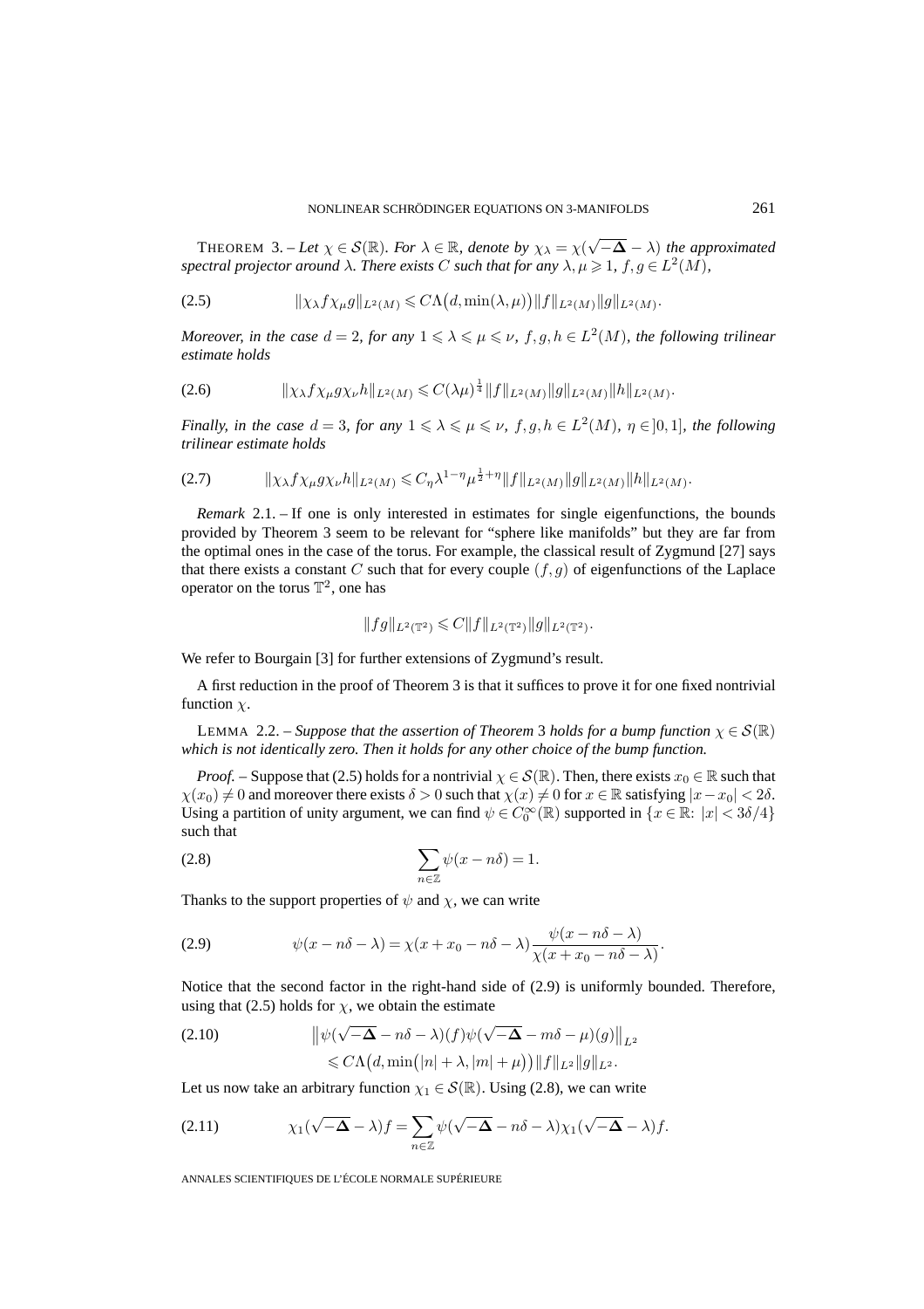THEOREM 3. – *Let $\chi \in \mathcal{S}(\mathbb{R})$. For $\lambda \in \mathbb{R}$, denote by $\chi_\lambda = \chi(\sqrt{-\mathbf{\Delta}} - \lambda)$ the approximated spectral projector around $\lambda$. There exists $C$ such that for any $\lambda, \mu \geqslant 1$, $f, g \in L^2(M)$,*

$$\|\chi_\lambda f \chi_\mu g\|_{L^2(M)} \leqslant C\Lambda\big(d, \min(\lambda, \mu)\big)\|f\|_{L^2(M)}\|g\|_{L^2(M)}. \tag{2.5}$$

*Moreover, in the case $d = 2$, for any $1 \leqslant \lambda \leqslant \mu \leqslant \nu$, $f, g, h \in L^2(M)$, the following trilinear estimate holds*

$$\|\chi_\lambda f \chi_\mu g \chi_\nu h\|_{L^2(M)} \leqslant C(\lambda\mu)^{\frac{1}{4}}\|f\|_{L^2(M)}\|g\|_{L^2(M)}\|h\|_{L^2(M)}. \tag{2.6}$$

*Finally, in the case $d = 3$, for any $1 \leqslant \lambda \leqslant \mu \leqslant \nu$, $f, g, h \in L^2(M)$, $\eta \in ]0, 1]$, the following trilinear estimate holds*

$$\|\chi_\lambda f \chi_\mu g \chi_\nu h\|_{L^2(M)} \leqslant C_\eta \lambda^{1-\eta}\mu^{\frac{1}{2}+\eta}\|f\|_{L^2(M)}\|g\|_{L^2(M)}\|h\|_{L^2(M)}. \tag{2.7}$$

*Remark* 2.1. – If one is only interested in estimates for single eigenfunctions, the bounds provided by Theorem 3 seem to be relevant for "sphere like manifolds" but they are far from the optimal ones in the case of the torus. For example, the classical result of Zygmund [27] says that there exists a constant $C$ such that for every couple $(f, g)$ of eigenfunctions of the Laplace operator on the torus $\mathbb{T}^2$, one has

$$\|fg\|_{L^2(\mathbb{T}^2)} \leqslant C\|f\|_{L^2(\mathbb{T}^2)}\|g\|_{L^2(\mathbb{T}^2)}.$$

We refer to Bourgain [3] for further extensions of Zygmund's result.

A first reduction in the proof of Theorem 3 is that it suffices to prove it for one fixed nontrivial function $\chi$.

LEMMA 2.2. – *Suppose that the assertion of Theorem* 3 *holds for a bump function $\chi \in \mathcal{S}(\mathbb{R})$ which is not identically zero. Then it holds for any other choice of the bump function.*

*Proof.* – Suppose that (2.5) holds for a nontrivial $\chi \in \mathcal{S}(\mathbb{R})$. Then, there exists $x_0 \in \mathbb{R}$ such that $\chi(x_0) \neq 0$ and moreover there exists $\delta > 0$ such that $\chi(x) \neq 0$ for $x \in \mathbb{R}$ satisfying $|x - x_0| < 2\delta$. Using a partition of unity argument, we can find $\psi \in C_0^\infty(\mathbb{R})$ supported in $\{x \in \mathbb{R}: |x| < 3\delta/4\}$ such that

$$\sum_{n \in \mathbb{Z}} \psi(x - n\delta) = 1. \tag{2.8}$$

Thanks to the support properties of $\psi$ and $\chi$, we can write

$$\psi(x - n\delta - \lambda) = \chi(x + x_0 - n\delta - \lambda)\frac{\psi(x - n\delta - \lambda)}{\chi(x + x_0 - n\delta - \lambda)}. \tag{2.9}$$

Notice that the second factor in the right-hand side of (2.9) is uniformly bounded. Therefore, using that (2.5) holds for $\chi$, we obtain the estimate

$$\begin{aligned}\big\|\psi(\sqrt{-\mathbf{\Delta}} - n\delta - \lambda)(f)\psi(\sqrt{-\mathbf{\Delta}} - m\delta - \mu)(g)\big\|_{L^2} \\ \leqslant C\Lambda\big(d, \min\big(|n| + \lambda, |m| + \mu\big)\big)\|f\|_{L^2}\|g\|_{L^2}.\end{aligned} \tag{2.10}$$

Let us now take an arbitrary function $\chi_1 \in \mathcal{S}(\mathbb{R})$. Using (2.8), we can write

$$\chi_1(\sqrt{-\mathbf{\Delta}} - \lambda)f = \sum_{n \in \mathbb{Z}} \psi(\sqrt{-\mathbf{\Delta}} - n\delta - \lambda)\chi_1(\sqrt{-\mathbf{\Delta}} - \lambda)f. \tag{2.11}$$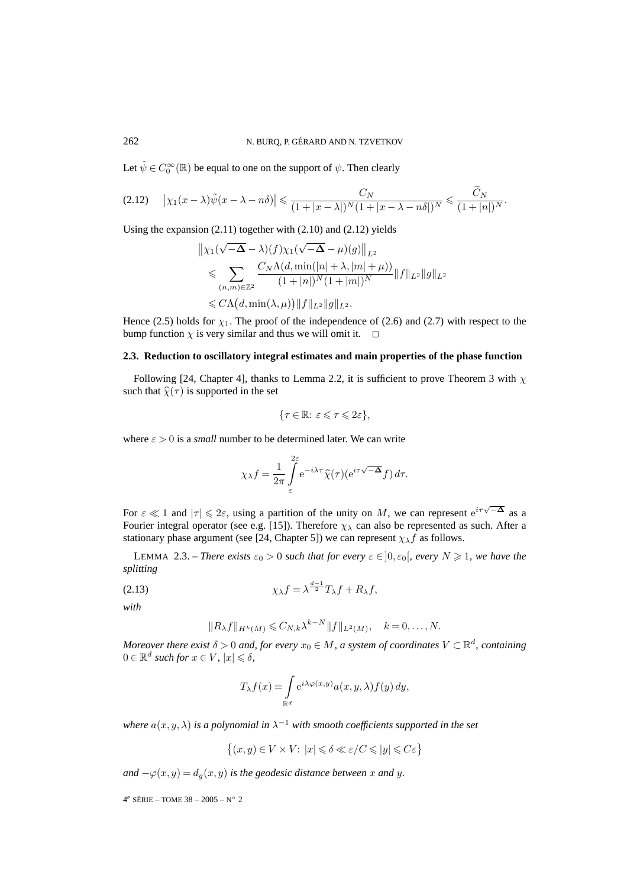Let $\tilde\psi \in C_0^\infty(\mathbb{R})$ be equal to one on the support of $\psi$. Then clearly

$$\left|\chi_1(x-\lambda)\tilde\psi(x-\lambda-n\delta)\right| \leqslant \frac{C_N}{(1+|x-\lambda|)^N(1+|x-\lambda-n\delta|)^N} \leqslant \frac{\widetilde{C}_N}{(1+|n|)^N}. \tag{2.12}$$

Using the expansion (2.11) together with (2.10) and (2.12) yields

$$\begin{aligned}
&\left\|\chi_1(\sqrt{-\mathbf{\Delta}}-\lambda)(f)\chi_1(\sqrt{-\mathbf{\Delta}}-\mu)(g)\right\|_{L^2} \\
&\quad\leqslant \sum_{(n,m)\in\mathbb{Z}^2} \frac{C_N\Lambda(d,\min(|n|+\lambda,|m|+\mu))}{(1+|n|)^N(1+|m|)^N}\|f\|_{L^2}\|g\|_{L^2} \\
&\quad\leqslant C\Lambda\big(d,\min(\lambda,\mu)\big)\|f\|_{L^2}\|g\|_{L^2}.
\end{aligned}$$

Hence (2.5) holds for $\chi_1$. The proof of the independence of (2.6) and (2.7) with respect to the bump function $\chi$ is very similar and thus we will omit it. $\square$

### 2.3. Reduction to oscillatory integral estimates and main properties of the phase function

Following [24, Chapter 4], thanks to Lemma 2.2, it is sufficient to prove Theorem 3 with $\chi$ such that $\widehat{\chi}(\tau)$ is supported in the set

$$\{\tau\in\mathbb{R}\colon \varepsilon\leqslant\tau\leqslant 2\varepsilon\},$$

where $\varepsilon>0$ is a *small* number to be determined later. We can write

$$\chi_\lambda f = \frac{1}{2\pi}\int_{\varepsilon}^{2\varepsilon} \mathrm{e}^{-i\lambda\tau}\widehat{\chi}(\tau)(\mathrm{e}^{i\tau\sqrt{-\mathbf{\Delta}}}f)\,d\tau.$$

For $\varepsilon\ll 1$ and $|\tau|\leqslant 2\varepsilon$, using a partition of the unity on $M$, we can represent $\mathrm{e}^{i\tau\sqrt{-\mathbf{\Delta}}}$ as a Fourier integral operator (see e.g. [15]). Therefore $\chi_\lambda$ can also be represented as such. After a stationary phase argument (see [24, Chapter 5]) we can represent $\chi_\lambda f$ as follows.

LEMMA 2.3. – *There exists $\varepsilon_0>0$ such that for every $\varepsilon\in]0,\varepsilon_0[$, every $N\geqslant 1$, we have the splitting*

$$\chi_\lambda f = \lambda^{\frac{d-1}{2}}T_\lambda f + R_\lambda f, \tag{2.13}$$

*with*

$$\|R_\lambda f\|_{H^k(M)} \leqslant C_{N,k}\lambda^{k-N}\|f\|_{L^2(M)}, \quad k=0,\dots,N.$$

*Moreover there exist $\delta>0$ and, for every $x_0\in M$, a system of coordinates $V\subset\mathbb{R}^d$, containing $0\in\mathbb{R}^d$ such for $x\in V$, $|x|\leqslant\delta$,*

$$T_\lambda f(x) = \int_{\mathbb{R}^d} \mathrm{e}^{i\lambda\varphi(x,y)}a(x,y,\lambda)f(y)\,dy,$$

*where $a(x,y,\lambda)$ is a polynomial in $\lambda^{-1}$ with smooth coefficients supported in the set*

$$\big\{(x,y)\in V\times V\colon |x|\leqslant\delta\ll\varepsilon/C\leqslant|y|\leqslant C\varepsilon\big\}$$

*and $-\varphi(x,y)=d_g(x,y)$ is the geodesic distance between $x$ and $y$.*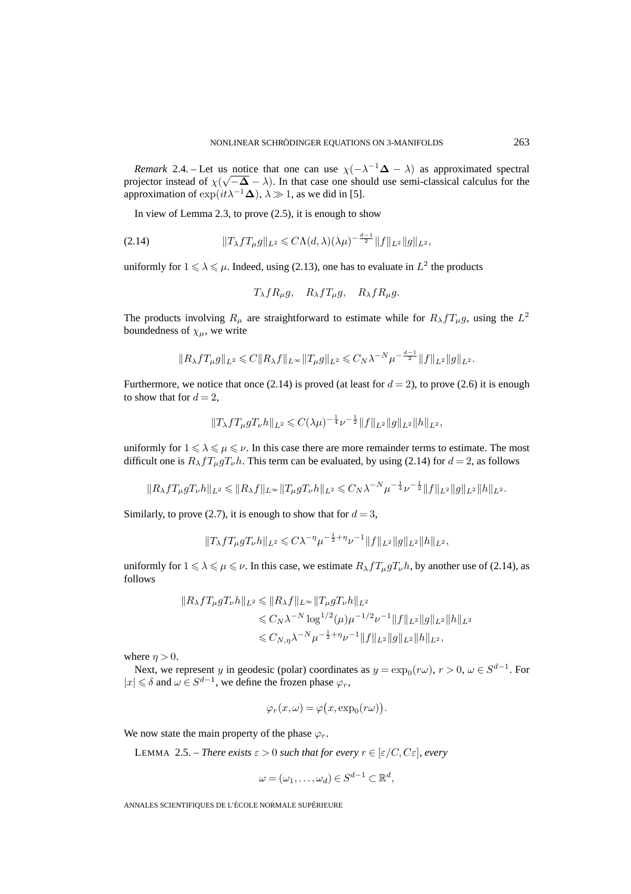*Remark* 2.4. – Let us notice that one can use $\chi(-\lambda^{-1}\mathbf{\Delta} - \lambda)$ as approximated spectral projector instead of $\chi(\sqrt{-\mathbf{\Delta}} - \lambda)$. In that case one should use semi-classical calculus for the approximation of $\exp(it\lambda^{-1}\mathbf{\Delta})$, $\lambda \gg 1$, as we did in [5].

In view of Lemma 2.3, to prove (2.5), it is enough to show

$$\|T_\lambda f T_\mu g\|_{L^2} \leqslant C\Lambda(d,\lambda)(\lambda\mu)^{-\frac{d-1}{2}}\|f\|_{L^2}\|g\|_{L^2}, \tag{2.14}$$

uniformly for $1 \leqslant \lambda \leqslant \mu$. Indeed, using (2.13), one has to evaluate in $L^2$ the products

$$T_\lambda f R_\mu g, \quad R_\lambda f T_\mu g, \quad R_\lambda f R_\mu g.$$

The products involving $R_\mu$ are straightforward to estimate while for $R_\lambda f T_\mu g$, using the $L^2$ boundedness of $\chi_\mu$, we write

$$\|R_\lambda f T_\mu g\|_{L^2} \leqslant C\|R_\lambda f\|_{L^\infty}\|T_\mu g\|_{L^2} \leqslant C_N \lambda^{-N}\mu^{-\frac{d-1}{2}}\|f\|_{L^2}\|g\|_{L^2}.$$

Furthermore, we notice that once (2.14) is proved (at least for $d=2$), to prove (2.6) it is enough to show that for $d=2$,

$$\|T_\lambda f T_\mu g T_\nu h\|_{L^2} \leqslant C(\lambda\mu)^{-\frac{1}{4}}\nu^{-\frac{1}{2}}\|f\|_{L^2}\|g\|_{L^2}\|h\|_{L^2},$$

uniformly for $1 \leqslant \lambda \leqslant \mu \leqslant \nu$. In this case there are more remainder terms to estimate. The most difficult one is $R_\lambda f T_\mu g T_\nu h$. This term can be evaluated, by using (2.14) for $d=2$, as follows

$$\|R_\lambda f T_\mu g T_\nu h\|_{L^2} \leqslant \|R_\lambda f\|_{L^\infty}\|T_\mu g T_\nu h\|_{L^2} \leqslant C_N\lambda^{-N}\mu^{-\frac{1}{4}}\nu^{-\frac{1}{2}}\|f\|_{L^2}\|g\|_{L^2}\|h\|_{L^2}.$$

Similarly, to prove (2.7), it is enough to show that for $d=3$,

$$\|T_\lambda f T_\mu g T_\nu h\|_{L^2} \leqslant C\lambda^{-\eta}\mu^{-\frac{1}{2}+\eta}\nu^{-1}\|f\|_{L^2}\|g\|_{L^2}\|h\|_{L^2},$$

uniformly for $1 \leqslant \lambda \leqslant \mu \leqslant \nu$. In this case, we estimate $R_\lambda f T_\mu g T_\nu h$, by another use of (2.14), as follows

$$\begin{aligned}
\|R_\lambda f T_\mu g T_\nu h\|_{L^2} &\leqslant \|R_\lambda f\|_{L^\infty}\|T_\mu g T_\nu h\|_{L^2}\\
&\leqslant C_N\lambda^{-N}\log^{1/2}(\mu)\mu^{-1/2}\nu^{-1}\|f\|_{L^2}\|g\|_{L^2}\|h\|_{L^2}\\
&\leqslant C_{N,\eta}\lambda^{-N}\mu^{-\frac{1}{2}+\eta}\nu^{-1}\|f\|_{L^2}\|g\|_{L^2}\|h\|_{L^2},
\end{aligned}$$

where $\eta > 0$.

Next, we represent $y$ in geodesic (polar) coordinates as $y = \exp_0(r\omega)$, $r>0$, $\omega \in S^{d-1}$. For $|x| \leqslant \delta$ and $\omega \in S^{d-1}$, we define the frozen phase $\varphi_r$,

$$\varphi_r(x,\omega) = \varphi\big(x, \exp_0(r\omega)\big).$$

We now state the main property of the phase $\varphi_r$.

LEMMA 2.5. – *There exists $\varepsilon > 0$ such that for every $r \in [\varepsilon/C, C\varepsilon]$, every*

$$\omega = (\omega_1, \ldots, \omega_d) \in S^{d-1} \subset \mathbb{R}^d,$$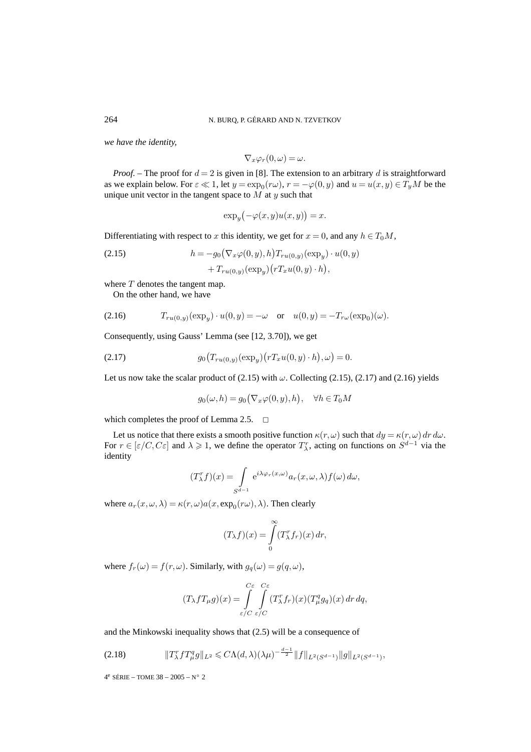*we have the identity,*

$$\nabla_x \varphi_r(0,\omega) = \omega.$$

*Proof.* – The proof for $d=2$ is given in [8]. The extension to an arbitrary $d$ is straightforward as we explain below. For $\varepsilon \ll 1$, let $y = \exp_0(r\omega)$, $r = -\varphi(0,y)$ and $u = u(x,y) \in T_y M$ be the unique unit vector in the tangent space to $M$ at $y$ such that

$$\exp_y\bigl(-\varphi(x,y)u(x,y)\bigr) = x.$$

Differentiating with respect to $x$ this identity, we get for $x=0$, and any $h \in T_0 M$,

$$\begin{aligned} h = &-g_0\bigl(\nabla_x \varphi(0,y), h\bigr) T_{ru(0,y)}(\exp_y)\cdot u(0,y) \\ &+ T_{ru(0,y)}(\exp_y)\bigl(r T_x u(0,y)\cdot h\bigr), \end{aligned} \tag{2.15}$$

where $T$ denotes the tangent map.

On the other hand, we have

$$T_{ru(0,y)}(\exp_y)\cdot u(0,y) = -\omega \quad \text{or} \quad u(0,y) = -T_{r\omega}(\exp_0)(\omega). \tag{2.16}$$

Consequently, using Gauss' Lemma (see [12, 3.70]), we get

$$g_0\bigl(T_{ru(0,y)}(\exp_y)\bigl(r T_x u(0,y)\cdot h\bigr), \omega\bigr) = 0. \tag{2.17}$$

Let us now take the scalar product of (2.15) with $\omega$. Collecting (2.15), (2.17) and (2.16) yields

$$g_0(\omega, h) = g_0\bigl(\nabla_x \varphi(0,y), h\bigr), \quad \forall h \in T_0 M$$

which completes the proof of Lemma 2.5. $\square$

Let us notice that there exists a smooth positive function $\kappa(r,\omega)$ such that $dy = \kappa(r,\omega)\,dr\,d\omega$. For $r \in [\varepsilon/C, C\varepsilon]$ and $\lambda \geqslant 1$, we define the operator $T_\lambda^r$, acting on functions on $S^{d-1}$ via the identity

$$(T_\lambda^r f)(x) = \int_{S^{d-1}} \mathrm{e}^{i\lambda\varphi_r(x,\omega)} a_r(x,\omega,\lambda) f(\omega)\,d\omega,$$

where $a_r(x,\omega,\lambda) = \kappa(r,\omega) a(x, \exp_0(r\omega), \lambda)$. Then clearly

$$(T_\lambda f)(x) = \int_0^\infty (T_\lambda^r f_r)(x)\,dr,$$

where $f_r(\omega) = f(r,\omega)$. Similarly, with $g_q(\omega) = g(q,\omega)$,

$$(T_\lambda f T_\mu g)(x) = \int_{\varepsilon/C}^{C\varepsilon} \int_{\varepsilon/C}^{C\varepsilon} (T_\lambda^r f_r)(x)(T_\mu^q g_q)(x)\,dr\,dq,$$

and the Minkowski inequality shows that (2.5) will be a consequence of

$$\|T_\lambda^r f T_\mu^q g\|_{L^2} \leqslant C\Lambda(d,\lambda)(\lambda\mu)^{-\frac{d-1}{2}} \|f\|_{L^2(S^{d-1})} \|g\|_{L^2(S^{d-1})}, \tag{2.18}$$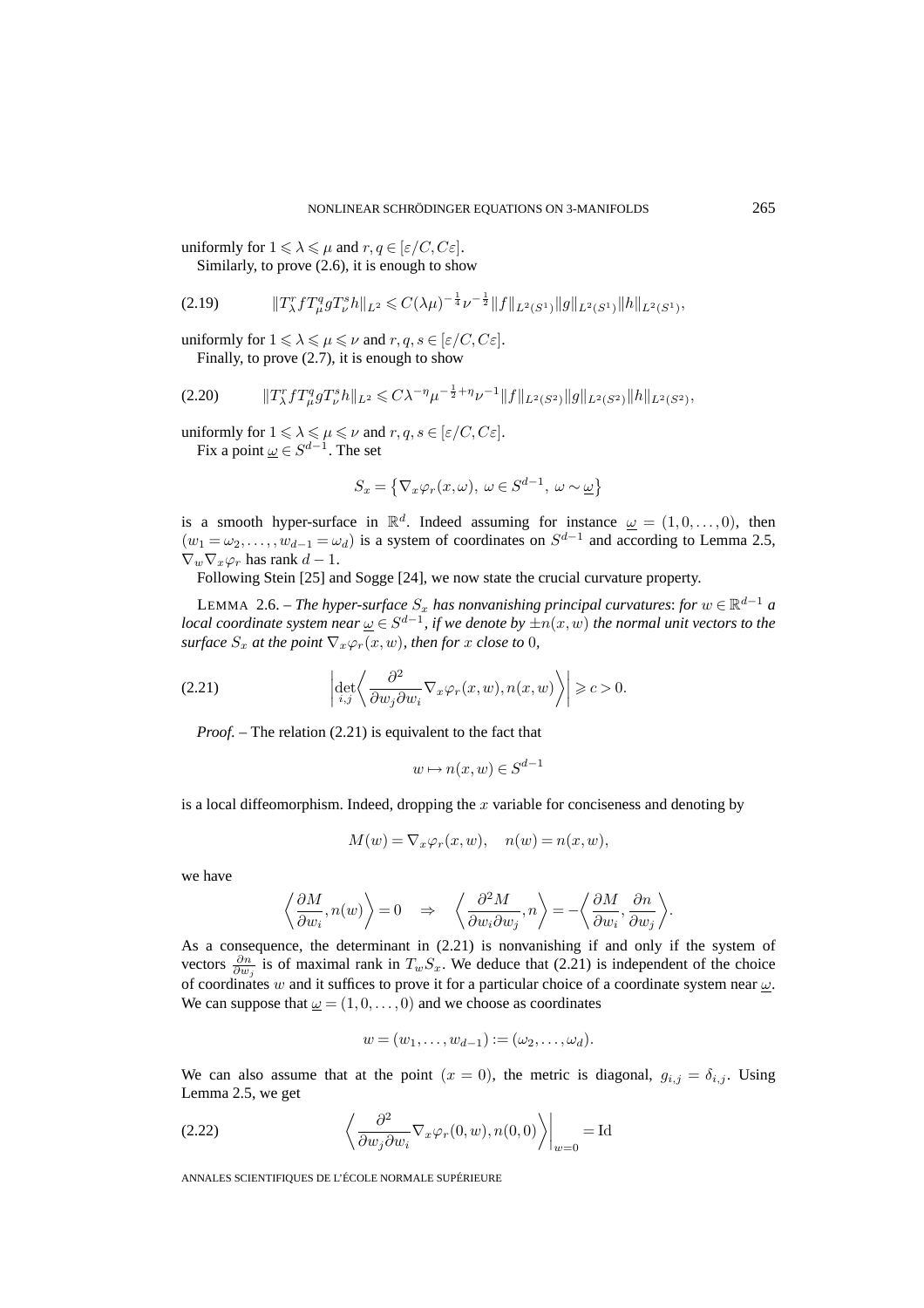uniformly for $1 \leqslant \lambda \leqslant \mu$ and $r, q \in [\varepsilon/C, C\varepsilon]$.

Similarly, to prove (2.6), it is enough to show

$$\|T_\lambda^r f T_\mu^q g T_\nu^s h\|_{L^2} \leqslant C(\lambda\mu)^{-\frac{1}{4}}\nu^{-\frac{1}{2}}\|f\|_{L^2(S^1)}\|g\|_{L^2(S^1)}\|h\|_{L^2(S^1)}, \tag{2.19}$$

uniformly for $1 \leqslant \lambda \leqslant \mu \leqslant \nu$ and $r, q, s \in [\varepsilon/C, C\varepsilon]$.

Finally, to prove (2.7), it is enough to show

$$\|T_\lambda^r f T_\mu^q g T_\nu^s h\|_{L^2} \leqslant C\lambda^{-\eta}\mu^{-\frac{1}{2}+\eta}\nu^{-1}\|f\|_{L^2(S^2)}\|g\|_{L^2(S^2)}\|h\|_{L^2(S^2)}, \tag{2.20}$$

uniformly for $1 \leqslant \lambda \leqslant \mu \leqslant \nu$ and $r, q, s \in [\varepsilon/C, C\varepsilon]$.

Fix a point $\underline{\omega} \in S^{d-1}$. The set

$$S_x = \left\{\nabla_x \varphi_r(x,\omega),\ \omega \in S^{d-1},\ \omega \sim \underline{\omega}\right\}$$

is a smooth hyper-surface in $\mathbb{R}^d$. Indeed assuming for instance $\underline{\omega} = (1, 0, \ldots, 0)$, then $(w_1 = \omega_2, \ldots, w_{d-1} = \omega_d)$ is a system of coordinates on $S^{d-1}$ and according to Lemma 2.5, $\nabla_w \nabla_x \varphi_r$ has rank $d-1$.

Following Stein [25] and Sogge [24], we now state the crucial curvature property.

LEMMA 2.6. – *The hyper-surface $S_x$ has nonvanishing principal curvatures*: *for $w \in \mathbb{R}^{d-1}$ a local coordinate system near $\underline{\omega} \in S^{d-1}$, if we denote by $\pm n(x,w)$ the normal unit vectors to the surface $S_x$ at the point $\nabla_x \varphi_r(x,w)$, then for $x$ close to* $0$,

$$\left|\det_{i,j}\left\langle \frac{\partial^2}{\partial w_j \partial w_i}\nabla_x \varphi_r(x,w), n(x,w)\right\rangle\right| \geqslant c > 0. \tag{2.21}$$

*Proof.* – The relation (2.21) is equivalent to the fact that

$$w \mapsto n(x,w) \in S^{d-1}$$

is a local diffeomorphism. Indeed, dropping the $x$ variable for conciseness and denoting by

$$M(w) = \nabla_x \varphi_r(x,w), \quad n(w) = n(x,w),$$

we have

$$\left\langle \frac{\partial M}{\partial w_i}, n(w)\right\rangle = 0 \quad \Rightarrow \quad \left\langle \frac{\partial^2 M}{\partial w_i \partial w_j}, n\right\rangle = -\left\langle \frac{\partial M}{\partial w_i}, \frac{\partial n}{\partial w_j}\right\rangle.$$

As a consequence, the determinant in (2.21) is nonvanishing if and only if the system of vectors $\frac{\partial n}{\partial w_j}$ is of maximal rank in $T_w S_x$. We deduce that (2.21) is independent of the choice of coordinates $w$ and it suffices to prove it for a particular choice of a coordinate system near $\underline{\omega}$. We can suppose that $\underline{\omega} = (1, 0, \ldots, 0)$ and we choose as coordinates

$$w = (w_1, \ldots, w_{d-1}) := (\omega_2, \ldots, \omega_d).$$

We can also assume that at the point $(x = 0)$, the metric is diagonal, $g_{i,j} = \delta_{i,j}$. Using Lemma 2.5, we get

$$\left\langle \frac{\partial^2}{\partial w_j \partial w_i}\nabla_x \varphi_r(0,w), n(0,0)\right\rangle\Big|_{w=0} = \mathrm{Id} \tag{2.22}$$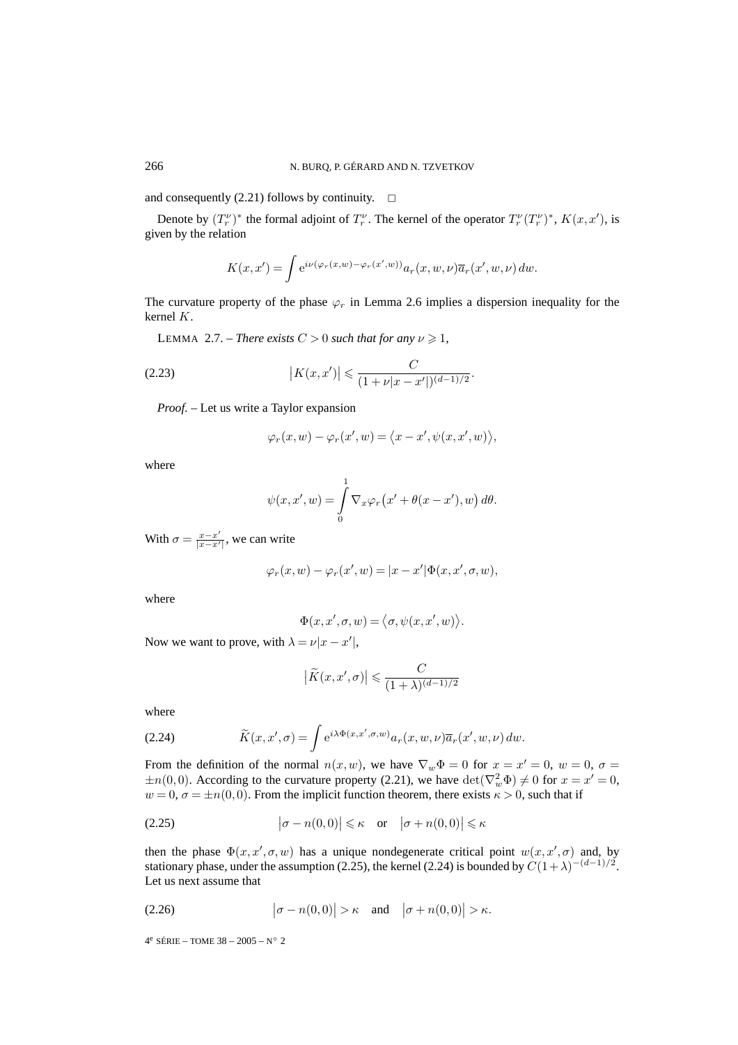and consequently (2.21) follows by continuity. $\square$

Denote by $(T_r^\nu)^*$ the formal adjoint of $T_r^\nu$. The kernel of the operator $T_r^\nu (T_r^\nu)^*$, $K(x,x')$, is given by the relation

$$K(x,x') = \int e^{i\nu(\varphi_r(x,w)-\varphi_r(x',w))} a_r(x,w,\nu)\overline{a}_r(x',w,\nu)\,dw.$$

The curvature property of the phase $\varphi_r$ in Lemma 2.6 implies a dispersion inequality for the kernel $K$.

LEMMA 2.7. – *There exists $C>0$ such that for any $\nu \geqslant 1$,*

$$\big|K(x,x')\big| \leqslant \frac{C}{(1+\nu|x-x'|)^{(d-1)/2}}. \tag{2.23}$$

*Proof.* – Let us write a Taylor expansion

$$\varphi_r(x,w) - \varphi_r(x',w) = \big\langle x-x', \psi(x,x',w)\big\rangle,$$

where

$$\psi(x,x',w) = \int_0^1 \nabla_x \varphi_r\big(x' + \theta(x-x'),w\big)\,d\theta.$$

With $\sigma = \frac{x-x'}{|x-x'|}$, we can write

$$\varphi_r(x,w) - \varphi_r(x',w) = |x-x'|\Phi(x,x',\sigma,w),$$

where

$$\Phi(x,x',\sigma,w) = \big\langle \sigma, \psi(x,x',w)\big\rangle.$$

Now we want to prove, with $\lambda = \nu|x-x'|$,

$$\big|\widetilde{K}(x,x',\sigma)\big| \leqslant \frac{C}{(1+\lambda)^{(d-1)/2}}$$

where

$$\widetilde{K}(x,x',\sigma) = \int e^{i\lambda\Phi(x,x',\sigma,w)} a_r(x,w,\nu)\overline{a}_r(x',w,\nu)\,dw. \tag{2.24}$$

From the definition of the normal $n(x,w)$, we have $\nabla_w \Phi = 0$ for $x = x' = 0$, $w = 0$, $\sigma = \pm n(0,0)$. According to the curvature property (2.21), we have $\det(\nabla_w^2 \Phi) \neq 0$ for $x = x' = 0$, $w = 0$, $\sigma = \pm n(0,0)$. From the implicit function theorem, there exists $\kappa > 0$, such that if

$$\big|\sigma - n(0,0)\big| \leqslant \kappa \quad \text{or} \quad \big|\sigma + n(0,0)\big| \leqslant \kappa \tag{2.25}$$

then the phase $\Phi(x,x',\sigma,w)$ has a unique nondegenerate critical point $w(x,x',\sigma)$ and, by stationary phase, under the assumption (2.25), the kernel (2.24) is bounded by $C(1+\lambda)^{-(d-1)/2}$. Let us next assume that

$$\big|\sigma - n(0,0)\big| > \kappa \quad \text{and} \quad \big|\sigma + n(0,0)\big| > \kappa. \tag{2.26}$$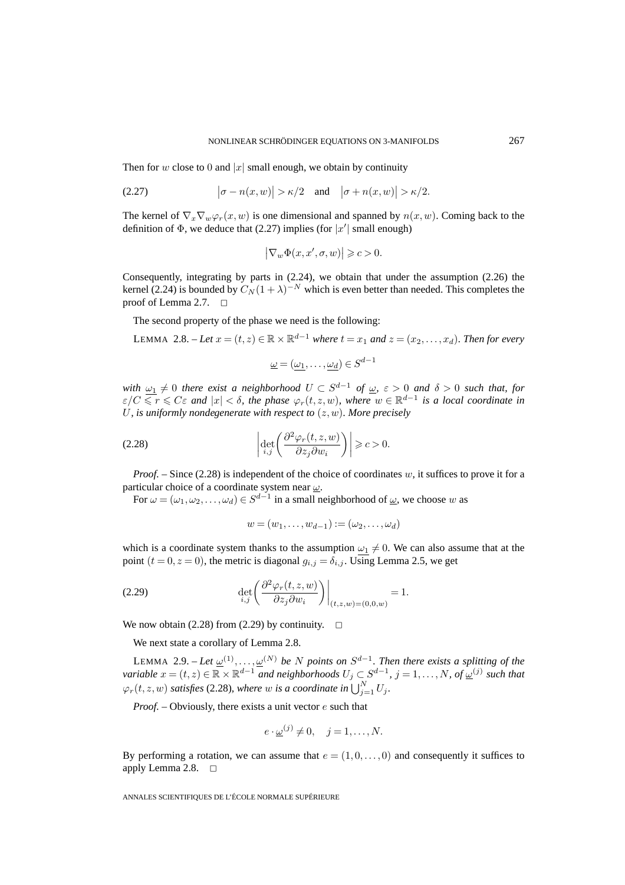Then for $w$ close to 0 and $|x|$ small enough, we obtain by continuity

$$\big|\sigma - n(x,w)\big| > \kappa/2 \quad \text{and} \quad \big|\sigma + n(x,w)\big| > \kappa/2. \tag{2.27}$$

The kernel of $\nabla_x \nabla_w \varphi_r(x,w)$ is one dimensional and spanned by $n(x,w)$. Coming back to the definition of $\Phi$, we deduce that (2.27) implies (for $|x'|$ small enough)

$$\big|\nabla_w \Phi(x,x',\sigma,w)\big| \geqslant c > 0.$$

Consequently, integrating by parts in (2.24), we obtain that under the assumption (2.26) the kernel (2.24) is bounded by $C_N(1+\lambda)^{-N}$ which is even better than needed. This completes the proof of Lemma 2.7. □

The second property of the phase we need is the following:

LEMMA 2.8. – *Let $x = (t,z) \in \mathbb{R} \times \mathbb{R}^{d-1}$ where $t = x_1$ and $z = (x_2, \ldots, x_d)$. Then for every*

$$\underline{\omega} = (\underline{\omega_1}, \ldots, \underline{\omega_d}) \in S^{d-1}$$

*with $\underline{\omega_1} \neq 0$ there exist a neighborhood $U \subset S^{d-1}$ of $\underline{\omega}$, $\varepsilon > 0$ and $\delta > 0$ such that, for $\varepsilon/C \leqslant r \leqslant C\varepsilon$ and $|x| < \delta$, the phase $\varphi_r(t,z,w)$, where $w \in \mathbb{R}^{d-1}$ is a local coordinate in $U$, is uniformly nondegenerate with respect to $(z,w)$. More precisely*

$$\left|\det_{i,j}\left(\frac{\partial^2 \varphi_r(t,z,w)}{\partial z_j \partial w_i}\right)\right| \geqslant c > 0. \tag{2.28}$$

*Proof.* – Since (2.28) is independent of the choice of coordinates $w$, it suffices to prove it for a particular choice of a coordinate system near $\underline{\omega}$.

For $\omega = (\omega_1, \omega_2, \ldots, \omega_d) \in S^{d-1}$ in a small neighborhood of $\underline{\omega}$, we choose $w$ as

$$w = (w_1, \ldots, w_{d-1}) := (\omega_2, \ldots, \omega_d)$$

which is a coordinate system thanks to the assumption $\underline{\omega_1} \neq 0$. We can also assume that at the point $(t=0, z=0)$, the metric is diagonal $g_{i,j} = \delta_{i,j}$. Using Lemma 2.5, we get

$$\det_{i,j}\left(\frac{\partial^2 \varphi_r(t,z,w)}{\partial z_j \partial w_i}\right)\bigg|_{(t,z,w)=(0,0,w)} = 1. \tag{2.29}$$

We now obtain (2.28) from (2.29) by continuity. □

We next state a corollary of Lemma 2.8.

LEMMA 2.9. – *Let $\underline{\omega}^{(1)}, \ldots, \underline{\omega}^{(N)}$ be $N$ points on $S^{d-1}$. Then there exists a splitting of the variable $x = (t,z) \in \mathbb{R} \times \mathbb{R}^{d-1}$ and neighborhoods $U_j \subset S^{d-1}$, $j = 1, \ldots, N$, of $\underline{\omega}^{(j)}$ such that $\varphi_r(t,z,w)$ satisfies (2.28), where $w$ is a coordinate in $\bigcup_{j=1}^N U_j$.*

*Proof.* – Obviously, there exists a unit vector $e$ such that

$$e \cdot \underline{\omega}^{(j)} \neq 0, \quad j = 1, \ldots, N.$$

By performing a rotation, we can assume that $e = (1, 0, \ldots, 0)$ and consequently it suffices to apply Lemma 2.8. □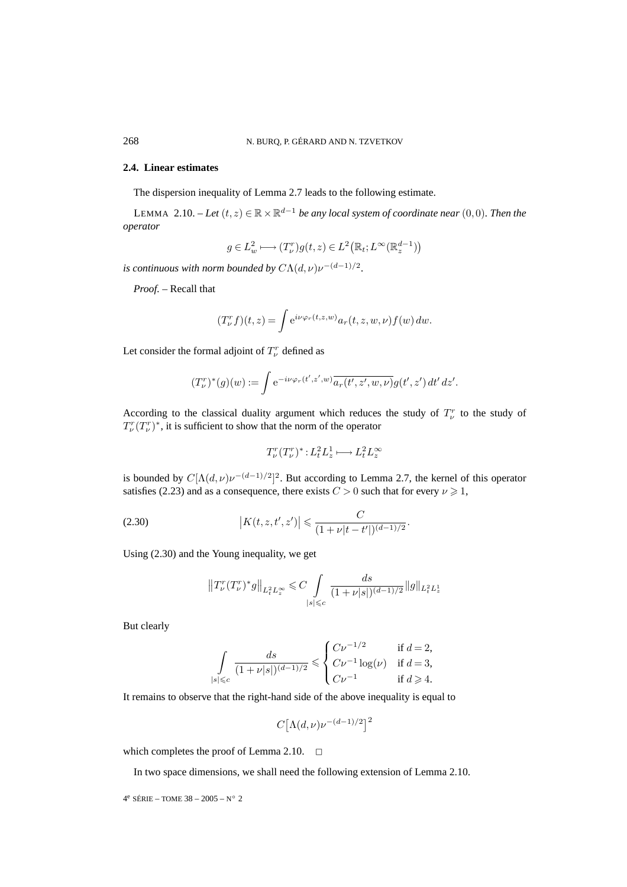### 2.4. Linear estimates

The dispersion inequality of Lemma 2.7 leads to the following estimate.

LEMMA 2.10. – *Let* $(t,z) \in \mathbb{R} \times \mathbb{R}^{d-1}$ *be any local system of coordinate near* $(0,0)$. *Then the operator*

$$g \in L^2_w \longmapsto (T^r_\nu) g(t,z) \in L^2\big(\mathbb{R}_t; L^\infty(\mathbb{R}^{d-1}_z)\big)$$

*is continuous with norm bounded by* $C\Lambda(d,\nu)\nu^{-(d-1)/2}$.

*Proof.* – Recall that

$$(T^r_\nu f)(t,z) = \int \mathrm{e}^{i\nu\varphi_r(t,z,w)} a_r(t,z,w,\nu) f(w)\, dw.$$

Let consider the formal adjoint of $T^r_\nu$ defined as

$$(T^r_\nu)^*(g)(w) := \int \mathrm{e}^{-i\nu\varphi_r(t',z',w)} \overline{a_r(t',z',w,\nu)} g(t',z')\, dt'\, dz'.$$

According to the classical duality argument which reduces the study of $T^r_\nu$ to the study of $T^r_\nu (T^r_\nu)^*$, it is sufficient to show that the norm of the operator

$$T^r_\nu (T^r_\nu)^* : L^2_t L^1_z \longmapsto L^2_t L^\infty_z$$

is bounded by $C[\Lambda(d,\nu)\nu^{-(d-1)/2}]^2$. But according to Lemma 2.7, the kernel of this operator satisfies (2.23) and as a consequence, there exists $C > 0$ such that for every $\nu \geqslant 1$,

$$\big|K(t,z,t',z')\big| \leqslant \frac{C}{(1+\nu|t-t'|)^{(d-1)/2}}. \tag{2.30}$$

Using (2.30) and the Young inequality, we get

$$\big\|T^r_\nu (T^r_\nu)^* g\big\|_{L^2_t L^\infty_z} \leqslant C \int\limits_{|s|\leqslant c} \frac{ds}{(1+\nu|s|)^{(d-1)/2}} \|g\|_{L^2_t L^1_z}$$

But clearly

$$\int\limits_{|s|\leqslant c} \frac{ds}{(1+\nu|s|)^{(d-1)/2}} \leqslant \begin{cases} C\nu^{-1/2} & \text{if } d=2, \\ C\nu^{-1}\log(\nu) & \text{if } d=3, \\ C\nu^{-1} & \text{if } d \geqslant 4. \end{cases}$$

It remains to observe that the right-hand side of the above inequality is equal to

$$C\big[\Lambda(d,\nu)\nu^{-(d-1)/2}\big]^2$$

which completes the proof of Lemma 2.10. □

In two space dimensions, we shall need the following extension of Lemma 2.10.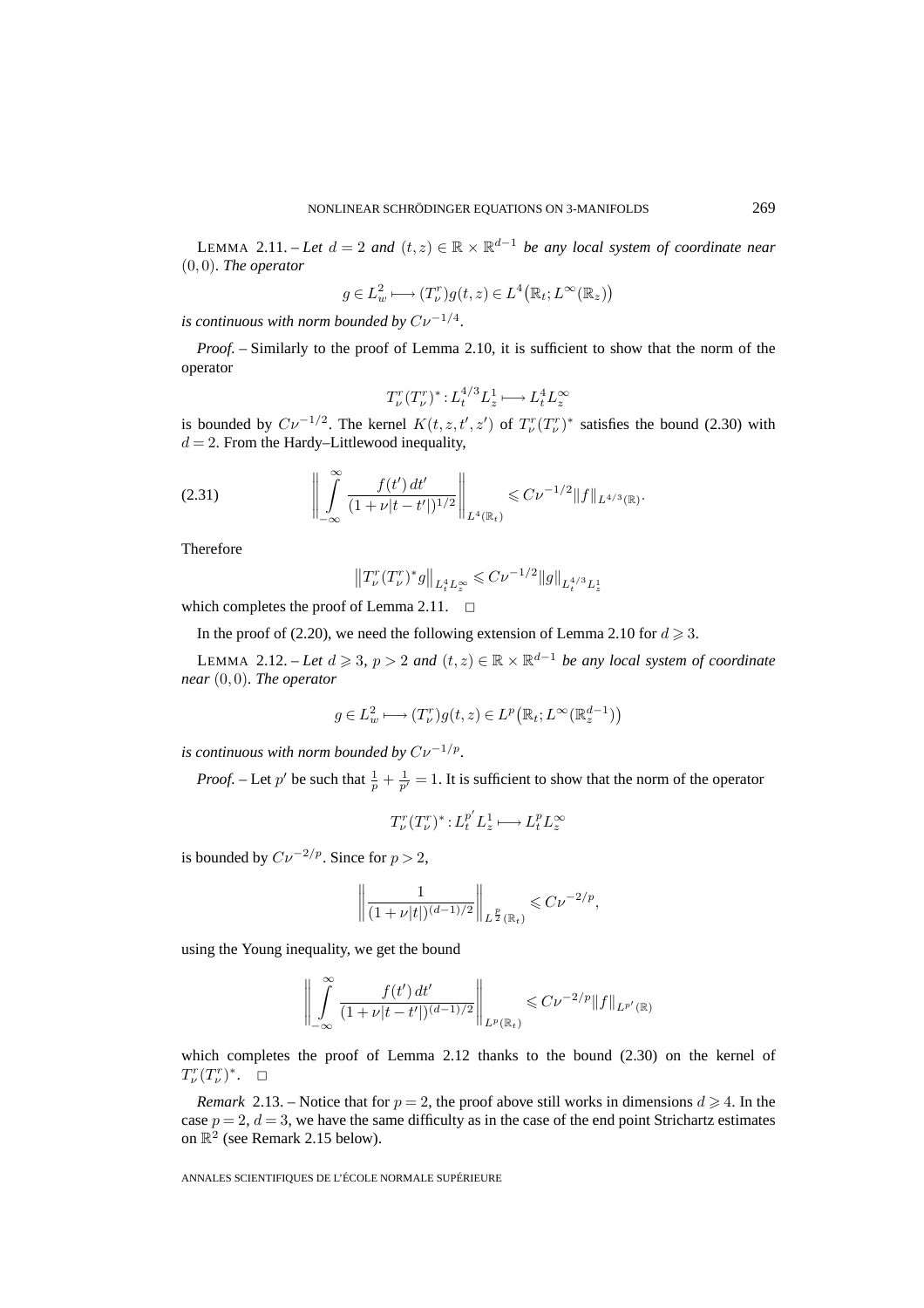LEMMA 2.11. – *Let $d = 2$ and $(t,z) \in \mathbb{R} \times \mathbb{R}^{d-1}$ be any local system of coordinate near $(0,0)$. The operator*

$$g \in L^2_w \longmapsto (T^r_\nu) g(t,z) \in L^4\big(\mathbb{R}_t; L^\infty(\mathbb{R}_z)\big)$$

*is continuous with norm bounded by $C\nu^{-1/4}$.*

*Proof.* – Similarly to the proof of Lemma 2.10, it is sufficient to show that the norm of the operator

$$T^r_\nu (T^r_\nu)^* : L^{4/3}_t L^1_z \longmapsto L^4_t L^\infty_z$$

is bounded by $C\nu^{-1/2}$. The kernel $K(t,z,t',z')$ of $T^r_\nu (T^r_\nu)^*$ satisfies the bound (2.30) with $d = 2$. From the Hardy–Littlewood inequality,

$$\left\| \int_{-\infty}^{\infty} \frac{f(t')\,dt'}{(1+\nu|t-t'|)^{1/2}} \right\|_{L^4(\mathbb{R}_t)} \leqslant C\nu^{-1/2} \|f\|_{L^{4/3}(\mathbb{R})}. \tag{2.31}$$

Therefore

$$\big\| T^r_\nu (T^r_\nu)^* g \big\|_{L^4_t L^\infty_z} \leqslant C\nu^{-1/2} \|g\|_{L^{4/3}_t L^1_z}$$

which completes the proof of Lemma 2.11. □

In the proof of (2.20), we need the following extension of Lemma 2.10 for $d \geqslant 3$.

LEMMA 2.12. – *Let $d \geqslant 3$, $p > 2$ and $(t,z) \in \mathbb{R} \times \mathbb{R}^{d-1}$ be any local system of coordinate near $(0,0)$. The operator*

$$g \in L^2_w \longmapsto (T^r_\nu) g(t,z) \in L^p\big(\mathbb{R}_t; L^\infty(\mathbb{R}^{d-1}_z)\big)$$

*is continuous with norm bounded by $C\nu^{-1/p}$.*

*Proof.* – Let $p'$ be such that $\frac{1}{p} + \frac{1}{p'} = 1$. It is sufficient to show that the norm of the operator

$$T^r_\nu (T^r_\nu)^* : L^{p'}_t L^1_z \longmapsto L^p_t L^\infty_z$$

is bounded by $C\nu^{-2/p}$. Since for $p > 2$,

$$\left\| \frac{1}{(1+\nu|t|)^{(d-1)/2}} \right\|_{L^{\frac{p}{2}}(\mathbb{R}_t)} \leqslant C\nu^{-2/p},$$

using the Young inequality, we get the bound

$$\left\| \int_{-\infty}^{\infty} \frac{f(t')\,dt'}{(1+\nu|t-t'|)^{(d-1)/2}} \right\|_{L^p(\mathbb{R}_t)} \leqslant C\nu^{-2/p} \|f\|_{L^{p'}(\mathbb{R})}$$

which completes the proof of Lemma 2.12 thanks to the bound (2.30) on the kernel of $T^r_\nu (T^r_\nu)^*$. □

*Remark* 2.13. – Notice that for $p = 2$, the proof above still works in dimensions $d \geqslant 4$. In the case $p = 2$, $d = 3$, we have the same difficulty as in the case of the end point Strichartz estimates on $\mathbb{R}^2$ (see Remark 2.15 below).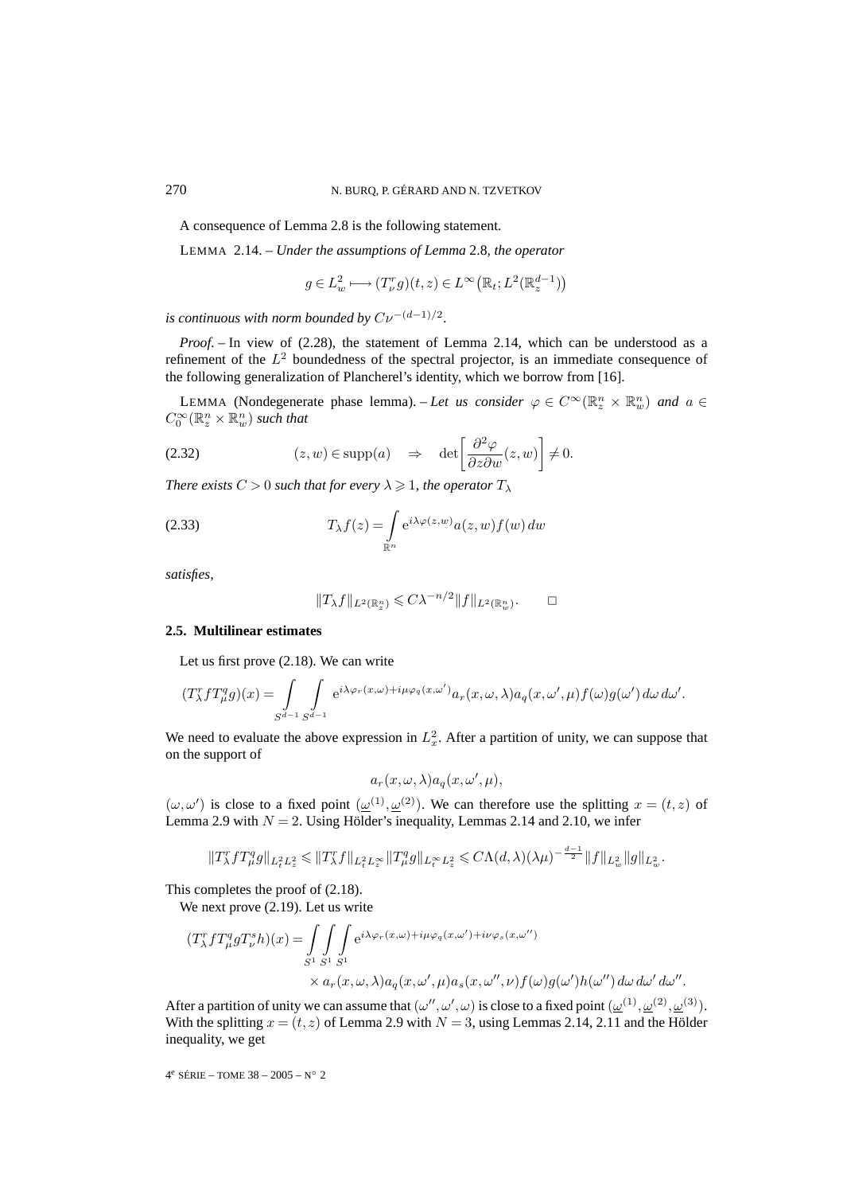A consequence of Lemma 2.8 is the following statement.

LEMMA 2.14. – *Under the assumptions of Lemma* 2.8*, the operator*

$$g \in L^2_w \longmapsto (T^r_\nu g)(t,z) \in L^\infty\big(\mathbb{R}_t; L^2(\mathbb{R}^{d-1}_z)\big)$$

*is continuous with norm bounded by* $C\nu^{-(d-1)/2}$.

*Proof.* – In view of (2.28), the statement of Lemma 2.14, which can be understood as a refinement of the $L^2$ boundedness of the spectral projector, is an immediate consequence of the following generalization of Plancherel's identity, which we borrow from [16].

LEMMA (Nondegenerate phase lemma). – *Let us consider* $\varphi \in C^\infty(\mathbb{R}^n_z \times \mathbb{R}^n_w)$ *and* $a \in C^\infty_0(\mathbb{R}^n_z \times \mathbb{R}^n_w)$ *such that*

$$(z,w) \in \operatorname{supp}(a) \quad \Rightarrow \quad \det\left[\frac{\partial^2 \varphi}{\partial z \partial w}(z,w)\right] \neq 0. \tag{2.32}$$

*There exists* $C > 0$ *such that for every* $\lambda \geqslant 1$*, the operator* $T_\lambda$

$$T_\lambda f(z) = \int_{\mathbb{R}^n} \mathrm{e}^{i\lambda\varphi(z,w)} a(z,w) f(w)\, dw \tag{2.33}$$

*satisfies,*

$$\|T_\lambda f\|_{L^2(\mathbb{R}^n_z)} \leqslant C\lambda^{-n/2}\|f\|_{L^2(\mathbb{R}^n_w)}. \qquad \square$$

### 2.5. Multilinear estimates

Let us first prove (2.18). We can write

$$(T^r_\lambda f T^q_\mu g)(x) = \int_{S^{d-1}} \int_{S^{d-1}} \mathrm{e}^{i\lambda\varphi_r(x,\omega)+i\mu\varphi_q(x,\omega')} a_r(x,\omega,\lambda) a_q(x,\omega',\mu) f(\omega) g(\omega')\, d\omega\, d\omega'.$$

We need to evaluate the above expression in $L^2_x$. After a partition of unity, we can suppose that on the support of

$$a_r(x,\omega,\lambda) a_q(x,\omega',\mu),$$

$(\omega,\omega')$ is close to a fixed point $(\underline{\omega}^{(1)},\underline{\omega}^{(2)})$. We can therefore use the splitting $x = (t,z)$ of Lemma 2.9 with $N = 2$. Using Hölder's inequality, Lemmas 2.14 and 2.10, we infer

$$\|T^r_\lambda f T^q_\mu g\|_{L^2_t L^2_z} \leqslant \|T^r_\lambda f\|_{L^2_t L^\infty_z} \|T^q_\mu g\|_{L^\infty_t L^2_z} \leqslant C\Lambda(d,\lambda)(\lambda\mu)^{-\frac{d-1}{2}}\|f\|_{L^2_w}\|g\|_{L^2_w}.$$

This completes the proof of (2.18).

We next prove (2.19). Let us write

$$\begin{aligned}(T^r_\lambda f T^q_\mu g T^s_\nu h)(x) = \int_{S^1}\int_{S^1}\int_{S^1} & \mathrm{e}^{i\lambda\varphi_r(x,\omega)+i\mu\varphi_q(x,\omega')+i\nu\varphi_s(x,\omega'')} \\ & \times a_r(x,\omega,\lambda) a_q(x,\omega',\mu) a_s(x,\omega'',\nu) f(\omega) g(\omega') h(\omega'')\, d\omega\, d\omega'\, d\omega''.\end{aligned}$$

After a partition of unity we can assume that $(\omega'',\omega',\omega)$ is close to a fixed point $(\underline{\omega}^{(1)},\underline{\omega}^{(2)},\underline{\omega}^{(3)})$. With the splitting $x = (t,z)$ of Lemma 2.9 with $N = 3$, using Lemmas 2.14, 2.11 and the Hölder inequality, we get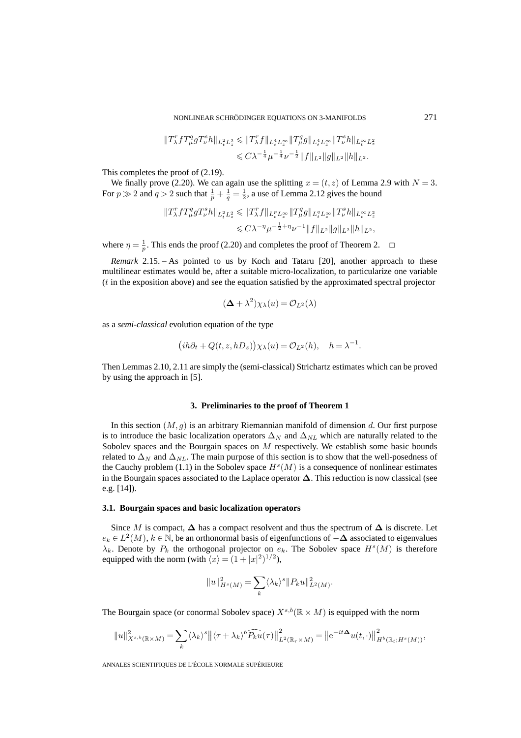$$\|T_\lambda^r f T_\mu^q g T_\nu^s h\|_{L_t^2 L_z^2} \leqslant \|T_\lambda^r f\|_{L_t^4 L_z^\infty} \|T_\mu^q g\|_{L_t^4 L_z^\infty} \|T_\nu^s h\|_{L_t^\infty L_z^2}$$
$$\leqslant C\lambda^{-\frac{1}{4}} \mu^{-\frac{1}{4}} \nu^{-\frac{1}{2}} \|f\|_{L^2} \|g\|_{L^2} \|h\|_{L^2}.$$

This completes the proof of (2.19).

We finally prove (2.20). We can again use the splitting $x = (t, z)$ of Lemma 2.9 with $N = 3$. For $p \gg 2$ and $q > 2$ such that $\frac{1}{p} + \frac{1}{q} = \frac{1}{2}$, a use of Lemma 2.12 gives the bound

$$\|T_\lambda^r f T_\mu^q g T_\nu^s h\|_{L_t^2 L_z^2} \leqslant \|T_\lambda^r f\|_{L_t^p L_z^\infty} \|T_\mu^q g\|_{L_t^q L_z^\infty} \|T_\nu^s h\|_{L_t^\infty L_z^2}$$
$$\leqslant C\lambda^{-\eta} \mu^{-\frac{1}{2}+\eta} \nu^{-1} \|f\|_{L^2} \|g\|_{L^2} \|h\|_{L^2},$$

where $\eta = \frac{1}{p}$. This ends the proof (2.20) and completes the proof of Theorem 2. $\square$

*Remark* 2.15. – As pointed to us by Koch and Tataru [20], another approach to these multilinear estimates would be, after a suitable micro-localization, to particularize one variable ($t$ in the exposition above) and see the equation satisfied by the approximated spectral projector

$$(\boldsymbol{\Delta} + \lambda^2)\chi_\lambda(u) = \mathcal{O}_{L^2}(\lambda)$$

as a *semi-classical* evolution equation of the type

$$\big(ih\partial_t + Q(t, z, hD_z)\big)\chi_\lambda(u) = \mathcal{O}_{L^2}(h), \quad h = \lambda^{-1}.$$

Then Lemmas 2.10, 2.11 are simply the (semi-classical) Strichartz estimates which can be proved by using the approach in [5].

## 3. Preliminaries to the proof of Theorem 1

In this section $(M, g)$ is an arbitrary Riemannian manifold of dimension $d$. Our first purpose is to introduce the basic localization operators $\Delta_N$ and $\Delta_{NL}$ which are naturally related to the Sobolev spaces and the Bourgain spaces on $M$ respectively. We establish some basic bounds related to $\Delta_N$ and $\Delta_{NL}$. The main purpose of this section is to show that the well-posedness of the Cauchy problem (1.1) in the Sobolev space $H^s(M)$ is a consequence of nonlinear estimates in the Bourgain spaces associated to the Laplace operator $\boldsymbol{\Delta}$. This reduction is now classical (see e.g. [14]).

### 3.1. Bourgain spaces and basic localization operators

Since $M$ is compact, $\boldsymbol{\Delta}$ has a compact resolvent and thus the spectrum of $\boldsymbol{\Delta}$ is discrete. Let $e_k \in L^2(M)$, $k \in \mathbb{N}$, be an orthonormal basis of eigenfunctions of $-\boldsymbol{\Delta}$ associated to eigenvalues $\lambda_k$. Denote by $P_k$ the orthogonal projector on $e_k$. The Sobolev space $H^s(M)$ is therefore equipped with the norm (with $\langle x \rangle = (1 + |x|^2)^{1/2}$),

$$\|u\|_{H^s(M)}^2 = \sum_k \langle \lambda_k \rangle^s \|P_k u\|_{L^2(M)}^2.$$

The Bourgain space (or conormal Sobolev space) $X^{s,b}(\mathbb{R} \times M)$ is equipped with the norm

$$\|u\|_{X^{s,b}(\mathbb{R}\times M)}^2 = \sum_k \langle \lambda_k \rangle^s \big\| \langle \tau + \lambda_k \rangle^b \widehat{P_k u}(\tau) \big\|_{L^2(\mathbb{R}_\tau \times M)}^2 = \big\| \mathrm{e}^{-it\boldsymbol{\Delta}} u(t, \cdot) \big\|_{H^b(\mathbb{R}_t; H^s(M))}^2,$$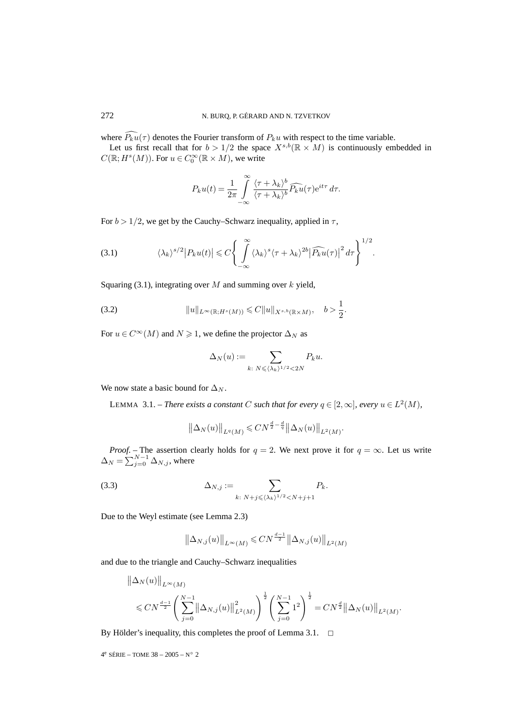where $\widehat{P_k u}(\tau)$ denotes the Fourier transform of $P_k u$ with respect to the time variable.

Let us first recall that for $b > 1/2$ the space $X^{s,b}(\mathbb{R} \times M)$ is continuously embedded in $C(\mathbb{R}; H^s(M))$. For $u \in C_0^\infty(\mathbb{R} \times M)$, we write

$$P_k u(t) = \frac{1}{2\pi} \int_{-\infty}^{\infty} \frac{\langle \tau + \lambda_k \rangle^b}{\langle \tau + \lambda_k \rangle^b} \widehat{P_k u}(\tau) e^{it\tau} \, d\tau.$$

For $b > 1/2$, we get by the Cauchy–Schwarz inequality, applied in $\tau$,

$$\langle \lambda_k \rangle^{s/2} \big| P_k u(t) \big| \leqslant C \left\{ \int_{-\infty}^{\infty} \langle \lambda_k \rangle^s \langle \tau + \lambda_k \rangle^{2b} \big| \widehat{P_k u}(\tau) \big|^2 \, d\tau \right\}^{1/2}. \tag{3.1}$$

Squaring (3.1), integrating over $M$ and summing over $k$ yield,

$$\|u\|_{L^\infty(\mathbb{R}; H^s(M))} \leqslant C \|u\|_{X^{s,b}(\mathbb{R} \times M)}, \quad b > \frac{1}{2}. \tag{3.2}$$

For $u \in C^\infty(M)$ and $N \geqslant 1$, we define the projector $\Delta_N$ as

$$\Delta_N(u) := \sum_{k:\ N \leqslant \langle \lambda_k \rangle^{1/2} < 2N} P_k u.$$

We now state a basic bound for $\Delta_N$.

LEMMA 3.1. – *There exists a constant $C$ such that for every $q \in [2, \infty]$, every $u \in L^2(M)$,*

$$\big\| \Delta_N(u) \big\|_{L^q(M)} \leqslant C N^{\frac{d}{2} - \frac{d}{q}} \big\| \Delta_N(u) \big\|_{L^2(M)}.$$

*Proof.* – The assertion clearly holds for $q = 2$. We next prove it for $q = \infty$. Let us write $\Delta_N = \sum_{j=0}^{N-1} \Delta_{N,j}$, where

$$\Delta_{N,j} := \sum_{k:\ N+j \leqslant \langle \lambda_k \rangle^{1/2} < N+j+1} P_k. \tag{3.3}$$

Due to the Weyl estimate (see Lemma 2.3)

$$\big\| \Delta_{N,j}(u) \big\|_{L^\infty(M)} \leqslant C N^{\frac{d-1}{2}} \big\| \Delta_{N,j}(u) \big\|_{L^2(M)}$$

and due to the triangle and Cauchy–Schwarz inequalities

$$\begin{aligned}
&\big\| \Delta_N(u) \big\|_{L^\infty(M)} \\
&\quad \leqslant C N^{\frac{d-1}{2}} \left( \sum_{j=0}^{N-1} \big\| \Delta_{N,j}(u) \big\|_{L^2(M)}^2 \right)^{\frac{1}{2}} \left( \sum_{j=0}^{N-1} 1^2 \right)^{\frac{1}{2}} = C N^{\frac{d}{2}} \big\| \Delta_N(u) \big\|_{L^2(M)}.
\end{aligned}$$

By Hölder's inequality, this completes the proof of Lemma 3.1. $\square$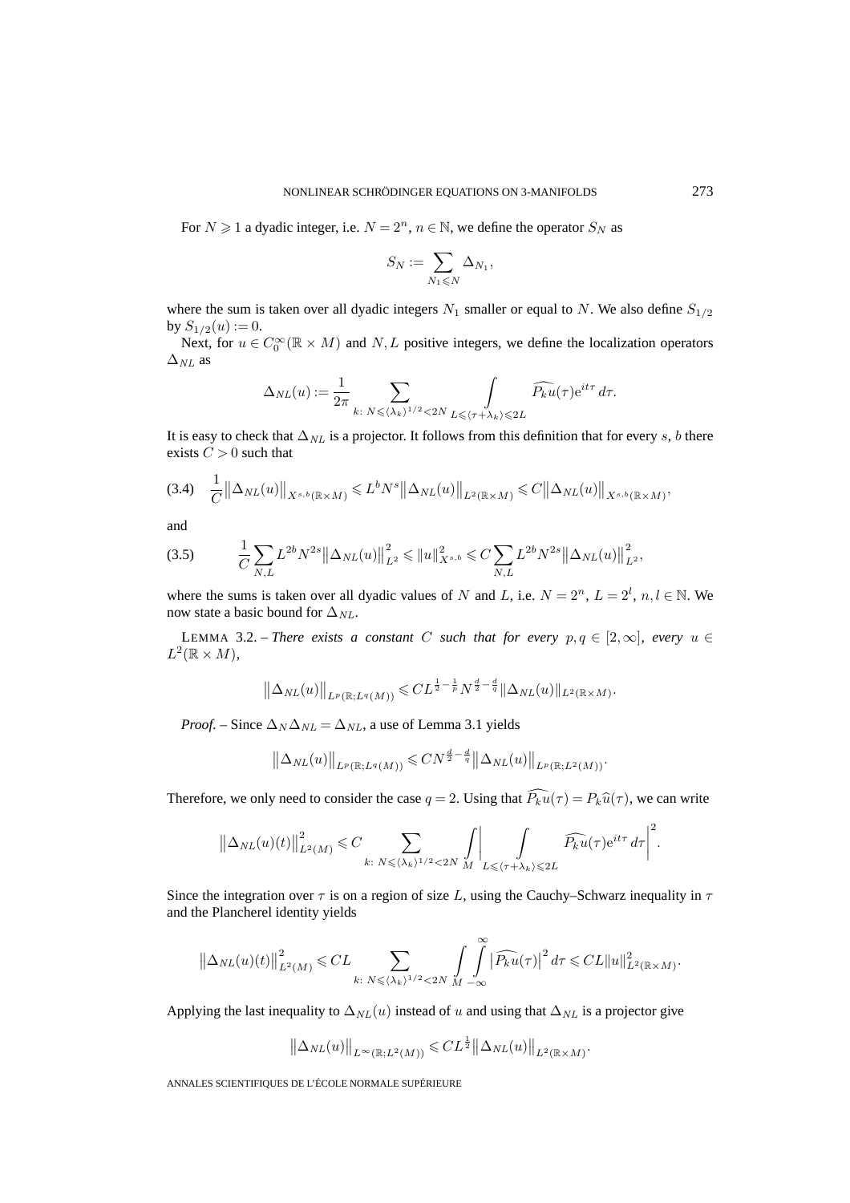For $N \geqslant 1$ a dyadic integer, i.e. $N = 2^n$, $n \in \mathbb{N}$, we define the operator $S_N$ as

$$S_N := \sum_{N_1 \leqslant N} \Delta_{N_1},$$

where the sum is taken over all dyadic integers $N_1$ smaller or equal to $N$. We also define $S_{1/2}$ by $S_{1/2}(u) := 0$.

Next, for $u \in C_0^\infty(\mathbb{R} \times M)$ and $N, L$ positive integers, we define the localization operators $\Delta_{NL}$ as

$$\Delta_{NL}(u) := \frac{1}{2\pi} \sum_{k:\ N \leqslant \langle \lambda_k \rangle^{1/2} < 2N} \ \int_{L \leqslant \langle \tau + \lambda_k \rangle \leqslant 2L} \widehat{P_k u}(\tau) \mathrm{e}^{it\tau}\, d\tau.$$

It is easy to check that $\Delta_{NL}$ is a projector. It follows from this definition that for every $s$, $b$ there exists $C > 0$ such that

$$\frac{1}{C}\big\|\Delta_{NL}(u)\big\|_{X^{s,b}(\mathbb{R}\times M)} \leqslant L^b N^s \big\|\Delta_{NL}(u)\big\|_{L^2(\mathbb{R}\times M)} \leqslant C\big\|\Delta_{NL}(u)\big\|_{X^{s,b}(\mathbb{R}\times M)}, \tag{3.4}$$

and

$$\frac{1}{C}\sum_{N,L} L^{2b} N^{2s} \big\|\Delta_{NL}(u)\big\|_{L^2}^2 \leqslant \|u\|_{X^{s,b}}^2 \leqslant C \sum_{N,L} L^{2b} N^{2s} \big\|\Delta_{NL}(u)\big\|_{L^2}^2, \tag{3.5}$$

where the sums is taken over all dyadic values of $N$ and $L$, i.e. $N = 2^n$, $L = 2^l$, $n, l \in \mathbb{N}$. We now state a basic bound for $\Delta_{NL}$.

LEMMA 3.2. – *There exists a constant $C$ such that for every $p, q \in [2, \infty]$, every $u \in L^2(\mathbb{R} \times M)$,*

$$\big\|\Delta_{NL}(u)\big\|_{L^p(\mathbb{R};L^q(M))} \leqslant C L^{\frac{1}{2}-\frac{1}{p}} N^{\frac{d}{2}-\frac{d}{q}} \|\Delta_{NL}(u)\|_{L^2(\mathbb{R}\times M)}.$$

*Proof.* – Since $\Delta_N \Delta_{NL} = \Delta_{NL}$, a use of Lemma 3.1 yields

$$\big\|\Delta_{NL}(u)\big\|_{L^p(\mathbb{R};L^q(M))} \leqslant C N^{\frac{d}{2}-\frac{d}{q}} \big\|\Delta_{NL}(u)\big\|_{L^p(\mathbb{R};L^2(M))}.$$

Therefore, we only need to consider the case $q = 2$. Using that $\widehat{P_k u}(\tau) = P_k \widehat{u}(\tau)$, we can write

$$\big\|\Delta_{NL}(u)(t)\big\|_{L^2(M)}^2 \leqslant C \sum_{k:\ N \leqslant \langle \lambda_k \rangle^{1/2} < 2N} \int_M \Bigg| \int_{L \leqslant \langle \tau + \lambda_k \rangle \leqslant 2L} \widehat{P_k u}(\tau) \mathrm{e}^{it\tau}\, d\tau \Bigg|^2.$$

Since the integration over $\tau$ is on a region of size $L$, using the Cauchy–Schwarz inequality in $\tau$ and the Plancherel identity yields

$$\big\|\Delta_{NL}(u)(t)\big\|_{L^2(M)}^2 \leqslant CL \sum_{k:\ N \leqslant \langle \lambda_k \rangle^{1/2} < 2N} \int_M \int_{-\infty}^{\infty} \big|\widehat{P_k u}(\tau)\big|^2\, d\tau \leqslant CL \|u\|_{L^2(\mathbb{R}\times M)}^2.$$

Applying the last inequality to $\Delta_{NL}(u)$ instead of $u$ and using that $\Delta_{NL}$ is a projector give

$$\big\|\Delta_{NL}(u)\big\|_{L^\infty(\mathbb{R};L^2(M))} \leqslant C L^{\frac{1}{2}} \big\|\Delta_{NL}(u)\big\|_{L^2(\mathbb{R}\times M)}.$$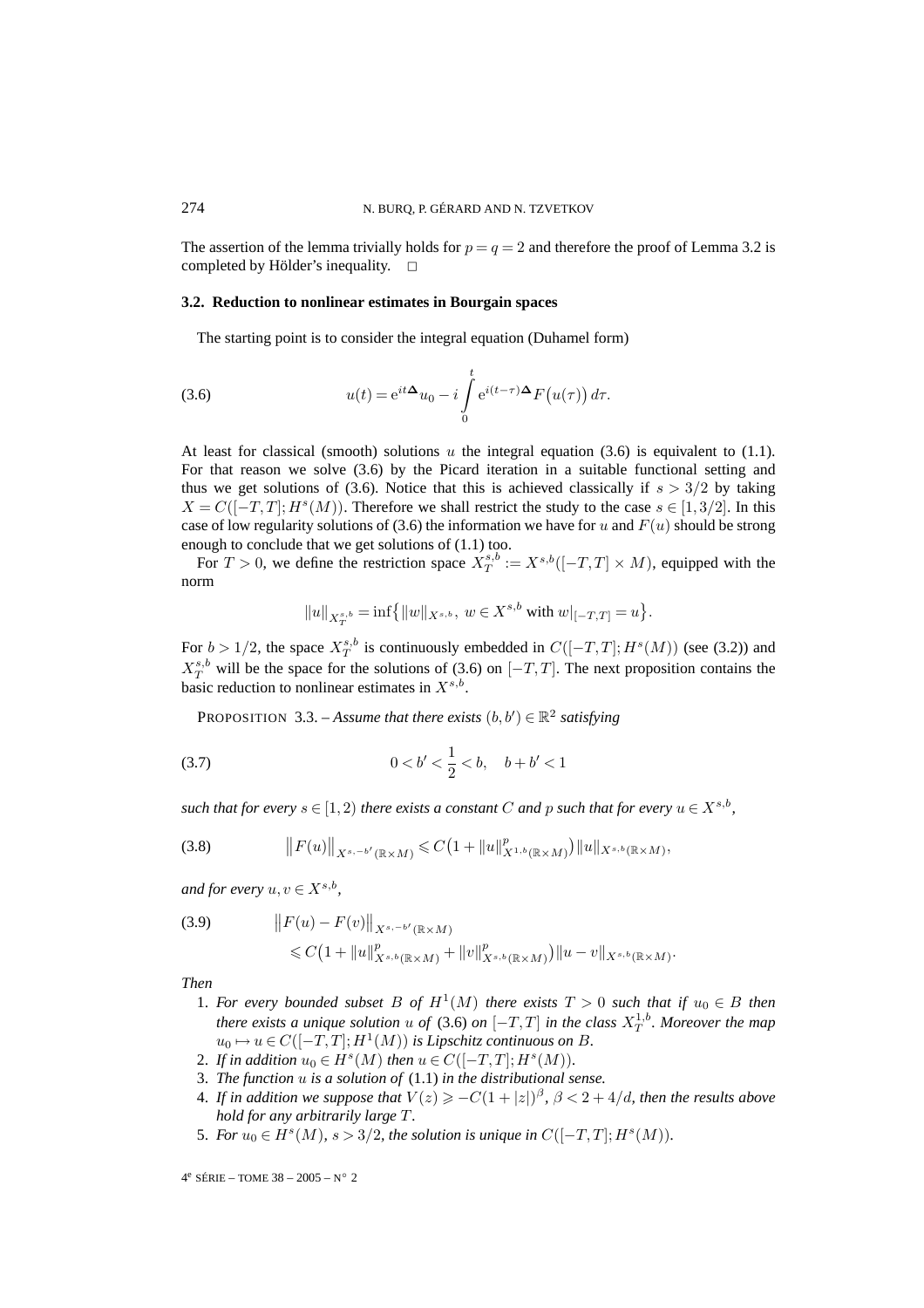The assertion of the lemma trivially holds for $p = q = 2$ and therefore the proof of Lemma 3.2 is completed by Hölder's inequality. $\square$

### 3.2. Reduction to nonlinear estimates in Bourgain spaces

The starting point is to consider the integral equation (Duhamel form)

$$u(t) = \mathrm{e}^{it\boldsymbol{\Delta}} u_0 - i \int_0^t \mathrm{e}^{i(t-\tau)\boldsymbol{\Delta}} F\big(u(\tau)\big)\, d\tau. \tag{3.6}$$

At least for classical (smooth) solutions $u$ the integral equation (3.6) is equivalent to (1.1). For that reason we solve (3.6) by the Picard iteration in a suitable functional setting and thus we get solutions of (3.6). Notice that this is achieved classically if $s > 3/2$ by taking $X = C([-T,T]; H^s(M))$. Therefore we shall restrict the study to the case $s \in [1, 3/2]$. In this case of low regularity solutions of (3.6) the information we have for $u$ and $F(u)$ should be strong enough to conclude that we get solutions of (1.1) too.

For $T > 0$, we define the restriction space $X_T^{s,b} := X^{s,b}([-T,T] \times M)$, equipped with the norm

$$\|u\|_{X_T^{s,b}} = \inf\big\{ \|w\|_{X^{s,b}},\ w \in X^{s,b} \text{ with } w|_{[-T,T]} = u \big\}.$$

For $b > 1/2$, the space $X_T^{s,b}$ is continuously embedded in $C([-T,T]; H^s(M))$ (see (3.2)) and $X_T^{s,b}$ will be the space for the solutions of (3.6) on $[-T,T]$. The next proposition contains the basic reduction to nonlinear estimates in $X^{s,b}$.

PROPOSITION 3.3. – *Assume that there exists $(b, b') \in \mathbb{R}^2$ satisfying*

$$0 < b' < \frac{1}{2} < b, \quad b + b' < 1 \tag{3.7}$$

*such that for every $s \in [1, 2)$ there exists a constant $C$ and $p$ such that for every $u \in X^{s,b}$,*

$$\big\|F(u)\big\|_{X^{s,-b'}(\mathbb{R}\times M)} \leqslant C\big(1 + \|u\|_{X^{1,b}(\mathbb{R}\times M)}^p\big)\|u\|_{X^{s,b}(\mathbb{R}\times M)}, \tag{3.8}$$

*and for every $u, v \in X^{s,b}$,*

$$\begin{aligned} &\big\|F(u) - F(v)\big\|_{X^{s,-b'}(\mathbb{R}\times M)} \\ &\quad \leqslant C\big(1 + \|u\|_{X^{s,b}(\mathbb{R}\times M)}^p + \|v\|_{X^{s,b}(\mathbb{R}\times M)}^p\big)\|u - v\|_{X^{s,b}(\mathbb{R}\times M)}. \end{aligned} \tag{3.9}$$

*Then*

1. *For every bounded subset $B$ of $H^1(M)$ there exists $T > 0$ such that if $u_0 \in B$ then there exists a unique solution $u$ of* (3.6) *on $[-T,T]$ in the class $X_T^{1,b}$. Moreover the map $u_0 \mapsto u \in C([-T,T]; H^1(M))$ is Lipschitz continuous on $B$.*
2. *If in addition $u_0 \in H^s(M)$ then $u \in C([-T,T]; H^s(M))$.*
3. *The function $u$ is a solution of* (1.1) *in the distributional sense.*
4. *If in addition we suppose that $V(z) \geqslant -C(1 + |z|)^\beta$, $\beta < 2 + 4/d$, then the results above hold for any arbitrarily large $T$.*
5. *For $u_0 \in H^s(M)$, $s > 3/2$, the solution is unique in $C([-T,T]; H^s(M))$.*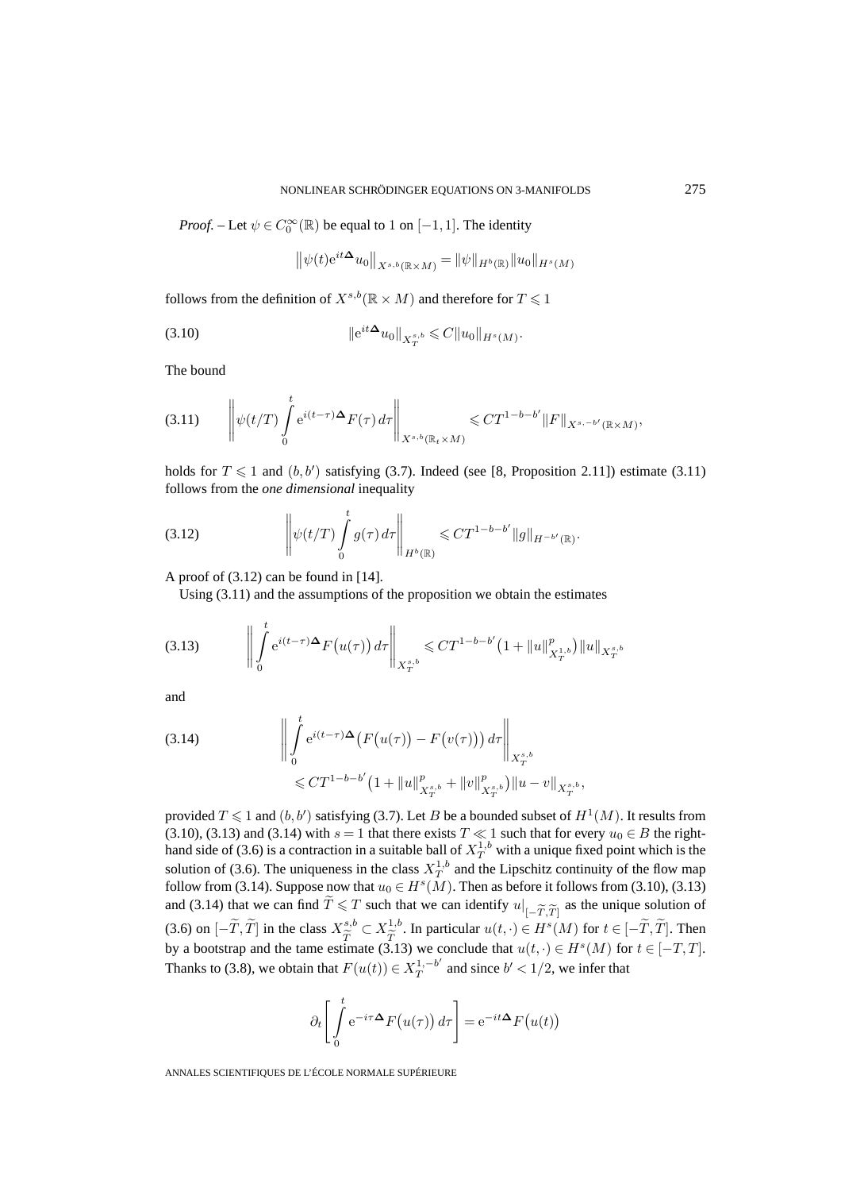*Proof.* – Let $\psi \in C_0^\infty(\mathbb{R})$ be equal to 1 on $[-1,1]$. The identity

$$\left\|\psi(t)\mathrm{e}^{it\boldsymbol{\Delta}}u_0\right\|_{X^{s,b}(\mathbb{R}\times M)} = \|\psi\|_{H^b(\mathbb{R})}\|u_0\|_{H^s(M)}$$

follows from the definition of $X^{s,b}(\mathbb{R}\times M)$ and therefore for $T \leqslant 1$

$$\|\mathrm{e}^{it\boldsymbol{\Delta}}u_0\|_{X_T^{s,b}} \leqslant C\|u_0\|_{H^s(M)}. \tag{3.10}$$

The bound

$$\left\|\psi(t/T)\int_0^t \mathrm{e}^{i(t-\tau)\boldsymbol{\Delta}}F(\tau)\,d\tau\right\|_{X^{s,b}(\mathbb{R}_t\times M)} \leqslant CT^{1-b-b'}\|F\|_{X^{s,-b'}(\mathbb{R}\times M)}, \tag{3.11}$$

holds for $T\leqslant 1$ and $(b,b')$ satisfying (3.7). Indeed (see [8, Proposition 2.11]) estimate (3.11) follows from the *one dimensional* inequality

$$\left\|\psi(t/T)\int_0^t g(\tau)\,d\tau\right\|_{H^b(\mathbb{R})} \leqslant CT^{1-b-b'}\|g\|_{H^{-b'}(\mathbb{R})}. \tag{3.12}$$

A proof of (3.12) can be found in [14].

Using (3.11) and the assumptions of the proposition we obtain the estimates

$$\left\|\int_0^t \mathrm{e}^{i(t-\tau)\boldsymbol{\Delta}}F\big(u(\tau)\big)\,d\tau\right\|_{X_T^{s,b}} \leqslant CT^{1-b-b'}\big(1+\|u\|^p_{X_T^{1,b}}\big)\|u\|_{X_T^{s,b}} \tag{3.13}$$

and

$$\begin{aligned}\left\|\int_0^t \mathrm{e}^{i(t-\tau)\boldsymbol{\Delta}}\big(F\big(u(\tau)\big)-F\big(v(\tau)\big)\big)\,d\tau\right\|_{X_T^{s,b}} \\ \leqslant CT^{1-b-b'}\big(1+\|u\|^p_{X_T^{s,b}}+\|v\|^p_{X_T^{s,b}}\big)\|u-v\|_{X_T^{s,b}},\end{aligned} \tag{3.14}$$

provided $T\leqslant 1$ and $(b,b')$ satisfying (3.7). Let $B$ be a bounded subset of $H^1(M)$. It results from (3.10), (3.13) and (3.14) with $s=1$ that there exists $T \ll 1$ such that for every $u_0\in B$ the right-hand side of (3.6) is a contraction in a suitable ball of $X_T^{1,b}$ with a unique fixed point which is the solution of (3.6). The uniqueness in the class $X_T^{1,b}$ and the Lipschitz continuity of the flow map follow from (3.14). Suppose now that $u_0\in H^s(M)$. Then as before it follows from (3.10), (3.13) and (3.14) that we can find $\widetilde{T}\leqslant T$ such that we can identify $u|_{[-\widetilde{T},\widetilde{T}]}$ as the unique solution of (3.6) on $[-\widetilde{T},\widetilde{T}]$ in the class $X_{\widetilde{T}}^{s,b}\subset X_{\widetilde{T}}^{1,b}$. In particular $u(t,\cdot)\in H^s(M)$ for $t\in[-\widetilde{T},\widetilde{T}]$. Then by a bootstrap and the tame estimate (3.13) we conclude that $u(t,\cdot)\in H^s(M)$ for $t\in[-T,T]$. Thanks to (3.8), we obtain that $F(u(t))\in X_T^{1,-b'}$ and since $b'<1/2$, we infer that

$$\partial_t\left[\int_0^t \mathrm{e}^{-i\tau\boldsymbol{\Delta}}F\big(u(\tau)\big)\,d\tau\right] = \mathrm{e}^{-it\boldsymbol{\Delta}}F\big(u(t)\big)$$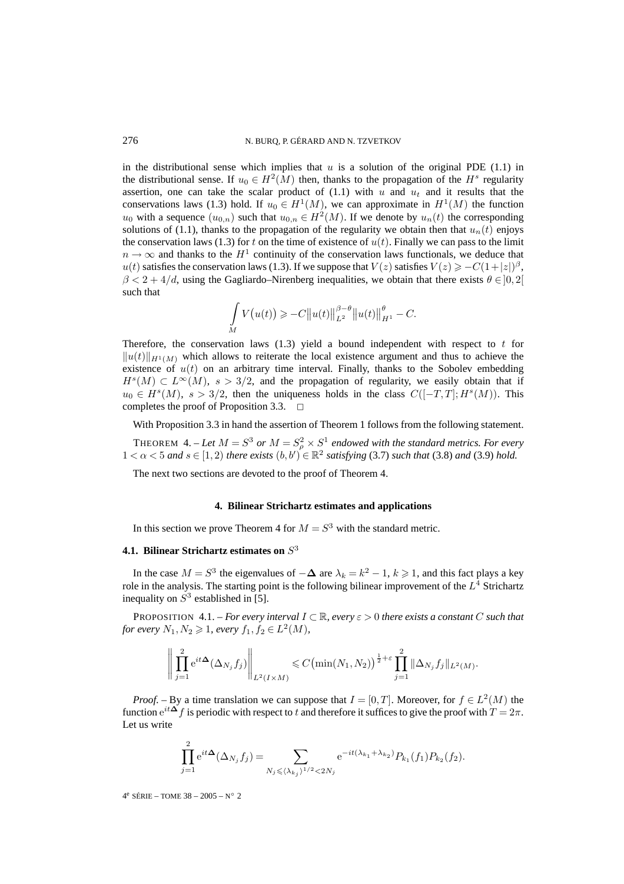in the distributional sense which implies that $u$ is a solution of the original PDE (1.1) in the distributional sense. If $u_0 \in H^2(M)$ then, thanks to the propagation of the $H^s$ regularity assertion, one can take the scalar product of (1.1) with $u$ and $u_t$ and it results that the conservations laws (1.3) hold. If $u_0 \in H^1(M)$, we can approximate in $H^1(M)$ the function $u_0$ with a sequence $(u_{0,n})$ such that $u_{0,n} \in H^2(M)$. If we denote by $u_n(t)$ the corresponding solutions of (1.1), thanks to the propagation of the regularity we obtain then that $u_n(t)$ enjoys the conservation laws (1.3) for $t$ on the time of existence of $u(t)$. Finally we can pass to the limit $n \to \infty$ and thanks to the $H^1$ continuity of the conservation laws functionals, we deduce that $u(t)$ satisfies the conservation laws (1.3). If we suppose that $V(z)$ satisfies $V(z) \geqslant -C(1+|z|)^\beta$, $\beta < 2 + 4/d$, using the Gagliardo–Nirenberg inequalities, we obtain that there exists $\theta \in ]0,2[$ such that

$$\int_M V\big(u(t)\big) \geqslant -C\big\|u(t)\big\|_{L^2}^{\beta-\theta}\big\|u(t)\big\|_{H^1}^{\theta} - C.$$

Therefore, the conservation laws (1.3) yield a bound independent with respect to $t$ for $\|u(t)\|_{H^1(M)}$ which allows to reiterate the local existence argument and thus to achieve the existence of $u(t)$ on an arbitrary time interval. Finally, thanks to the Sobolev embedding $H^s(M) \subset L^\infty(M)$, $s > 3/2$, and the propagation of regularity, we easily obtain that if $u_0 \in H^s(M)$, $s > 3/2$, then the uniqueness holds in the class $C([-T,T]; H^s(M))$. This completes the proof of Proposition 3.3. $\square$

With Proposition 3.3 in hand the assertion of Theorem 1 follows from the following statement.

THEOREM 4. – *Let $M = S^3$ or $M = S^2_\rho \times S^1$ endowed with the standard metrics. For every $1 < \alpha < 5$ and $s \in [1,2)$ there exists $(b,b') \in \mathbb{R}^2$ satisfying* (3.7) *such that* (3.8) *and* (3.9) *hold.*

The next two sections are devoted to the proof of Theorem 4.

## 4. Bilinear Strichartz estimates and applications

In this section we prove Theorem 4 for $M = S^3$ with the standard metric.

### 4.1. Bilinear Strichartz estimates on $S^3$

In the case $M = S^3$ the eigenvalues of $-\mathbf{\Delta}$ are $\lambda_k = k^2 - 1$, $k \geqslant 1$, and this fact plays a key role in the analysis. The starting point is the following bilinear improvement of the $L^4$ Strichartz inequality on $S^3$ established in [5].

PROPOSITION 4.1. – *For every interval $I \subset \mathbb{R}$, every $\varepsilon > 0$ there exists a constant $C$ such that for every $N_1, N_2 \geqslant 1$, every $f_1, f_2 \in L^2(M)$,*

$$\left\| \prod_{j=1}^{2} \mathrm{e}^{it\mathbf{\Delta}}(\Delta_{N_j} f_j) \right\|_{L^2(I \times M)} \leqslant C\big(\min(N_1,N_2)\big)^{\frac{1}{2}+\varepsilon} \prod_{j=1}^{2} \|\Delta_{N_j} f_j\|_{L^2(M)}.$$

*Proof.* – By a time translation we can suppose that $I = [0,T]$. Moreover, for $f \in L^2(M)$ the function $\mathrm{e}^{it\mathbf{\Delta}} f$ is periodic with respect to $t$ and therefore it suffices to give the proof with $T = 2\pi$. Let us write

$$\prod_{j=1}^{2} \mathrm{e}^{it\mathbf{\Delta}}(\Delta_{N_j} f_j) = \sum_{N_j \leqslant \langle \lambda_{k_j} \rangle^{1/2} < 2N_j} \mathrm{e}^{-it(\lambda_{k_1}+\lambda_{k_2})} P_{k_1}(f_1) P_{k_2}(f_2).$$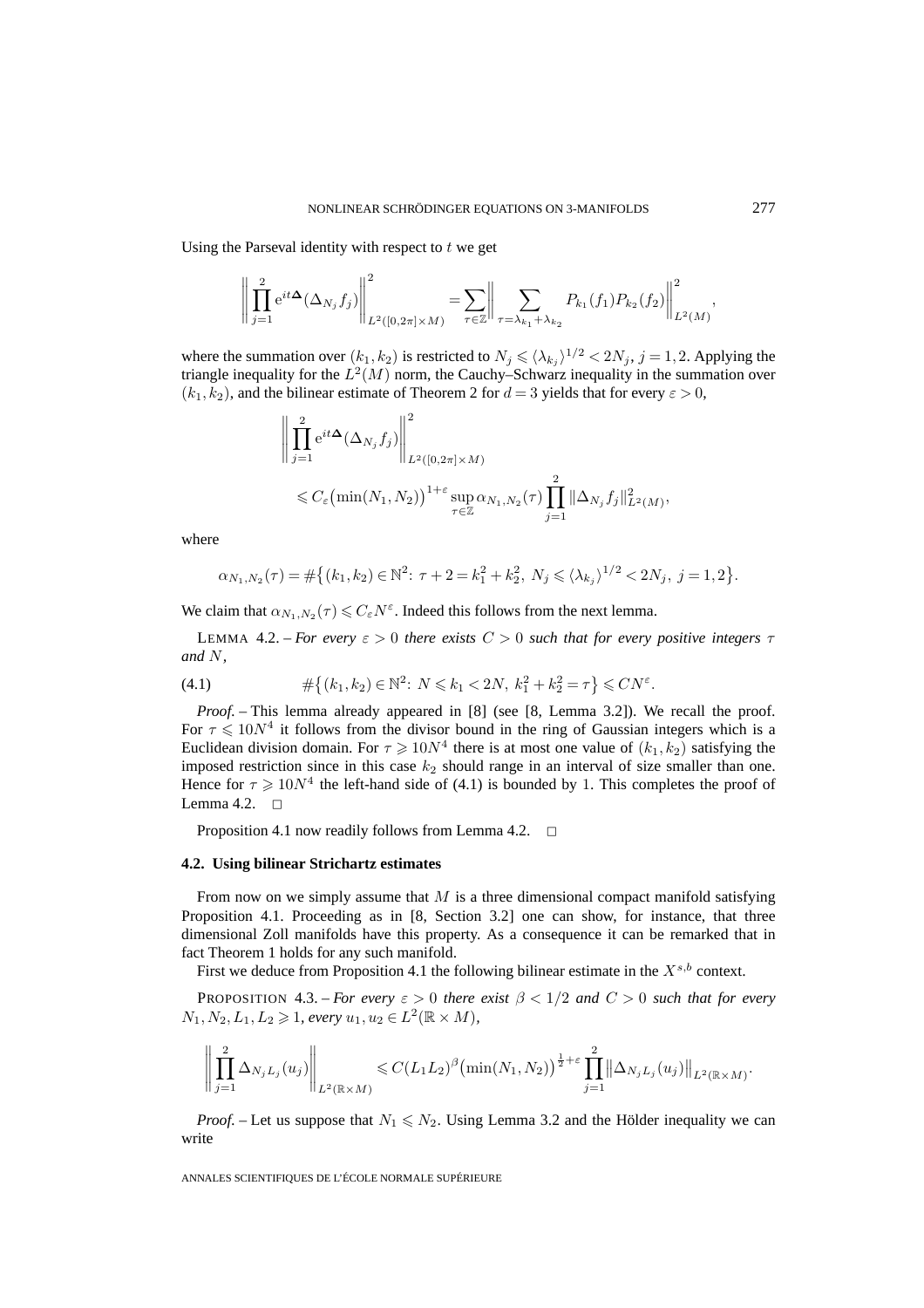Using the Parseval identity with respect to $t$ we get

$$\Big\| \prod_{j=1}^{2} \mathrm{e}^{it\boldsymbol{\Delta}}(\Delta_{N_j} f_j) \Big\|^2_{L^2([0,2\pi]\times M)} = \sum_{\tau\in\mathbb{Z}} \Big\| \sum_{\tau=\lambda_{k_1}+\lambda_{k_2}} P_{k_1}(f_1) P_{k_2}(f_2) \Big\|^2_{L^2(M)},$$

where the summation over $(k_1,k_2)$ is restricted to $N_j \leqslant \langle \lambda_{k_j}\rangle^{1/2} < 2N_j$, $j=1,2$. Applying the triangle inequality for the $L^2(M)$ norm, the Cauchy–Schwarz inequality in the summation over $(k_1,k_2)$, and the bilinear estimate of Theorem 2 for $d=3$ yields that for every $\varepsilon>0$,

$$\begin{aligned} &\Big\| \prod_{j=1}^{2} \mathrm{e}^{it\boldsymbol{\Delta}}(\Delta_{N_j} f_j) \Big\|^2_{L^2([0,2\pi]\times M)} \\ &\qquad \leqslant C_\varepsilon \big(\min(N_1,N_2)\big)^{1+\varepsilon} \sup_{\tau\in\mathbb{Z}} \alpha_{N_1,N_2}(\tau) \prod_{j=1}^{2} \|\Delta_{N_j} f_j\|^2_{L^2(M)}, \end{aligned}$$

where

$$\alpha_{N_1,N_2}(\tau) = \#\big\{(k_1,k_2)\in\mathbb{N}^2\colon\ \tau+2 = k_1^2+k_2^2,\ N_j \leqslant \langle\lambda_{k_j}\rangle^{1/2} < 2N_j,\ j=1,2\big\}.$$

We claim that $\alpha_{N_1,N_2}(\tau) \leqslant C_\varepsilon N^\varepsilon$. Indeed this follows from the next lemma.

LEMMA 4.2. – *For every $\varepsilon>0$ there exists $C>0$ such that for every positive integers $\tau$ and $N$,*

$$\#\big\{(k_1,k_2)\in\mathbb{N}^2\colon\ N\leqslant k_1 < 2N,\ k_1^2+k_2^2=\tau\big\} \leqslant C N^\varepsilon. \tag{4.1}$$

*Proof.* – This lemma already appeared in [8] (see [8, Lemma 3.2]). We recall the proof. For $\tau \leqslant 10N^4$ it follows from the divisor bound in the ring of Gaussian integers which is a Euclidean division domain. For $\tau \geqslant 10N^4$ there is at most one value of $(k_1,k_2)$ satisfying the imposed restriction since in this case $k_2$ should range in an interval of size smaller than one. Hence for $\tau \geqslant 10N^4$ the left-hand side of (4.1) is bounded by 1. This completes the proof of Lemma 4.2. □

Proposition 4.1 now readily follows from Lemma 4.2. □

### 4.2. Using bilinear Strichartz estimates

From now on we simply assume that $M$ is a three dimensional compact manifold satisfying Proposition 4.1. Proceeding as in [8, Section 3.2] one can show, for instance, that three dimensional Zoll manifolds have this property. As a consequence it can be remarked that in fact Theorem 1 holds for any such manifold.

First we deduce from Proposition 4.1 the following bilinear estimate in the $X^{s,b}$ context.

PROPOSITION 4.3. – *For every $\varepsilon>0$ there exist $\beta<1/2$ and $C>0$ such that for every $N_1,N_2,L_1,L_2\geqslant 1$, every $u_1,u_2\in L^2(\mathbb{R}\times M)$,*

$$\Big\| \prod_{j=1}^{2} \Delta_{N_jL_j}(u_j) \Big\|_{L^2(\mathbb{R}\times M)} \leqslant C (L_1L_2)^\beta \big(\min(N_1,N_2)\big)^{\frac12+\varepsilon} \prod_{j=1}^{2} \big\|\Delta_{N_jL_j}(u_j)\big\|_{L^2(\mathbb{R}\times M)}.$$

*Proof.* – Let us suppose that $N_1\leqslant N_2$. Using Lemma 3.2 and the Hölder inequality we can write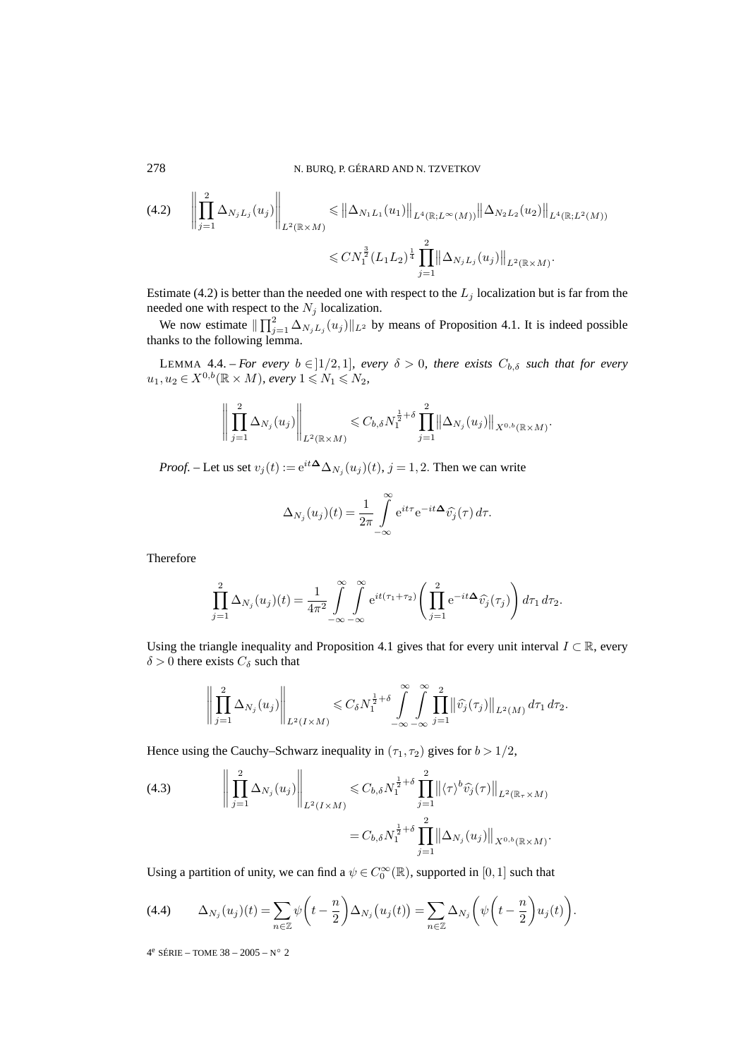$$\left\| \prod_{j=1}^{2} \Delta_{N_j L_j}(u_j) \right\|_{L^2(\mathbb{R}\times M)} \leqslant \left\| \Delta_{N_1 L_1}(u_1) \right\|_{L^4(\mathbb{R};L^\infty(M))} \left\| \Delta_{N_2 L_2}(u_2) \right\|_{L^4(\mathbb{R};L^2(M))}$$
$$\leqslant C N_1^{\frac{3}{2}} (L_1 L_2)^{\frac{1}{4}} \prod_{j=1}^{2} \left\| \Delta_{N_j L_j}(u_j) \right\|_{L^2(\mathbb{R}\times M)}. \tag{4.2}$$

Estimate (4.2) is better than the needed one with respect to the $L_j$ localization but is far from the needed one with respect to the $N_j$ localization.

We now estimate $\| \prod_{j=1}^{2} \Delta_{N_j L_j}(u_j) \|_{L^2}$ by means of Proposition 4.1. It is indeed possible thanks to the following lemma.

LEMMA 4.4. – *For every $b \in ]1/2, 1]$, every $\delta > 0$, there exists $C_{b,\delta}$ such that for every $u_1, u_2 \in X^{0,b}(\mathbb{R}\times M)$, every $1 \leqslant N_1 \leqslant N_2$,*

$$\left\| \prod_{j=1}^{2} \Delta_{N_j}(u_j) \right\|_{L^2(\mathbb{R}\times M)} \leqslant C_{b,\delta} N_1^{\frac{1}{2}+\delta} \prod_{j=1}^{2} \left\| \Delta_{N_j}(u_j) \right\|_{X^{0,b}(\mathbb{R}\times M)}.$$

*Proof.* – Let us set $v_j(t) := \mathrm{e}^{it\mathbf{\Delta}} \Delta_{N_j}(u_j)(t)$, $j = 1, 2$. Then we can write

$$\Delta_{N_j}(u_j)(t) = \frac{1}{2\pi} \int_{-\infty}^{\infty} \mathrm{e}^{it\tau} \mathrm{e}^{-it\mathbf{\Delta}} \widehat{v_j}(\tau)\, d\tau.$$

Therefore

$$\prod_{j=1}^{2} \Delta_{N_j}(u_j)(t) = \frac{1}{4\pi^2} \int_{-\infty}^{\infty} \int_{-\infty}^{\infty} \mathrm{e}^{it(\tau_1+\tau_2)} \left( \prod_{j=1}^{2} \mathrm{e}^{-it\mathbf{\Delta}} \widehat{v_j}(\tau_j) \right) d\tau_1\, d\tau_2.$$

Using the triangle inequality and Proposition 4.1 gives that for every unit interval $I \subset \mathbb{R}$, every $\delta > 0$ there exists $C_\delta$ such that

$$\left\| \prod_{j=1}^{2} \Delta_{N_j}(u_j) \right\|_{L^2(I\times M)} \leqslant C_\delta N_1^{\frac{1}{2}+\delta} \int_{-\infty}^{\infty} \int_{-\infty}^{\infty} \prod_{j=1}^{2} \left\| \widehat{v_j}(\tau_j) \right\|_{L^2(M)} d\tau_1\, d\tau_2.$$

Hence using the Cauchy–Schwarz inequality in $(\tau_1, \tau_2)$ gives for $b > 1/2$,

$$\left\| \prod_{j=1}^{2} \Delta_{N_j}(u_j) \right\|_{L^2(I\times M)} \leqslant C_{b,\delta} N_1^{\frac{1}{2}+\delta} \prod_{j=1}^{2} \left\| \langle \tau \rangle^b \widehat{v_j}(\tau) \right\|_{L^2(\mathbb{R}_\tau \times M)}$$
$$= C_{b,\delta} N_1^{\frac{1}{2}+\delta} \prod_{j=1}^{2} \left\| \Delta_{N_j}(u_j) \right\|_{X^{0,b}(\mathbb{R}\times M)}. \tag{4.3}$$

Using a partition of unity, we can find a $\psi \in C_0^\infty(\mathbb{R})$, supported in $[0, 1]$ such that

$$\Delta_{N_j}(u_j)(t) = \sum_{n\in\mathbb{Z}} \psi\left(t - \frac{n}{2}\right) \Delta_{N_j}\big(u_j(t)\big) = \sum_{n\in\mathbb{Z}} \Delta_{N_j}\left( \psi\left(t - \frac{n}{2}\right) u_j(t) \right). \tag{4.4}$$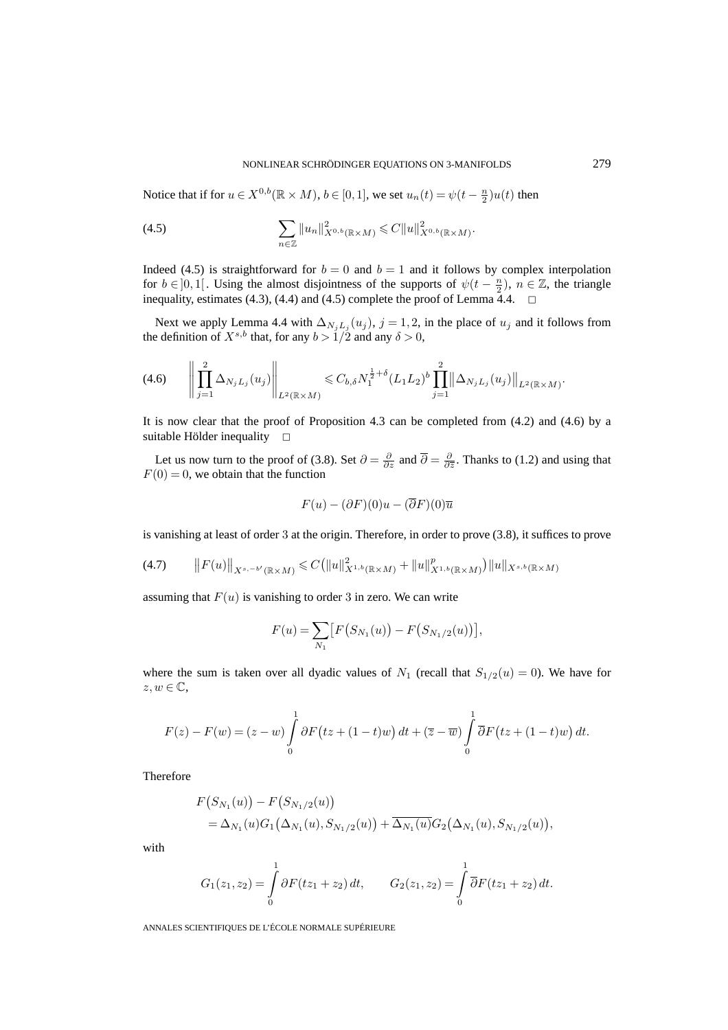Notice that if for $u \in X^{0,b}(\mathbb{R}\times M)$, $b \in [0,1]$, we set $u_n(t) = \psi(t-\frac{n}{2})u(t)$ then

$$\sum_{n\in\mathbb{Z}} \|u_n\|^2_{X^{0,b}(\mathbb{R}\times M)} \leqslant C\|u\|^2_{X^{0,b}(\mathbb{R}\times M)}. \tag{4.5}$$

Indeed (4.5) is straightforward for $b=0$ and $b=1$ and it follows by complex interpolation for $b \in ]0,1[$. Using the almost disjointness of the supports of $\psi(t-\frac{n}{2})$, $n \in \mathbb{Z}$, the triangle inequality, estimates (4.3), (4.4) and (4.5) complete the proof of Lemma 4.4. $\square$

Next we apply Lemma 4.4 with $\Delta_{N_j L_j}(u_j)$, $j=1,2$, in the place of $u_j$ and it follows from the definition of $X^{s,b}$ that, for any $b>1/2$ and any $\delta>0$,

$$\Big\|\prod_{j=1}^{2}\Delta_{N_j L_j}(u_j)\Big\|_{L^2(\mathbb{R}\times M)} \leqslant C_{b,\delta} N_1^{\frac{1}{2}+\delta}(L_1L_2)^b \prod_{j=1}^{2}\big\|\Delta_{N_j L_j}(u_j)\big\|_{L^2(\mathbb{R}\times M)}. \tag{4.6}$$

It is now clear that the proof of Proposition 4.3 can be completed from (4.2) and (4.6) by a suitable Hölder inequality $\square$

Let us now turn to the proof of (3.8). Set $\partial = \frac{\partial}{\partial z}$ and $\overline{\partial} = \frac{\partial}{\partial \overline{z}}$. Thanks to (1.2) and using that $F(0)=0$, we obtain that the function

$$F(u) - (\partial F)(0)u - (\overline{\partial}F)(0)\overline{u}$$

is vanishing at least of order 3 at the origin. Therefore, in order to prove (3.8), it suffices to prove

$$\big\|F(u)\big\|_{X^{s,-b'}(\mathbb{R}\times M)} \leqslant C\big(\|u\|^2_{X^{1,b}(\mathbb{R}\times M)} + \|u\|^p_{X^{1,b}(\mathbb{R}\times M)}\big)\|u\|_{X^{s,b}(\mathbb{R}\times M)} \tag{4.7}$$

assuming that $F(u)$ is vanishing to order 3 in zero. We can write

$$F(u) = \sum_{N_1}\big[F\big(S_{N_1}(u)\big) - F\big(S_{N_1/2}(u)\big)\big],$$

where the sum is taken over all dyadic values of $N_1$ (recall that $S_{1/2}(u)=0$). We have for $z,w\in\mathbb{C}$,

$$F(z)-F(w) = (z-w)\int_0^1 \partial F\big(tz+(1-t)w\big)\,dt + (\overline{z}-\overline{w})\int_0^1 \overline{\partial}F\big(tz+(1-t)w\big)\,dt.$$

Therefore

$$\begin{aligned}
&F\big(S_{N_1}(u)\big) - F\big(S_{N_1/2}(u)\big)\\
&\quad= \Delta_{N_1}(u)G_1\big(\Delta_{N_1}(u), S_{N_1/2}(u)\big) + \overline{\Delta_{N_1}(u)}G_2\big(\Delta_{N_1}(u), S_{N_1/2}(u)\big),
\end{aligned}$$

with

$$G_1(z_1,z_2) = \int_0^1 \partial F(tz_1+z_2)\,dt, \qquad G_2(z_1,z_2) = \int_0^1 \overline{\partial}F(tz_1+z_2)\,dt.$$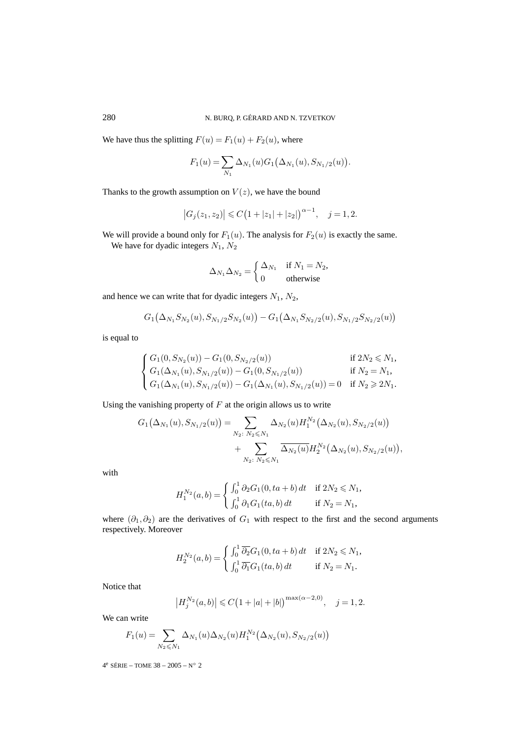We have thus the splitting $F(u) = F_1(u) + F_2(u)$, where

$$F_1(u) = \sum_{N_1} \Delta_{N_1}(u) G_1\big(\Delta_{N_1}(u), S_{N_1/2}(u)\big).$$

Thanks to the growth assumption on $V(z)$, we have the bound

$$\big|G_j(z_1, z_2)\big| \leqslant C\big(1 + |z_1| + |z_2|\big)^{\alpha-1}, \quad j = 1, 2.$$

We will provide a bound only for $F_1(u)$. The analysis for $F_2(u)$ is exactly the same.

We have for dyadic integers $N_1$, $N_2$

$$\Delta_{N_1}\Delta_{N_2} = \begin{cases} \Delta_{N_1} & \text{if } N_1 = N_2, \\ 0 & \text{otherwise} \end{cases}$$

and hence we can write that for dyadic integers $N_1$, $N_2$,

$$G_1\big(\Delta_{N_1} S_{N_2}(u), S_{N_1/2} S_{N_2}(u)\big) - G_1\big(\Delta_{N_1} S_{N_2/2}(u), S_{N_1/2} S_{N_2/2}(u)\big)$$

is equal to

$$\begin{cases} G_1(0, S_{N_2}(u)) - G_1(0, S_{N_2/2}(u)) & \text{if } 2N_2 \leqslant N_1, \\ G_1(\Delta_{N_1}(u), S_{N_1/2}(u)) - G_1(0, S_{N_1/2}(u)) & \text{if } N_2 = N_1, \\ G_1(\Delta_{N_1}(u), S_{N_1/2}(u)) - G_1(\Delta_{N_1}(u), S_{N_1/2}(u)) = 0 & \text{if } N_2 \geqslant 2N_1. \end{cases}$$

Using the vanishing property of $F$ at the origin allows us to write

$$\begin{aligned} G_1\big(\Delta_{N_1}(u), S_{N_1/2}(u)\big) = & \sum_{N_2:\ N_2 \leqslant N_1} \Delta_{N_2}(u) H_1^{N_2}\big(\Delta_{N_2}(u), S_{N_2/2}(u)\big) \\ & + \sum_{N_2:\ N_2 \leqslant N_1} \overline{\Delta_{N_2}(u)} H_2^{N_2}\big(\Delta_{N_2}(u), S_{N_2/2}(u)\big), \end{aligned}$$

with

$$H_1^{N_2}(a, b) = \begin{cases} \int_0^1 \partial_2 G_1(0, ta + b)\, dt & \text{if } 2N_2 \leqslant N_1, \\ \int_0^1 \partial_1 G_1(ta, b)\, dt & \text{if } N_2 = N_1, \end{cases}$$

where $(\partial_1, \partial_2)$ are the derivatives of $G_1$ with respect to the first and the second arguments respectively. Moreover

$$H_2^{N_2}(a, b) = \begin{cases} \int_0^1 \overline{\partial_2} G_1(0, ta + b)\, dt & \text{if } 2N_2 \leqslant N_1, \\ \int_0^1 \overline{\partial_1} G_1(ta, b)\, dt & \text{if } N_2 = N_1. \end{cases}$$

Notice that

$$\big|H_j^{N_2}(a, b)\big| \leqslant C\big(1 + |a| + |b|\big)^{\max(\alpha-2, 0)}, \quad j = 1, 2.$$

We can write

$$F_1(u) = \sum_{N_2 \leqslant N_1} \Delta_{N_1}(u) \Delta_{N_2}(u) H_1^{N_2}\big(\Delta_{N_2}(u), S_{N_2/2}(u)\big)$$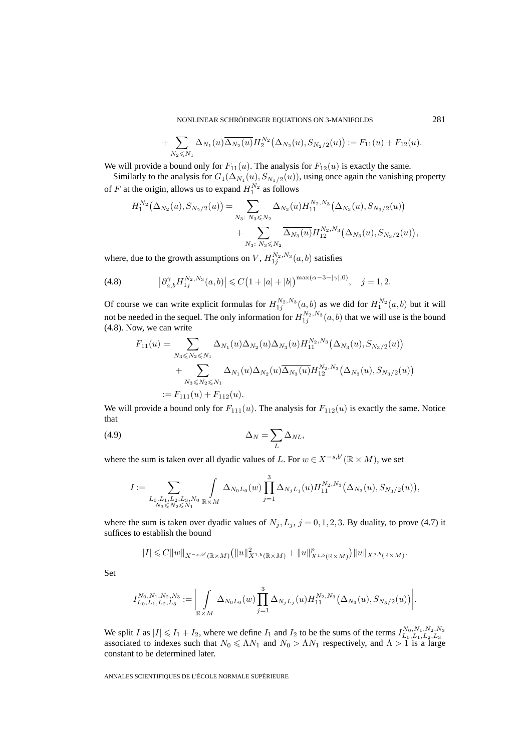$$+\sum_{N_2\leqslant N_1}\Delta_{N_1}(u)\overline{\Delta_{N_2}(u)}H_2^{N_2}\big(\Delta_{N_2}(u),S_{N_2/2}(u)\big):=F_{11}(u)+F_{12}(u).$$

We will provide a bound only for $F_{11}(u)$. The analysis for $F_{12}(u)$ is exactly the same.

Similarly to the analysis for $G_1(\Delta_{N_1}(u),S_{N_1/2}(u))$, using once again the vanishing property of $F$ at the origin, allows us to expand $H_1^{N_2}$ as follows

$$H_1^{N_2}\big(\Delta_{N_2}(u),S_{N_2/2}(u)\big)=\sum_{N_3:\,N_3\leqslant N_2}\Delta_{N_3}(u)H_{11}^{N_2,N_3}\big(\Delta_{N_3}(u),S_{N_3/2}(u)\big)$$
$$+\sum_{N_3:\,N_3\leqslant N_2}\overline{\Delta_{N_3}(u)}H_{12}^{N_2,N_3}\big(\Delta_{N_3}(u),S_{N_3/2}(u)\big),$$

where, due to the growth assumptions on $V$, $H_{1j}^{N_2,N_3}(a,b)$ satisfies

$$\big|\partial_{a,b}^{\gamma}H_{1j}^{N_2,N_3}(a,b)\big|\leqslant C\big(1+|a|+|b|\big)^{\max(\alpha-3-|\gamma|,0)},\quad j=1,2. \tag{4.8}$$

Of course we can write explicit formulas for $H_{1j}^{N_2,N_3}(a,b)$ as we did for $H_1^{N_2}(a,b)$ but it will not be needed in the sequel. The only information for $H_{1j}^{N_2,N_3}(a,b)$ that we will use is the bound (4.8). Now, we can write

$$\begin{aligned}F_{11}(u)=&\sum_{N_3\leqslant N_2\leqslant N_1}\Delta_{N_1}(u)\Delta_{N_2}(u)\Delta_{N_3}(u)H_{11}^{N_2,N_3}\big(\Delta_{N_3}(u),S_{N_3/2}(u)\big)\\&+\sum_{N_3\leqslant N_2\leqslant N_1}\Delta_{N_1}(u)\Delta_{N_2}(u)\overline{\Delta_{N_3}(u)}H_{12}^{N_2,N_3}\big(\Delta_{N_3}(u),S_{N_3/2}(u)\big)\\:=&F_{111}(u)+F_{112}(u).\end{aligned}$$

We will provide a bound only for $F_{111}(u)$. The analysis for $F_{112}(u)$ is exactly the same. Notice that

$$\Delta_N=\sum_L\Delta_{NL}, \tag{4.9}$$

where the sum is taken over all dyadic values of $L$. For $w\in X^{-s,b'}(\mathbb{R}\times M)$, we set

$$I:=\sum_{\substack{L_0,L_1,L_2,L_3,N_0\\N_3\leqslant N_2\leqslant N_1}}\int_{\mathbb{R}\times M}\Delta_{N_0L_0}(w)\prod_{j=1}^{3}\Delta_{N_jL_j}(u)H_{11}^{N_2,N_3}\big(\Delta_{N_3}(u),S_{N_3/2}(u)\big),$$

where the sum is taken over dyadic values of $N_j,L_j$, $j=0,1,2,3$. By duality, to prove (4.7) it suffices to establish the bound

$$|I|\leqslant C\|w\|_{X^{-s,b'}(\mathbb{R}\times M)}\big(\|u\|_{X^{1,b}(\mathbb{R}\times M)}^2+\|u\|_{X^{1,b}(\mathbb{R}\times M)}^p\big)\|u\|_{X^{s,b}(\mathbb{R}\times M)}.$$

Set

$$I_{L_0,L_1,L_2,L_3}^{N_0,N_1,N_2,N_3}:=\Big|\int_{\mathbb{R}\times M}\Delta_{N_0L_0}(w)\prod_{j=1}^{3}\Delta_{N_jL_j}(u)H_{11}^{N_2,N_3}\big(\Delta_{N_3}(u),S_{N_3/2}(u)\big)\Big|.$$

We split $I$ as $|I|\leqslant I_1+I_2$, where we define $I_1$ and $I_2$ to be the sums of the terms $I_{L_0,L_1,L_2,L_3}^{N_0,N_1,N_2,N_3}$ associated to indexes such that $N_0\leqslant\Lambda N_1$ and $N_0>\Lambda N_1$ respectively, and $\Lambda>1$ is a large constant to be determined later.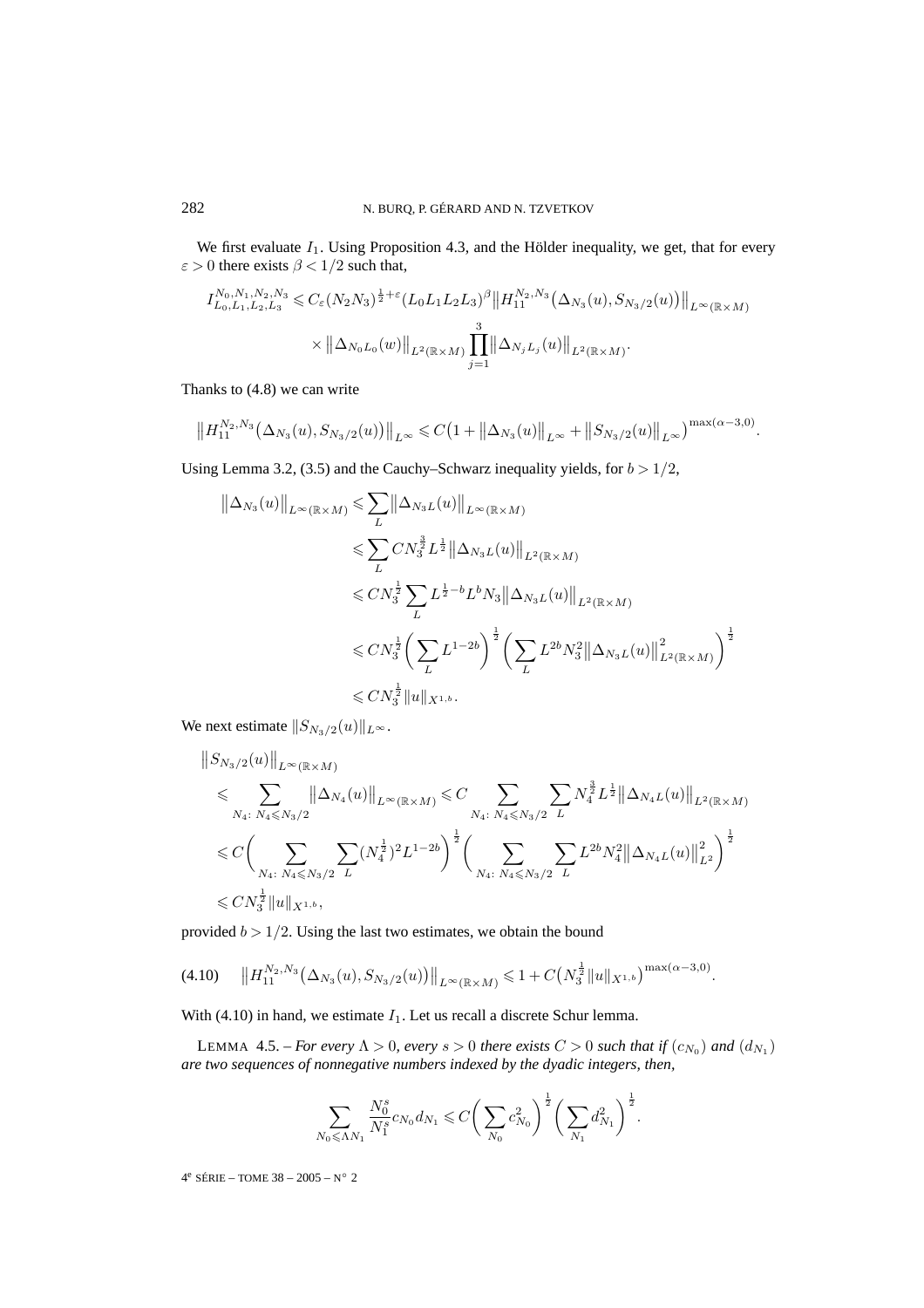We first evaluate $I_1$. Using Proposition 4.3, and the Hölder inequality, we get, that for every $\varepsilon > 0$ there exists $\beta < 1/2$ such that,

$$I^{N_0,N_1,N_2,N_3}_{L_0,L_1,L_2,L_3} \leqslant C_\varepsilon (N_2 N_3)^{\frac{1}{2}+\varepsilon} (L_0 L_1 L_2 L_3)^{\beta} \big\| H^{N_2,N_3}_{11}\big(\Delta_{N_3}(u), S_{N_3/2}(u)\big)\big\|_{L^\infty(\mathbb{R}\times M)} \times \big\|\Delta_{N_0 L_0}(w)\big\|_{L^2(\mathbb{R}\times M)} \prod_{j=1}^{3} \big\|\Delta_{N_j L_j}(u)\big\|_{L^2(\mathbb{R}\times M)}.$$

Thanks to (4.8) we can write

$$\big\| H^{N_2,N_3}_{11}\big(\Delta_{N_3}(u), S_{N_3/2}(u)\big)\big\|_{L^\infty} \leqslant C\big(1 + \big\|\Delta_{N_3}(u)\big\|_{L^\infty} + \big\|S_{N_3/2}(u)\big\|_{L^\infty}\big)^{\max(\alpha-3,0)}.$$

Using Lemma 3.2, (3.5) and the Cauchy–Schwarz inequality yields, for $b > 1/2$,

$$\begin{aligned}
\big\|\Delta_{N_3}(u)\big\|_{L^\infty(\mathbb{R}\times M)} &\leqslant \sum_L \big\|\Delta_{N_3 L}(u)\big\|_{L^\infty(\mathbb{R}\times M)} \\
&\leqslant \sum_L C N_3^{\frac{3}{2}} L^{\frac{1}{2}} \big\|\Delta_{N_3 L}(u)\big\|_{L^2(\mathbb{R}\times M)} \\
&\leqslant C N_3^{\frac{1}{2}} \sum_L L^{\frac{1}{2}-b} L^b N_3 \big\|\Delta_{N_3 L}(u)\big\|_{L^2(\mathbb{R}\times M)} \\
&\leqslant C N_3^{\frac{1}{2}} \bigg(\sum_L L^{1-2b}\bigg)^{\frac{1}{2}} \bigg(\sum_L L^{2b} N_3^2 \big\|\Delta_{N_3 L}(u)\big\|^2_{L^2(\mathbb{R}\times M)}\bigg)^{\frac{1}{2}} \\
&\leqslant C N_3^{\frac{1}{2}} \|u\|_{X^{1,b}}.
\end{aligned}$$

We next estimate $\|S_{N_3/2}(u)\|_{L^\infty}$.

$$\begin{aligned}
&\big\|S_{N_3/2}(u)\big\|_{L^\infty(\mathbb{R}\times M)} \\
&\leqslant \sum_{N_4:\ N_4 \leqslant N_3/2} \big\|\Delta_{N_4}(u)\big\|_{L^\infty(\mathbb{R}\times M)} \leqslant C \sum_{N_4:\ N_4\leqslant N_3/2} \sum_L N_4^{\frac{3}{2}} L^{\frac{1}{2}} \big\|\Delta_{N_4 L}(u)\big\|_{L^2(\mathbb{R}\times M)} \\
&\leqslant C\bigg(\sum_{N_4:\ N_4\leqslant N_3/2} \sum_L \big(N_4^{\frac{1}{2}}\big)^2 L^{1-2b}\bigg)^{\frac{1}{2}} \bigg(\sum_{N_4:\ N_4\leqslant N_3/2} \sum_L L^{2b} N_4^2 \big\|\Delta_{N_4 L}(u)\big\|^2_{L^2}\bigg)^{\frac{1}{2}} \\
&\leqslant C N_3^{\frac{1}{2}} \|u\|_{X^{1,b}},
\end{aligned}$$

provided $b > 1/2$. Using the last two estimates, we obtain the bound

$$\big\|H^{N_2,N_3}_{11}\big(\Delta_{N_3}(u), S_{N_3/2}(u)\big)\big\|_{L^\infty(\mathbb{R}\times M)} \leqslant 1 + C\big(N_3^{\frac{1}{2}} \|u\|_{X^{1,b}}\big)^{\max(\alpha-3,0)}. \tag{4.10}$$

With (4.10) in hand, we estimate $I_1$. Let us recall a discrete Schur lemma.

LEMMA 4.5. – *For every $\Lambda > 0$, every $s > 0$ there exists $C > 0$ such that if $(c_{N_0})$ and $(d_{N_1})$ are two sequences of nonnegative numbers indexed by the dyadic integers, then,*

$$\sum_{N_0 \leqslant \Lambda N_1} \frac{N_0^s}{N_1^s} c_{N_0} d_{N_1} \leqslant C\bigg(\sum_{N_0} c^2_{N_0}\bigg)^{\frac{1}{2}} \bigg(\sum_{N_1} d^2_{N_1}\bigg)^{\frac{1}{2}}.$$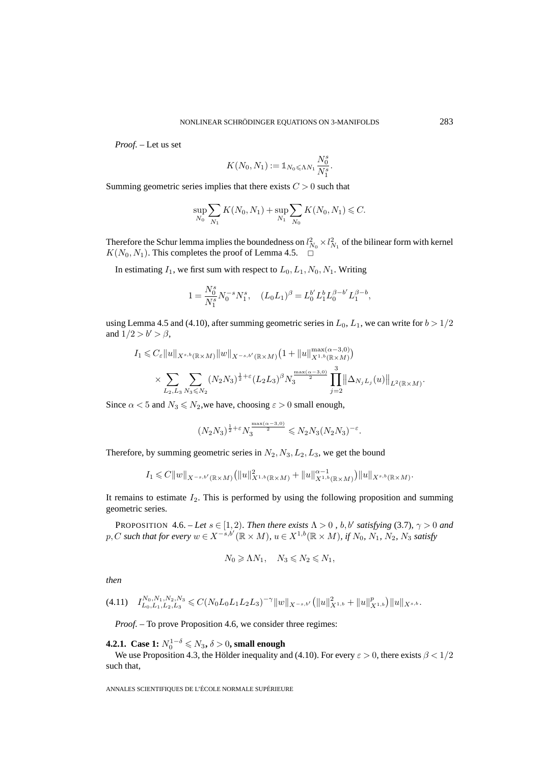*Proof.* – Let us set

$$K(N_0, N_1) := \mathbb{1}_{N_0 \leqslant \Lambda N_1} \frac{N_0^s}{N_1^s}.$$

Summing geometric series implies that there exists $C > 0$ such that

$$\sup_{N_0} \sum_{N_1} K(N_0, N_1) + \sup_{N_1} \sum_{N_0} K(N_0, N_1) \leqslant C.$$

Therefore the Schur lemma implies the boundedness on $l^2_{N_0} \times l^2_{N_1}$ of the bilinear form with kernel $K(N_0, N_1)$. This completes the proof of Lemma 4.5. □

In estimating $I_1$, we first sum with respect to $L_0, L_1, N_0, N_1$. Writing

$$1 = \frac{N_0^s}{N_1^s} N_0^{-s} N_1^s, \quad (L_0 L_1)^\beta = L_0^{b'} L_1^b L_0^{\beta - b'} L_1^{\beta - b},$$

using Lemma 4.5 and (4.10), after summing geometric series in $L_0$, $L_1$, we can write for $b > 1/2$ and $1/2 > b' > \beta$,

$$I_1 \leqslant C_\varepsilon \|u\|_{X^{s,b}(\mathbb{R}\times M)} \|w\|_{X^{-s,b'}(\mathbb{R}\times M)} \big(1 + \|u\|^{\max(\alpha-3,0)}_{X^{1,b}(\mathbb{R}\times M)}\big)$$
$$\times \sum_{L_2, L_3} \sum_{N_3 \leqslant N_2} (N_2 N_3)^{\frac{1}{2}+\varepsilon} (L_2 L_3)^\beta N_3^{\frac{\max(\alpha-3,0)}{2}} \prod_{j=2}^{3} \big\|\Delta_{N_j L_j}(u)\big\|_{L^2(\mathbb{R}\times M)}.$$

Since $\alpha < 5$ and $N_3 \leqslant N_2$,we have, choosing $\varepsilon > 0$ small enough,

$$(N_2 N_3)^{\frac{1}{2}+\varepsilon} N_3^{\frac{\max(\alpha-3,0)}{2}} \leqslant N_2 N_3 (N_2 N_3)^{-\varepsilon}.$$

Therefore, by summing geometric series in $N_2, N_3, L_2, L_3$, we get the bound

$$I_1 \leqslant C \|w\|_{X^{-s,b'}(\mathbb{R}\times M)} \big(\|u\|^2_{X^{1,b}(\mathbb{R}\times M)} + \|u\|^{\alpha-1}_{X^{1,b}(\mathbb{R}\times M)}\big) \|u\|_{X^{s,b}(\mathbb{R}\times M)}.$$

It remains to estimate $I_2$. This is performed by using the following proposition and summing geometric series.

PROPOSITION 4.6. – *Let $s \in [1, 2)$. Then there exists $\Lambda > 0$ , $b, b'$ satisfying* (3.7)*, $\gamma > 0$ and $p, C$ such that for every $w \in X^{-s,b'}(\mathbb{R}\times M)$, $u \in X^{1,b}(\mathbb{R}\times M)$, if $N_0$, $N_1$, $N_2$, $N_3$ satisfy*

$$N_0 \geqslant \Lambda N_1, \quad N_3 \leqslant N_2 \leqslant N_1,$$

*then*

$$I^{N_0,N_1,N_2,N_3}_{L_0,L_1,L_2,L_3} \leqslant C (N_0 L_0 L_1 L_2 L_3)^{-\gamma} \|w\|_{X^{-s,b'}} \big(\|u\|^2_{X^{1,b}} + \|u\|^p_{X^{1,b}}\big) \|u\|_{X^{s,b}}. \tag{4.11}$$

*Proof.* – To prove Proposition 4.6, we consider three regimes:

### 4.2.1. Case 1: $N_0^{1-\delta} \leqslant N_3$, $\delta > 0$, small enough

We use Proposition 4.3, the Hölder inequality and (4.10). For every $\varepsilon > 0$, there exists $\beta < 1/2$ such that,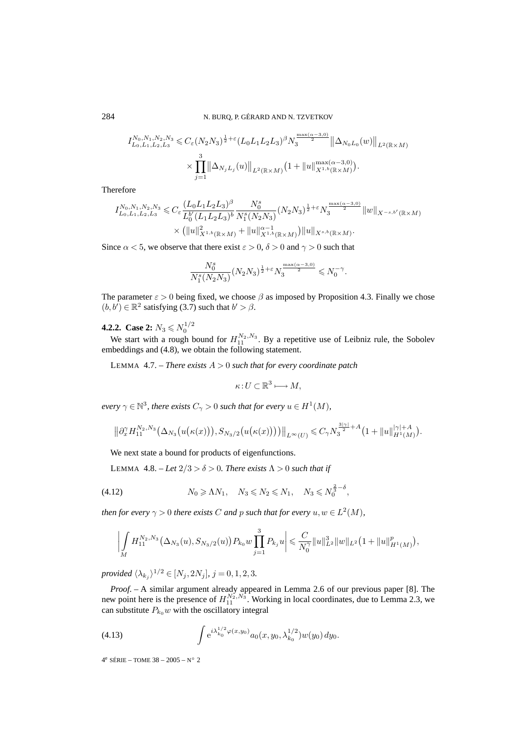$$I_{L_0,L_1,L_2,L_3}^{N_0,N_1,N_2,N_3} \leqslant C_\varepsilon (N_2N_3)^{\frac{1}{2}+\varepsilon}(L_0L_1L_2L_3)^{\beta} N_3^{\frac{\max(\alpha-3,0)}{2}} \big\|\Delta_{N_0L_0}(w)\big\|_{L^2(\mathbb{R}\times M)}$$
$$\times \prod_{j=1}^{3}\big\|\Delta_{N_jL_j}(u)\big\|_{L^2(\mathbb{R}\times M)}\big(1+\|u\|_{X^{1,b}(\mathbb{R}\times M)}^{\max(\alpha-3,0)}\big).$$

Therefore

$$I_{L_0,L_1,L_2,L_3}^{N_0,N_1,N_2,N_3} \leqslant C_\varepsilon \frac{(L_0L_1L_2L_3)^{\beta}}{L_0^{b'}(L_1L_2L_3)^{b}}\frac{N_0^s}{N_1^s(N_2N_3)}(N_2N_3)^{\frac{1}{2}+\varepsilon}N_3^{\frac{\max(\alpha-3,0)}{2}}\|w\|_{X^{-s,b'}(\mathbb{R}\times M)}$$
$$\times \big(\|u\|_{X^{1,b}(\mathbb{R}\times M)}^2+\|u\|_{X^{1,b}(\mathbb{R}\times M)}^{\alpha-1}\big)\|u\|_{X^{s,b}(\mathbb{R}\times M)}.$$

Since $\alpha<5$, we observe that there exist $\varepsilon>0$, $\delta>0$ and $\gamma>0$ such that

$$\frac{N_0^s}{N_1^s(N_2N_3)}(N_2N_3)^{\frac{1}{2}+\varepsilon}N_3^{\frac{\max(\alpha-3,0)}{2}} \leqslant N_0^{-\gamma}.$$

The parameter $\varepsilon>0$ being fixed, we choose $\beta$ as imposed by Proposition 4.3. Finally we chose $(b,b')\in\mathbb{R}^2$ satisfying (3.7) such that $b'>\beta$.

### 4.2.2. Case 2: $N_3 \leqslant N_0^{1/2}$

We start with a rough bound for $H_{11}^{N_2,N_3}$. By a repetitive use of Leibniz rule, the Sobolev embeddings and (4.8), we obtain the following statement.

LEMMA 4.7. – *There exists $A>0$ such that for every coordinate patch*

$$\kappa: U\subset\mathbb{R}^3 \longmapsto M,$$

*every $\gamma\in\mathbb{N}^3$, there exists $C_\gamma>0$ such that for every $u\in H^1(M)$,*

$$\big\|\partial_x^\gamma H_{11}^{N_2,N_3}\big(\Delta_{N_3}\big(u\big(\kappa(x)\big)\big),S_{N_3/2}\big(u\big(\kappa(x)\big)\big)\big)\big\|_{L^\infty(U)} \leqslant C_\gamma N_3^{\frac{3|\gamma|}{2}+A}\big(1+\|u\|_{H^1(M)}^{|\gamma|+A}\big).$$

We next state a bound for products of eigenfunctions.

LEMMA 4.8. – *Let $2/3>\delta>0$. There exists $\Lambda>0$ such that if*

$$N_0\geqslant \Lambda N_1, \quad N_3\leqslant N_2\leqslant N_1, \quad N_3\leqslant N_0^{\frac{2}{3}-\delta}, \tag{4.12}$$

*then for every $\gamma>0$ there exists $C$ and $p$ such that for every $u,w\in L^2(M)$,*

$$\left|\int_M H_{11}^{N_2,N_3}\big(\Delta_{N_3}(u),S_{N_3/2}(u)\big)P_{k_0}w\prod_{j=1}^{3}P_{k_j}u\right| \leqslant \frac{C}{N_0^\gamma}\|u\|_{L^2}^3\|w\|_{L^2}\big(1+\|u\|_{H^1(M)}^p\big),$$

*provided $\langle\lambda_{k_j}\rangle^{1/2}\in[N_j,2N_j]$, $j=0,1,2,3$.*

*Proof.* – A similar argument already appeared in Lemma 2.6 of our previous paper [8]. The new point here is the presence of $H_{11}^{N_2,N_3}$. Working in local coordinates, due to Lemma 2.3, we can substitute $P_{k_0}w$ with the oscillatory integral

$$\int e^{i\lambda_{k_0}^{1/2}\varphi(x,y_0)}a_0(x,y_0,\lambda_{k_0}^{1/2})w(y_0)\,dy_0. \tag{4.13}$$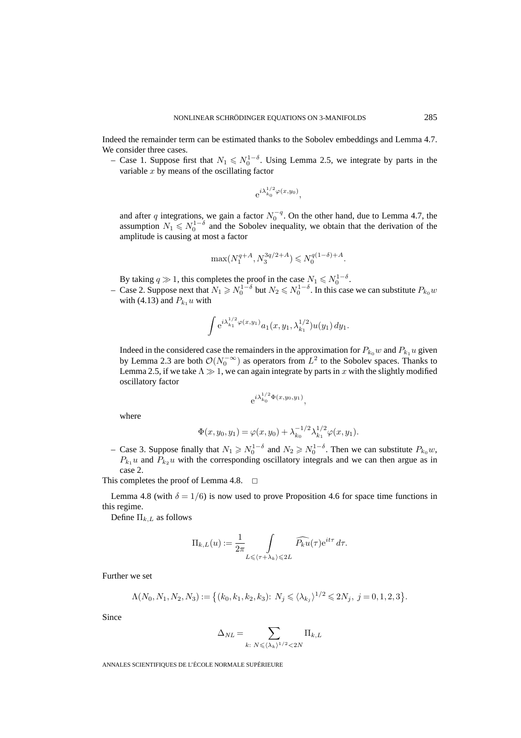Indeed the remainder term can be estimated thanks to the Sobolev embeddings and Lemma 4.7. We consider three cases.

– Case 1. Suppose first that $N_1 \leqslant N_0^{1-\delta}$. Using Lemma 2.5, we integrate by parts in the variable $x$ by means of the oscillating factor

$$e^{i\lambda_{k_0}^{1/2}\varphi(x,y_0)},$$

and after $q$ integrations, we gain a factor $N_0^{-q}$. On the other hand, due to Lemma 4.7, the assumption $N_1 \leqslant N_0^{1-\delta}$ and the Sobolev inequality, we obtain that the derivation of the amplitude is causing at most a factor

$$\max(N_1^{q+A}, N_3^{3q/2+A}) \leqslant N_0^{q(1-\delta)+A}.$$

By taking $q \gg 1$, this completes the proof in the case $N_1 \leqslant N_0^{1-\delta}$.

– Case 2. Suppose next that $N_1 \geqslant N_0^{1-\delta}$ but $N_2 \leqslant N_0^{1-\delta}$. In this case we can substitute $P_{k_0}w$ with (4.13) and $P_{k_1}u$ with

$$\int e^{i\lambda_{k_1}^{1/2}\varphi(x,y_1)} a_1(x,y_1,\lambda_{k_1}^{1/2}) u(y_1)\, dy_1.$$

Indeed in the considered case the remainders in the approximation for $P_{k_0}w$ and $P_{k_1}u$ given by Lemma 2.3 are both $\mathcal{O}(N_0^{-\infty})$ as operators from $L^2$ to the Sobolev spaces. Thanks to Lemma 2.5, if we take $\Lambda \gg 1$, we can again integrate by parts in $x$ with the slightly modified oscillatory factor

$$e^{i\lambda_{k_0}^{1/2}\Phi(x,y_0,y_1)},$$

where

$$\Phi(x,y_0,y_1) = \varphi(x,y_0) + \lambda_{k_0}^{-1/2}\lambda_{k_1}^{1/2}\varphi(x,y_1).$$

– Case 3. Suppose finally that $N_1 \geqslant N_0^{1-\delta}$ and $N_2 \geqslant N_0^{1-\delta}$. Then we can substitute $P_{k_0}w$, $P_{k_1}u$ and $P_{k_2}u$ with the corresponding oscillatory integrals and we can then argue as in case 2.

This completes the proof of Lemma 4.8. □

Lemma 4.8 (with $\delta = 1/6$) is now used to prove Proposition 4.6 for space time functions in this regime.

Define $\Pi_{k,L}$ as follows

$$\Pi_{k,L}(u) := \frac{1}{2\pi} \int\limits_{L \leqslant \langle \tau + \lambda_k \rangle \leqslant 2L} \widehat{P_k u}(\tau) e^{it\tau}\, d\tau.$$

Further we set

$$\Lambda(N_0,N_1,N_2,N_3) := \big\{(k_0,k_1,k_2,k_3)\colon\ N_j \leqslant \langle \lambda_{k_j} \rangle^{1/2} \leqslant 2N_j,\ j = 0,1,2,3\big\}.$$

Since

$$\Delta_{NL} = \sum_{k\colon\ N \leqslant \langle \lambda_k \rangle^{1/2} < 2N} \Pi_{k,L}$$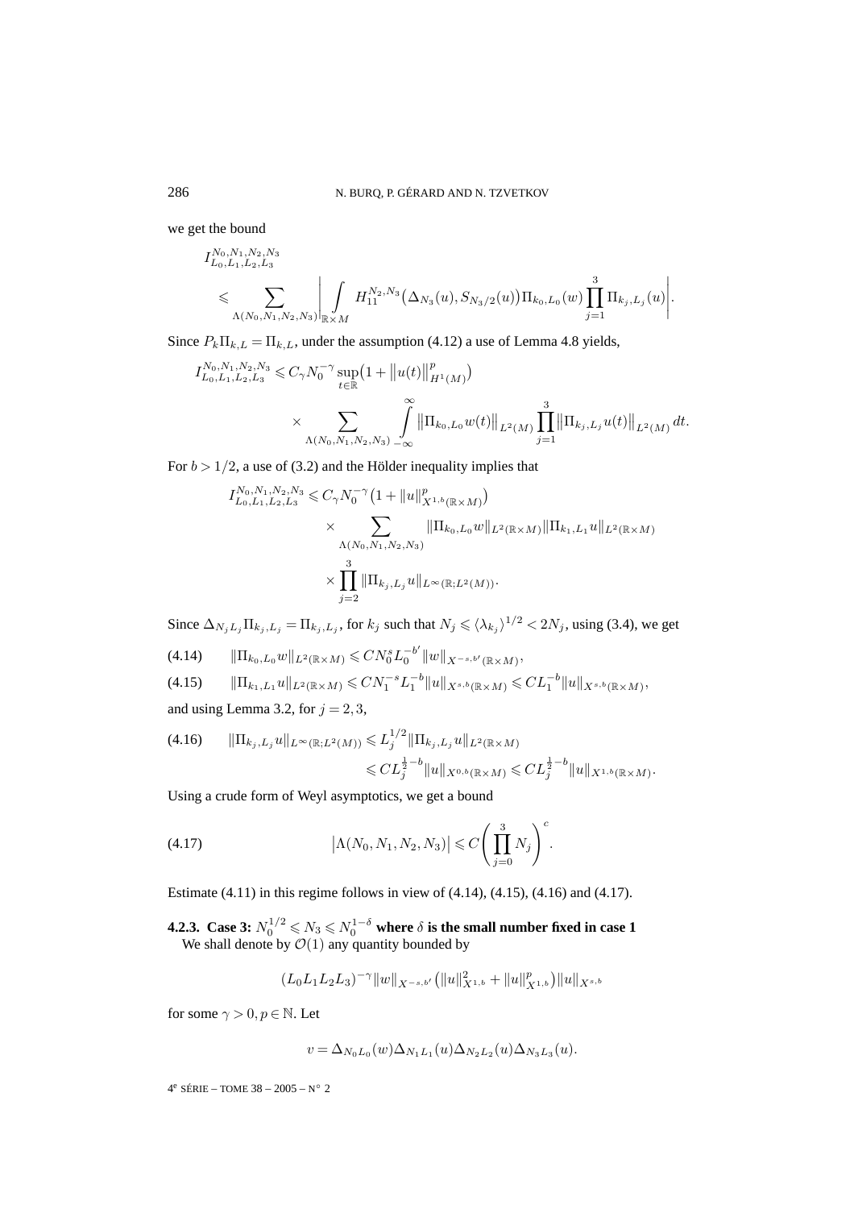we get the bound

$$I^{N_0,N_1,N_2,N_3}_{L_0,L_1,L_2,L_3} \leqslant \sum_{\Lambda(N_0,N_1,N_2,N_3)} \left| \int_{\mathbb{R}\times M} H_{11}^{N_2,N_3}\big(\Delta_{N_3}(u), S_{N_3/2}(u)\big)\Pi_{k_0,L_0}(w)\prod_{j=1}^{3}\Pi_{k_j,L_j}(u)\right|.$$

Since $P_k\Pi_{k,L} = \Pi_{k,L}$, under the assumption (4.12) a use of Lemma 4.8 yields,

$$I^{N_0,N_1,N_2,N_3}_{L_0,L_1,L_2,L_3} \leqslant C_\gamma N_0^{-\gamma}\sup_{t\in\mathbb{R}}\big(1+\|u(t)\|^p_{H^1(M)}\big) \times \sum_{\Lambda(N_0,N_1,N_2,N_3)} \int_{-\infty}^{\infty} \|\Pi_{k_0,L_0}w(t)\|_{L^2(M)}\prod_{j=1}^{3}\|\Pi_{k_j,L_j}u(t)\|_{L^2(M)}\,dt.$$

For $b>1/2$, a use of (3.2) and the Hölder inequality implies that

$$\begin{aligned}I^{N_0,N_1,N_2,N_3}_{L_0,L_1,L_2,L_3} &\leqslant C_\gamma N_0^{-\gamma}\big(1+\|u\|^p_{X^{1,b}(\mathbb{R}\times M)}\big)\\ &\quad\times \sum_{\Lambda(N_0,N_1,N_2,N_3)} \|\Pi_{k_0,L_0}w\|_{L^2(\mathbb{R}\times M)}\|\Pi_{k_1,L_1}u\|_{L^2(\mathbb{R}\times M)}\\ &\quad\times\prod_{j=2}^{3}\|\Pi_{k_j,L_j}u\|_{L^\infty(\mathbb{R};L^2(M))}.\end{aligned}$$

Since $\Delta_{N_jL_j}\Pi_{k_j,L_j} = \Pi_{k_j,L_j}$, for $k_j$ such that $N_j \leqslant \langle\lambda_{k_j}\rangle^{1/2} < 2N_j$, using (3.4), we get

$$\|\Pi_{k_0,L_0}w\|_{L^2(\mathbb{R}\times M)} \leqslant CN_0^sL_0^{-b'}\|w\|_{X^{-s,b'}(\mathbb{R}\times M)}, \tag{4.14}$$

$$\|\Pi_{k_1,L_1}u\|_{L^2(\mathbb{R}\times M)} \leqslant CN_1^{-s}L_1^{-b}\|u\|_{X^{s,b}(\mathbb{R}\times M)} \leqslant CL_1^{-b}\|u\|_{X^{s,b}(\mathbb{R}\times M)}, \tag{4.15}$$

and using Lemma 3.2, for $j=2,3$,

$$\begin{aligned}\|\Pi_{k_j,L_j}u\|_{L^\infty(\mathbb{R};L^2(M))} &\leqslant L_j^{1/2}\|\Pi_{k_j,L_j}u\|_{L^2(\mathbb{R}\times M)}\\ &\leqslant CL_j^{\frac12-b}\|u\|_{X^{0,b}(\mathbb{R}\times M)} \leqslant CL_j^{\frac12-b}\|u\|_{X^{1,b}(\mathbb{R}\times M)}.\end{aligned}\tag{4.16}$$

Using a crude form of Weyl asymptotics, we get a bound

$$\big|\Lambda(N_0,N_1,N_2,N_3)\big| \leqslant C\left(\prod_{j=0}^{3}N_j\right)^c. \tag{4.17}$$

Estimate (4.11) in this regime follows in view of (4.14), (4.15), (4.16) and (4.17).

#### 4.2.3. Case 3: $N_0^{1/2} \leqslant N_3 \leqslant N_0^{1-\delta}$ where $\delta$ is the small number fixed in case 1

We shall denote by $\mathcal{O}(1)$ any quantity bounded by

$$(L_0L_1L_2L_3)^{-\gamma}\|w\|_{X^{-s,b'}}\big(\|u\|^2_{X^{1,b}}+\|u\|^p_{X^{1,b}}\big)\|u\|_{X^{s,b}}$$

for some $\gamma>0, p\in\mathbb{N}$. Let

$$v = \Delta_{N_0L_0}(w)\Delta_{N_1L_1}(u)\Delta_{N_2L_2}(u)\Delta_{N_3L_3}(u).$$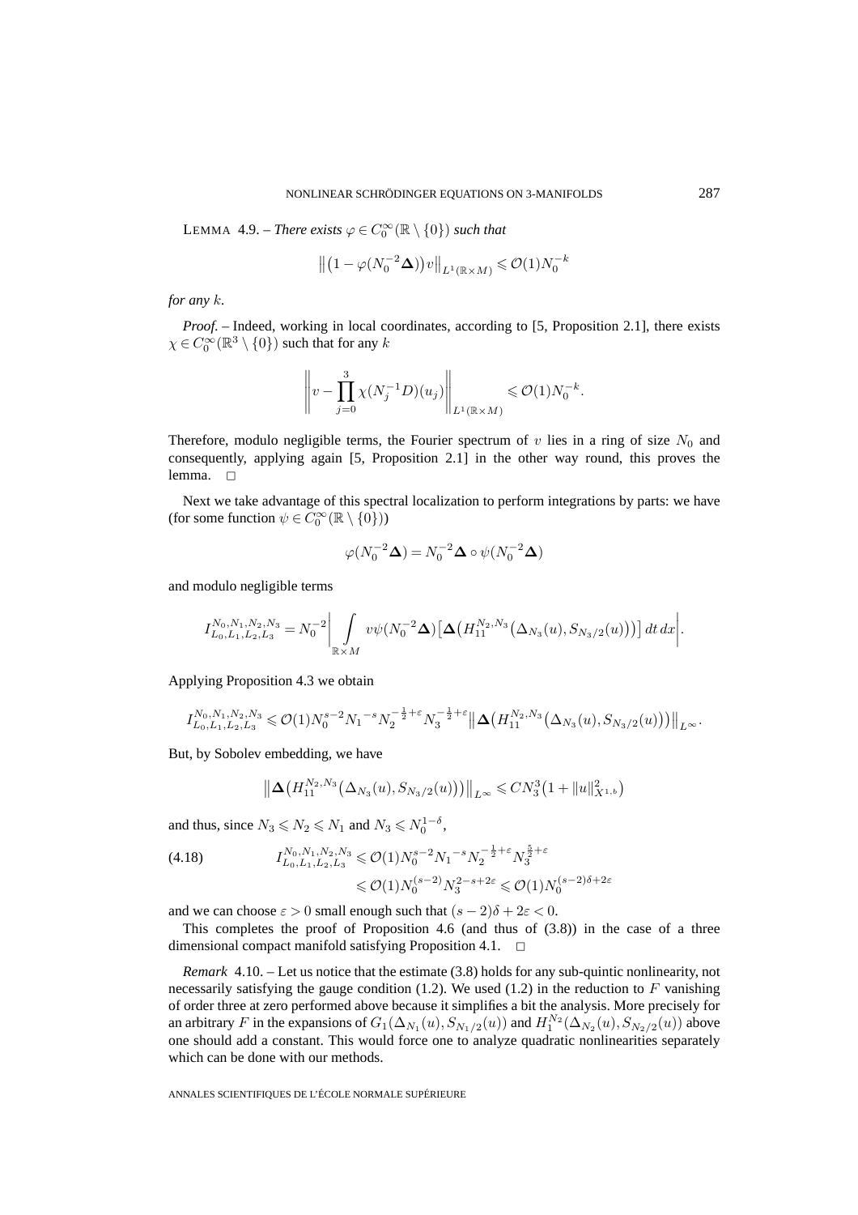LEMMA 4.9. – *There exists $\varphi \in C_0^\infty(\mathbb{R} \setminus \{0\})$ such that*

$$\big\| \big(1 - \varphi(N_0^{-2}\mathbf{\Delta})\big) v \big\|_{L^1(\mathbb{R}\times M)} \leqslant \mathcal{O}(1) N_0^{-k}$$

*for any $k$.*

*Proof.* – Indeed, working in local coordinates, according to [5, Proposition 2.1], there exists $\chi \in C_0^\infty(\mathbb{R}^3 \setminus \{0\})$ such that for any $k$

$$\left\| v - \prod_{j=0}^{3} \chi(N_j^{-1} D)(u_j) \right\|_{L^1(\mathbb{R}\times M)} \leqslant \mathcal{O}(1) N_0^{-k}.$$

Therefore, modulo negligible terms, the Fourier spectrum of $v$ lies in a ring of size $N_0$ and consequently, applying again [5, Proposition 2.1] in the other way round, this proves the lemma. $\square$

Next we take advantage of this spectral localization to perform integrations by parts: we have (for some function $\psi \in C_0^\infty(\mathbb{R} \setminus \{0\})$)

$$\varphi(N_0^{-2}\mathbf{\Delta}) = N_0^{-2}\mathbf{\Delta} \circ \psi(N_0^{-2}\mathbf{\Delta})$$

and modulo negligible terms

$$I_{L_0,L_1,L_2,L_3}^{N_0,N_1,N_2,N_3} = N_0^{-2} \left| \int_{\mathbb{R}\times M} v \psi(N_0^{-2}\mathbf{\Delta}) \big[ \mathbf{\Delta}\big( H_{11}^{N_2,N_3}\big(\Delta_{N_3}(u), S_{N_3/2}(u)\big)\big)\big] \, dt \, dx \right|.$$

Applying Proposition 4.3 we obtain

$$I_{L_0,L_1,L_2,L_3}^{N_0,N_1,N_2,N_3} \leqslant \mathcal{O}(1) N_0^{s-2} N_1{}^{-s} N_2^{-\frac{1}{2}+\varepsilon} N_3^{-\frac{1}{2}+\varepsilon} \big\| \mathbf{\Delta}\big( H_{11}^{N_2,N_3}\big(\Delta_{N_3}(u), S_{N_3/2}(u)\big)\big) \big\|_{L^\infty}.$$

But, by Sobolev embedding, we have

$$\big\| \mathbf{\Delta}\big( H_{11}^{N_2,N_3}\big(\Delta_{N_3}(u), S_{N_3/2}(u)\big)\big) \big\|_{L^\infty} \leqslant C N_3^3 \big(1 + \|u\|_{X^{1,b}}^2\big)$$

and thus, since $N_3 \leqslant N_2 \leqslant N_1$ and $N_3 \leqslant N_0^{1-\delta}$,

$$\begin{aligned} I_{L_0,L_1,L_2,L_3}^{N_0,N_1,N_2,N_3} &\leqslant \mathcal{O}(1) N_0^{s-2} N_1{}^{-s} N_2^{-\frac{1}{2}+\varepsilon} N_3^{\frac{5}{2}+\varepsilon} \\ &\leqslant \mathcal{O}(1) N_0^{(s-2)} N_3^{2-s+2\varepsilon} \leqslant \mathcal{O}(1) N_0^{(s-2)\delta+2\varepsilon} \end{aligned} \tag{4.18}$$

and we can choose $\varepsilon > 0$ small enough such that $(s-2)\delta + 2\varepsilon < 0$.

This completes the proof of Proposition 4.6 (and thus of (3.8)) in the case of a three dimensional compact manifold satisfying Proposition 4.1. $\square$

*Remark* 4.10. – Let us notice that the estimate (3.8) holds for any sub-quintic nonlinearity, not necessarily satisfying the gauge condition (1.2). We used (1.2) in the reduction to $F$ vanishing of order three at zero performed above because it simplifies a bit the analysis. More precisely for an arbitrary $F$ in the expansions of $G_1(\Delta_{N_1}(u), S_{N_1/2}(u))$ and $H_1^{N_2}(\Delta_{N_2}(u), S_{N_2/2}(u))$ above one should add a constant. This would force one to analyze quadratic nonlinearities separately which can be done with our methods.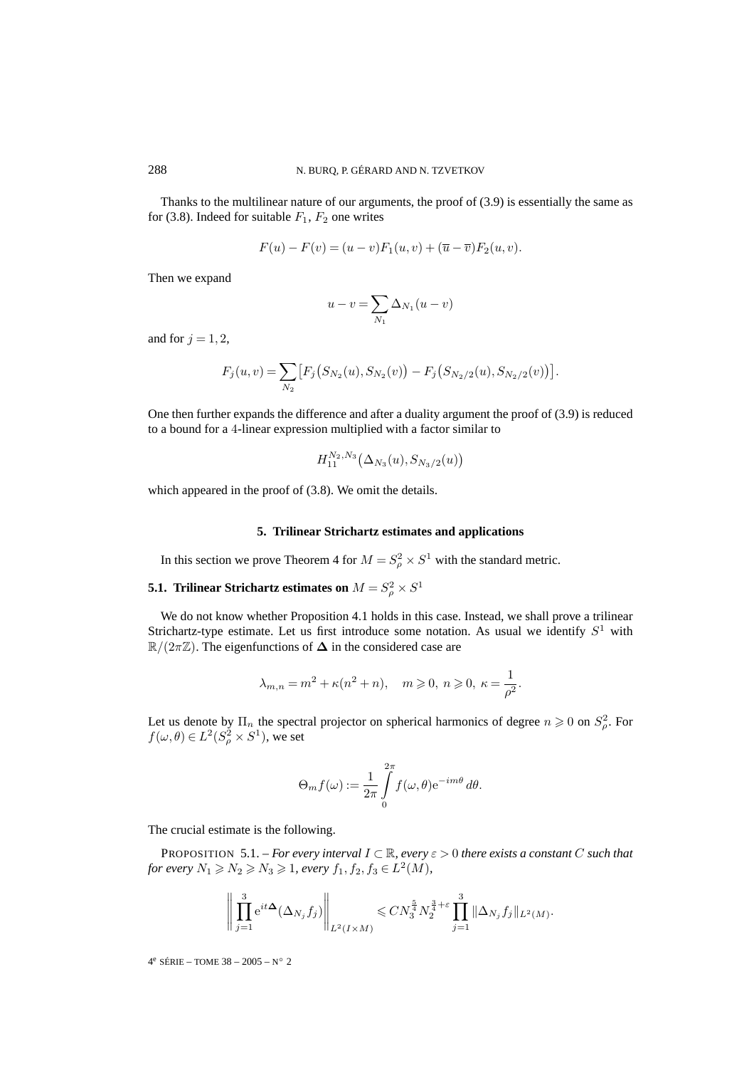Thanks to the multilinear nature of our arguments, the proof of (3.9) is essentially the same as for (3.8). Indeed for suitable $F_1$, $F_2$ one writes

$$F(u) - F(v) = (u - v)F_1(u, v) + (\overline{u} - \overline{v})F_2(u, v).$$

Then we expand

$$u - v = \sum_{N_1} \Delta_{N_1}(u - v)$$

and for $j = 1, 2$,

$$F_j(u, v) = \sum_{N_2} \big[F_j\big(S_{N_2}(u), S_{N_2}(v)\big) - F_j\big(S_{N_2/2}(u), S_{N_2/2}(v)\big)\big].$$

One then further expands the difference and after a duality argument the proof of (3.9) is reduced to a bound for a 4-linear expression multiplied with a factor similar to

$$H_{11}^{N_2, N_3}\big(\Delta_{N_3}(u), S_{N_3/2}(u)\big)$$

which appeared in the proof of (3.8). We omit the details.

## 5. Trilinear Strichartz estimates and applications

In this section we prove Theorem 4 for $M = S^2_\rho \times S^1$ with the standard metric.

### 5.1. Trilinear Strichartz estimates on $M = S^2_\rho \times S^1$

We do not know whether Proposition 4.1 holds in this case. Instead, we shall prove a trilinear Strichartz-type estimate. Let us first introduce some notation. As usual we identify $S^1$ with $\mathbb{R}/(2\pi\mathbb{Z})$. The eigenfunctions of $\mathbf{\Delta}$ in the considered case are

$$\lambda_{m,n} = m^2 + \kappa(n^2 + n), \quad m \geqslant 0,\ n \geqslant 0,\ \kappa = \frac{1}{\rho^2}.$$

Let us denote by $\Pi_n$ the spectral projector on spherical harmonics of degree $n \geqslant 0$ on $S^2_\rho$. For $f(\omega, \theta) \in L^2(S^2_\rho \times S^1)$, we set

$$\Theta_m f(\omega) := \frac{1}{2\pi} \int_0^{2\pi} f(\omega, \theta) \mathrm{e}^{-im\theta}\, d\theta.$$

The crucial estimate is the following.

PROPOSITION 5.1. – *For every interval $I \subset \mathbb{R}$, every $\varepsilon > 0$ there exists a constant $C$ such that for every $N_1 \geqslant N_2 \geqslant N_3 \geqslant 1$, every $f_1, f_2, f_3 \in L^2(M)$,*

$$\left\| \prod_{j=1}^{3} \mathrm{e}^{it\mathbf{\Delta}}(\Delta_{N_j} f_j) \right\|_{L^2(I \times M)} \leqslant C N_3^{\frac{5}{4}} N_2^{\frac{3}{4}+\varepsilon} \prod_{j=1}^{3} \|\Delta_{N_j} f_j\|_{L^2(M)}.$$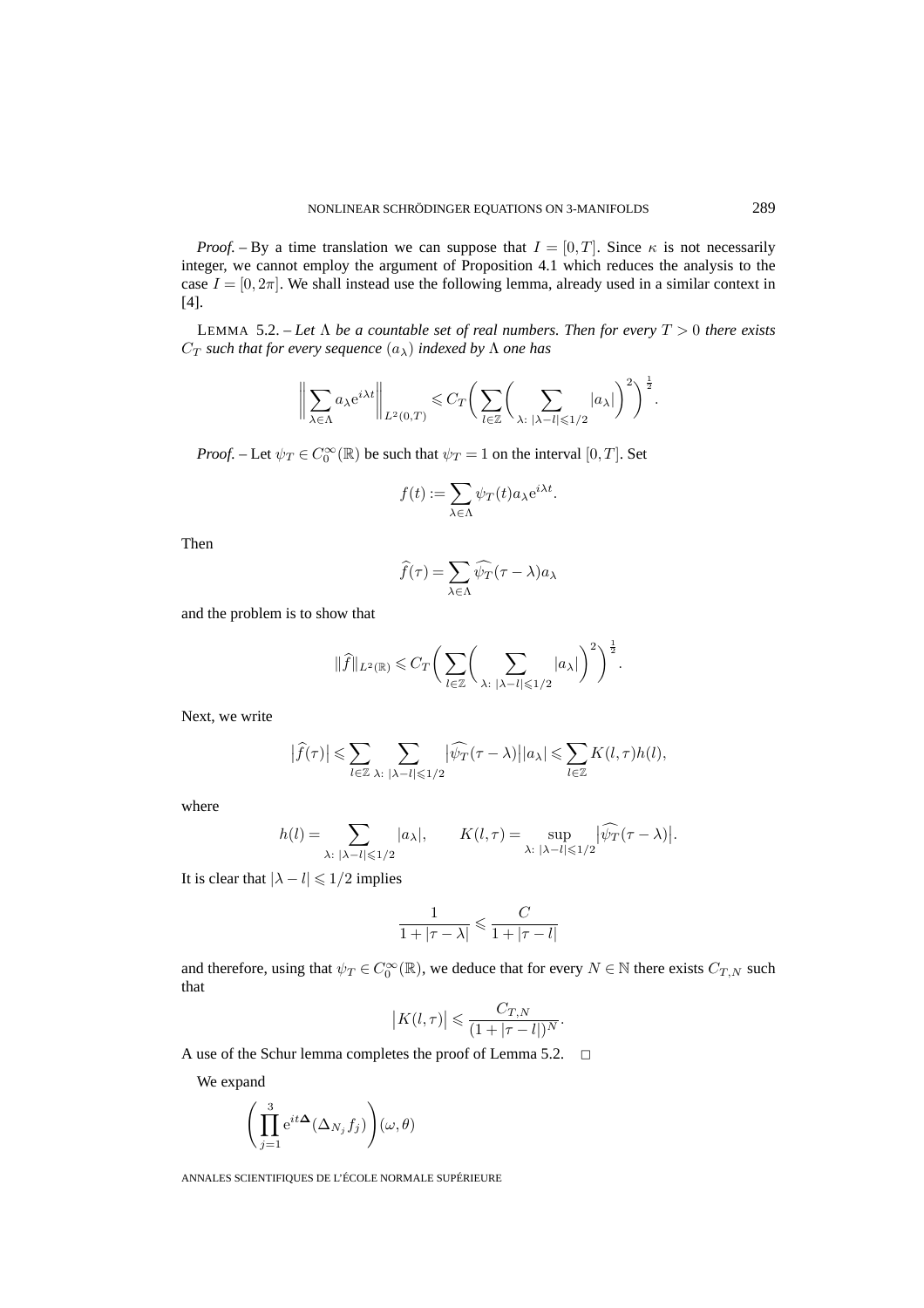*Proof.* – By a time translation we can suppose that $I = [0, T]$. Since $\kappa$ is not necessarily integer, we cannot employ the argument of Proposition 4.1 which reduces the analysis to the case $I = [0, 2\pi]$. We shall instead use the following lemma, already used in a similar context in [4].

LEMMA 5.2. – *Let $\Lambda$ be a countable set of real numbers. Then for every $T > 0$ there exists $C_T$ such that for every sequence $(a_\lambda)$ indexed by $\Lambda$ one has*

$$\left\| \sum_{\lambda\in\Lambda} a_\lambda e^{i\lambda t} \right\|_{L^2(0,T)} \leqslant C_T \bigg( \sum_{l\in\mathbb{Z}} \bigg( \sum_{\lambda:\ |\lambda - l|\leqslant 1/2} |a_\lambda| \bigg)^2 \bigg)^{\frac{1}{2}}.$$

*Proof.* – Let $\psi_T \in C_0^\infty(\mathbb{R})$ be such that $\psi_T = 1$ on the interval $[0, T]$. Set

$$f(t) := \sum_{\lambda\in\Lambda} \psi_T(t) a_\lambda e^{i\lambda t}.$$

Then

$$\widehat{f}(\tau) = \sum_{\lambda\in\Lambda} \widehat{\psi_T}(\tau - \lambda) a_\lambda$$

and the problem is to show that

$$\|\widehat{f}\|_{L^2(\mathbb{R})} \leqslant C_T \bigg( \sum_{l\in\mathbb{Z}} \bigg( \sum_{\lambda:\ |\lambda - l|\leqslant 1/2} |a_\lambda| \bigg)^2 \bigg)^{\frac{1}{2}}.$$

Next, we write

$$\big|\widehat{f}(\tau)\big| \leqslant \sum_{l\in\mathbb{Z}} \sum_{\lambda:\ |\lambda - l|\leqslant 1/2} \big|\widehat{\psi_T}(\tau - \lambda)\big| |a_\lambda| \leqslant \sum_{l\in\mathbb{Z}} K(l,\tau) h(l),$$

where

$$h(l) = \sum_{\lambda:\ |\lambda - l|\leqslant 1/2} |a_\lambda|, \qquad K(l,\tau) = \sup_{\lambda:\ |\lambda - l|\leqslant 1/2} \big|\widehat{\psi_T}(\tau - \lambda)\big|.$$

It is clear that $|\lambda - l| \leqslant 1/2$ implies

$$\frac{1}{1 + |\tau - \lambda|} \leqslant \frac{C}{1 + |\tau - l|}$$

and therefore, using that $\psi_T \in C_0^\infty(\mathbb{R})$, we deduce that for every $N \in \mathbb{N}$ there exists $C_{T,N}$ such that

$$\big|K(l,\tau)\big| \leqslant \frac{C_{T,N}}{(1 + |\tau - l|)^N}.$$

A use of the Schur lemma completes the proof of Lemma 5.2. $\square$

We expand

$$\bigg( \prod_{j=1}^{3} e^{it\mathbf{\Delta}} (\Delta_{N_j} f_j) \bigg)(\omega, \theta)$$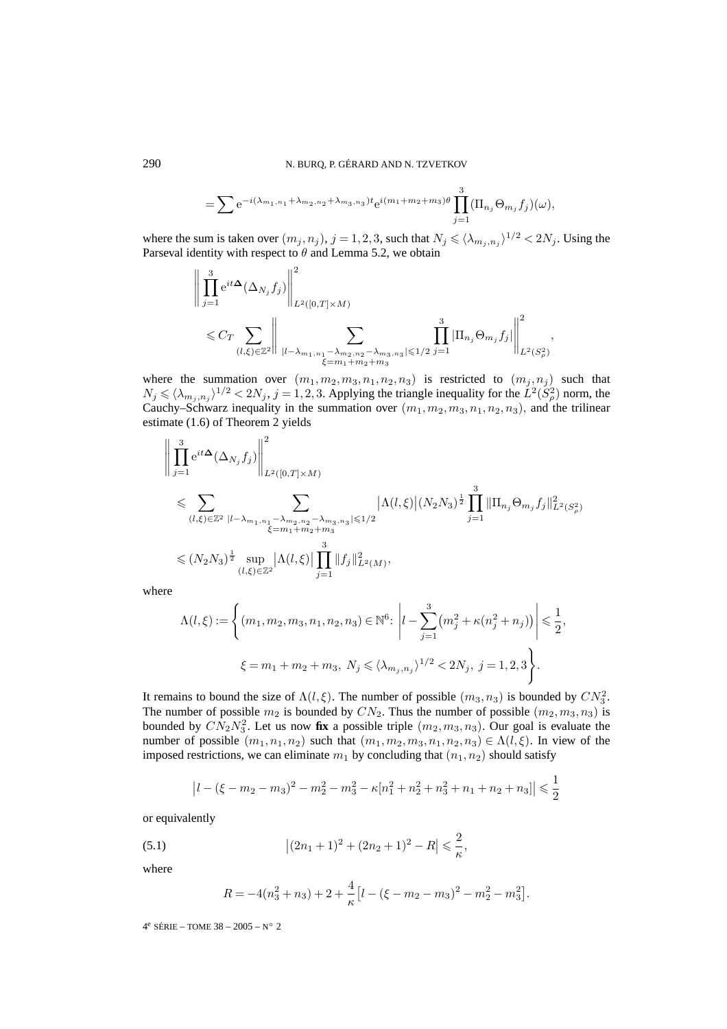$$= \sum \mathrm{e}^{-i(\lambda_{m_1,n_1}+\lambda_{m_2,n_2}+\lambda_{m_3,n_3})t}\mathrm{e}^{i(m_1+m_2+m_3)\theta}\prod_{j=1}^{3}(\Pi_{n_j}\Theta_{m_j}f_j)(\omega),$$

where the sum is taken over $(m_j,n_j)$, $j=1,2,3$, such that $N_j \leqslant \langle\lambda_{m_j,n_j}\rangle^{1/2} < 2N_j$. Using the Parseval identity with respect to $\theta$ and Lemma 5.2, we obtain

$$\left\|\prod_{j=1}^{3}\mathrm{e}^{it\boldsymbol{\Delta}}(\Delta_{N_j}f_j)\right\|^2_{L^2([0,T]\times M)} \leqslant C_T\sum_{(l,\xi)\in\mathbb{Z}^2}\left\|\sum_{\substack{|l-\lambda_{m_1,n_1}-\lambda_{m_2,n_2}-\lambda_{m_3,n_3}|\leqslant 1/2\\ \xi=m_1+m_2+m_3}}\prod_{j=1}^{3}|\Pi_{n_j}\Theta_{m_j}f_j|\right\|^2_{L^2(S^2_\rho)},$$

where the summation over $(m_1,m_2,m_3,n_1,n_2,n_3)$ is restricted to $(m_j,n_j)$ such that $N_j \leqslant \langle\lambda_{m_j,n_j}\rangle^{1/2} < 2N_j$, $j=1,2,3$. Applying the triangle inequality for the $L^2(S^2_\rho)$ norm, the Cauchy–Schwarz inequality in the summation over $(m_1,m_2,m_3,n_1,n_2,n_3)$, and the trilinear estimate (1.6) of Theorem 2 yields

$$\begin{aligned}
&\left\|\prod_{j=1}^{3}\mathrm{e}^{it\boldsymbol{\Delta}}(\Delta_{N_j}f_j)\right\|^2_{L^2([0,T]\times M)}\\
&\quad\leqslant \sum_{(l,\xi)\in\mathbb{Z}^2}\sum_{\substack{|l-\lambda_{m_1,n_1}-\lambda_{m_2,n_2}-\lambda_{m_3,n_3}|\leqslant 1/2\\ \xi=m_1+m_2+m_3}}\bigl|\Lambda(l,\xi)\bigr|(N_2N_3)^{\frac12}\prod_{j=1}^{3}\|\Pi_{n_j}\Theta_{m_j}f_j\|^2_{L^2(S^2_\rho)}\\
&\quad\leqslant (N_2N_3)^{\frac12}\sup_{(l,\xi)\in\mathbb{Z}^2}\bigl|\Lambda(l,\xi)\bigr|\prod_{j=1}^{3}\|f_j\|^2_{L^2(M)},
\end{aligned}$$

where

$$\Lambda(l,\xi) := \left\{(m_1,m_2,m_3,n_1,n_2,n_3)\in\mathbb{N}^6\colon \left|l-\sum_{j=1}^{3}\bigl(m_j^2+\kappa(n_j^2+n_j)\bigr)\right|\leqslant\frac12,\right.$$
$$\left.\xi=m_1+m_2+m_3,\ N_j\leqslant\langle\lambda_{m_j,n_j}\rangle^{1/2}<2N_j,\ j=1,2,3\right\}.$$

It remains to bound the size of $\Lambda(l,\xi)$. The number of possible $(m_3,n_3)$ is bounded by $CN_3^2$. The number of possible $m_2$ is bounded by $CN_2$. Thus the number of possible $(m_2,m_3,n_3)$ is bounded by $CN_2N_3^2$. Let us now **fix** a possible triple $(m_2,m_3,n_3)$. Our goal is evaluate the number of possible $(m_1,n_1,n_2)$ such that $(m_1,m_2,m_3,n_1,n_2,n_3)\in\Lambda(l,\xi)$. In view of the imposed restrictions, we can eliminate $m_1$ by concluding that $(n_1,n_2)$ should satisfy

$$\bigl|l-(\xi-m_2-m_3)^2-m_2^2-m_3^2-\kappa[n_1^2+n_2^2+n_3^2+n_1+n_2+n_3]\bigr|\leqslant\frac12$$

or equivalently

$$\bigl|(2n_1+1)^2+(2n_2+1)^2-R\bigr|\leqslant\frac{2}{\kappa}, \tag{5.1}$$

where

$$R=-4(n_3^2+n_3)+2+\frac{4}{\kappa}\bigl[l-(\xi-m_2-m_3)^2-m_2^2-m_3^2\bigr].$$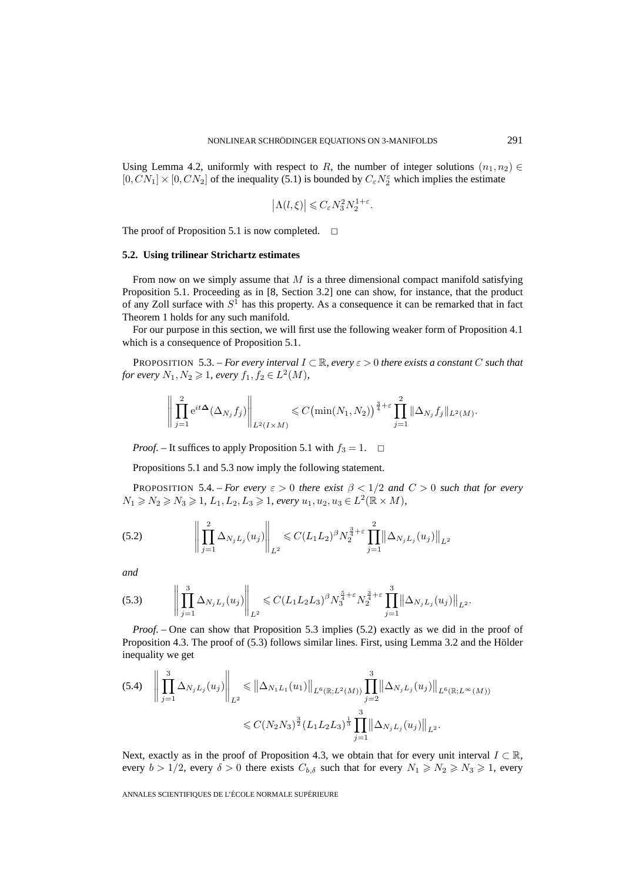Using Lemma 4.2, uniformly with respect to $R$, the number of integer solutions $(n_1, n_2) \in [0, CN_1] \times [0, CN_2]$ of the inequality (5.1) is bounded by $C_\varepsilon N_2^\varepsilon$ which implies the estimate

$$\left|\Lambda(l,\xi)\right| \leqslant C_\varepsilon N_3^2 N_2^{1+\varepsilon}.$$

The proof of Proposition 5.1 is now completed. □

### 5.2. Using trilinear Strichartz estimates

From now on we simply assume that $M$ is a three dimensional compact manifold satisfying Proposition 5.1. Proceeding as in [8, Section 3.2] one can show, for instance, that the product of any Zoll surface with $S^1$ has this property. As a consequence it can be remarked that in fact Theorem 1 holds for any such manifold.

For our purpose in this section, we will first use the following weaker form of Proposition 4.1 which is a consequence of Proposition 5.1.

PROPOSITION 5.3. – *For every interval $I \subset \mathbb{R}$, every $\varepsilon > 0$ there exists a constant $C$ such that for every $N_1, N_2 \geqslant 1$, every $f_1, f_2 \in L^2(M)$,*

$$\left\| \prod_{j=1}^{2} \mathrm{e}^{it\boldsymbol{\Delta}}(\Delta_{N_j} f_j) \right\|_{L^2(I\times M)} \leqslant C\big(\min(N_1,N_2)\big)^{\frac{3}{4}+\varepsilon} \prod_{j=1}^{2} \|\Delta_{N_j} f_j\|_{L^2(M)}.$$

*Proof.* – It suffices to apply Proposition 5.1 with $f_3 = 1$. □

Propositions 5.1 and 5.3 now imply the following statement.

PROPOSITION 5.4. – *For every $\varepsilon > 0$ there exist $\beta < 1/2$ and $C > 0$ such that for every $N_1 \geqslant N_2 \geqslant N_3 \geqslant 1$, $L_1, L_2, L_3 \geqslant 1$, every $u_1, u_2, u_3 \in L^2(\mathbb{R} \times M)$,*

$$\left\| \prod_{j=1}^{2} \Delta_{N_j L_j}(u_j) \right\|_{L^2} \leqslant C(L_1 L_2)^\beta N_2^{\frac{3}{4}+\varepsilon} \prod_{j=1}^{2} \left\|\Delta_{N_j L_j}(u_j)\right\|_{L^2} \tag{5.2}$$

*and*

$$\left\| \prod_{j=1}^{3} \Delta_{N_j L_j}(u_j) \right\|_{L^2} \leqslant C(L_1 L_2 L_3)^\beta N_3^{\frac{5}{4}+\varepsilon} N_2^{\frac{3}{4}+\varepsilon} \prod_{j=1}^{3} \left\|\Delta_{N_j L_j}(u_j)\right\|_{L^2}. \tag{5.3}$$

*Proof.* – One can show that Proposition 5.3 implies (5.2) exactly as we did in the proof of Proposition 4.3. The proof of (5.3) follows similar lines. First, using Lemma 3.2 and the Hölder inequality we get

$$\begin{aligned} \left\| \prod_{j=1}^{3} \Delta_{N_j L_j}(u_j) \right\|_{L^2} &\leqslant \left\|\Delta_{N_1 L_1}(u_1)\right\|_{L^6(\mathbb{R};L^2(M))} \prod_{j=2}^{3} \left\|\Delta_{N_j L_j}(u_j)\right\|_{L^6(\mathbb{R};L^\infty(M))} \\ &\leqslant C(N_2 N_3)^{\frac{3}{2}} (L_1 L_2 L_3)^{\frac{1}{3}} \prod_{j=1}^{3} \left\|\Delta_{N_j L_j}(u_j)\right\|_{L^2}. \end{aligned} \tag{5.4}$$

Next, exactly as in the proof of Proposition 4.3, we obtain that for every unit interval $I \subset \mathbb{R}$, every $b > 1/2$, every $\delta > 0$ there exists $C_{b,\delta}$ such that for every $N_1 \geqslant N_2 \geqslant N_3 \geqslant 1$, every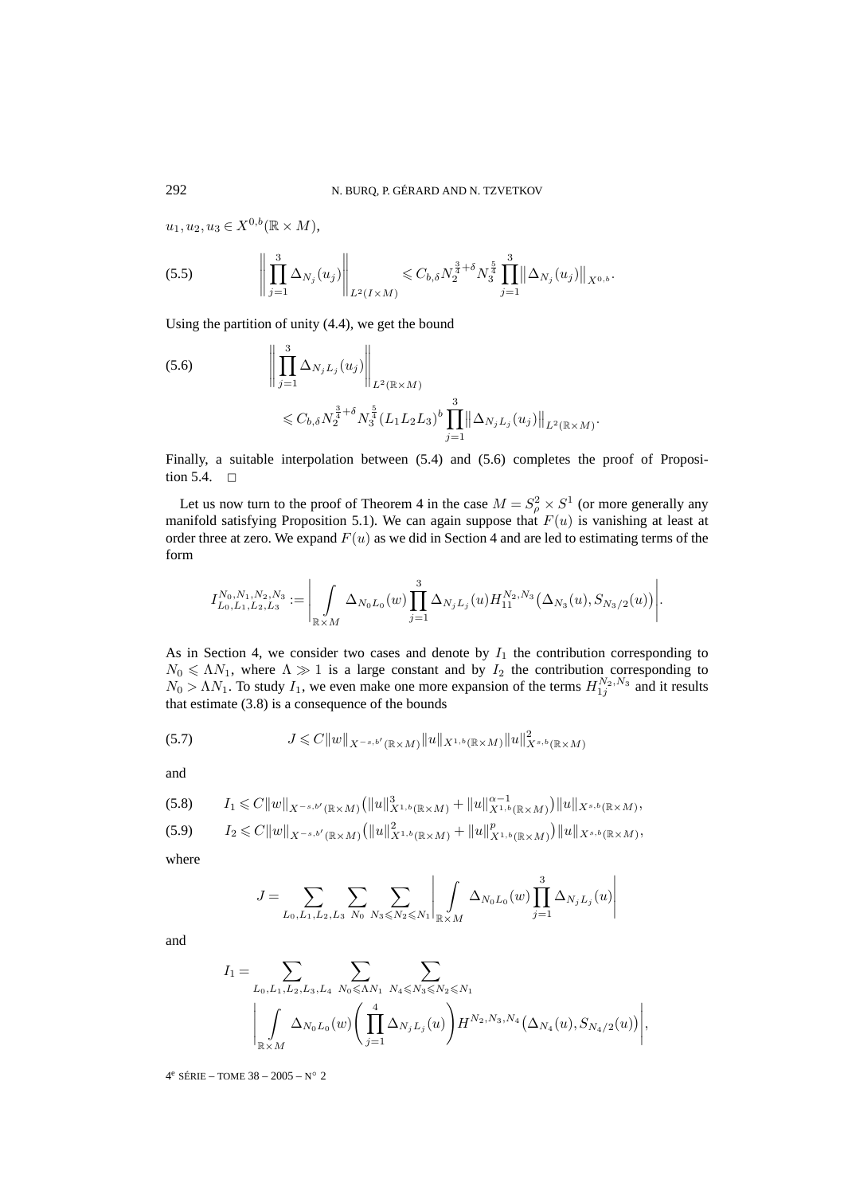$u_1, u_2, u_3 \in X^{0,b}(\mathbb{R} \times M)$,

$$\left\| \prod_{j=1}^{3} \Delta_{N_j}(u_j) \right\|_{L^2(I \times M)} \leqslant C_{b,\delta} N_2^{\frac{3}{4}+\delta} N_3^{\frac{5}{4}} \prod_{j=1}^{3} \left\| \Delta_{N_j}(u_j) \right\|_{X^{0,b}}. \tag{5.5}$$

Using the partition of unity (4.4), we get the bound

$$\left\| \prod_{j=1}^{3} \Delta_{N_j L_j}(u_j) \right\|_{L^2(\mathbb{R} \times M)} \leqslant C_{b,\delta} N_2^{\frac{3}{4}+\delta} N_3^{\frac{5}{4}} (L_1 L_2 L_3)^b \prod_{j=1}^{3} \left\| \Delta_{N_j L_j}(u_j) \right\|_{L^2(\mathbb{R} \times M)}. \tag{5.6}$$

Finally, a suitable interpolation between (5.4) and (5.6) completes the proof of Proposition 5.4. $\square$

Let us now turn to the proof of Theorem 4 in the case $M = S^2_\rho \times S^1$ (or more generally any manifold satisfying Proposition 5.1). We can again suppose that $F(u)$ is vanishing at least at order three at zero. We expand $F(u)$ as we did in Section 4 and are led to estimating terms of the form

$$I^{N_0,N_1,N_2,N_3}_{L_0,L_1,L_2,L_3} := \left| \int_{\mathbb{R} \times M} \Delta_{N_0 L_0}(w) \prod_{j=1}^{3} \Delta_{N_j L_j}(u) H_{11}^{N_2,N_3}\big(\Delta_{N_3}(u), S_{N_3/2}(u)\big) \right|.$$

As in Section 4, we consider two cases and denote by $I_1$ the contribution corresponding to $N_0 \leqslant \Lambda N_1$, where $\Lambda \gg 1$ is a large constant and by $I_2$ the contribution corresponding to $N_0 > \Lambda N_1$. To study $I_1$, we even make one more expansion of the terms $H_{1j}^{N_2,N_3}$ and it results that estimate (3.8) is a consequence of the bounds

$$J \leqslant C \|w\|_{X^{-s,b'}(\mathbb{R} \times M)} \|u\|_{X^{1,b}(\mathbb{R} \times M)} \|u\|^2_{X^{s,b}(\mathbb{R} \times M)} \tag{5.7}$$

and

$$I_1 \leqslant C \|w\|_{X^{-s,b'}(\mathbb{R} \times M)} \big( \|u\|^3_{X^{1,b}(\mathbb{R} \times M)} + \|u\|^{\alpha-1}_{X^{1,b}(\mathbb{R} \times M)} \big) \|u\|_{X^{s,b}(\mathbb{R} \times M)}, \tag{5.8}$$

$$I_2 \leqslant C \|w\|_{X^{-s,b'}(\mathbb{R} \times M)} \big( \|u\|^2_{X^{1,b}(\mathbb{R} \times M)} + \|u\|^{p}_{X^{1,b}(\mathbb{R} \times M)} \big) \|u\|_{X^{s,b}(\mathbb{R} \times M)}, \tag{5.9}$$

where

$$J = \sum_{L_0,L_1,L_2,L_3} \sum_{N_0} \sum_{N_3 \leqslant N_2 \leqslant N_1} \left| \int_{\mathbb{R} \times M} \Delta_{N_0 L_0}(w) \prod_{j=1}^{3} \Delta_{N_j L_j}(u) \right|$$

and

$$I_1 = \sum_{L_0,L_1,L_2,L_3,L_4} \sum_{N_0 \leqslant \Lambda N_1} \sum_{N_4 \leqslant N_3 \leqslant N_2 \leqslant N_1} \left| \int_{\mathbb{R} \times M} \Delta_{N_0 L_0}(w) \left( \prod_{j=1}^{4} \Delta_{N_j L_j}(u) \right) H^{N_2,N_3,N_4}\big(\Delta_{N_4}(u), S_{N_4/2}(u)\big) \right|,$$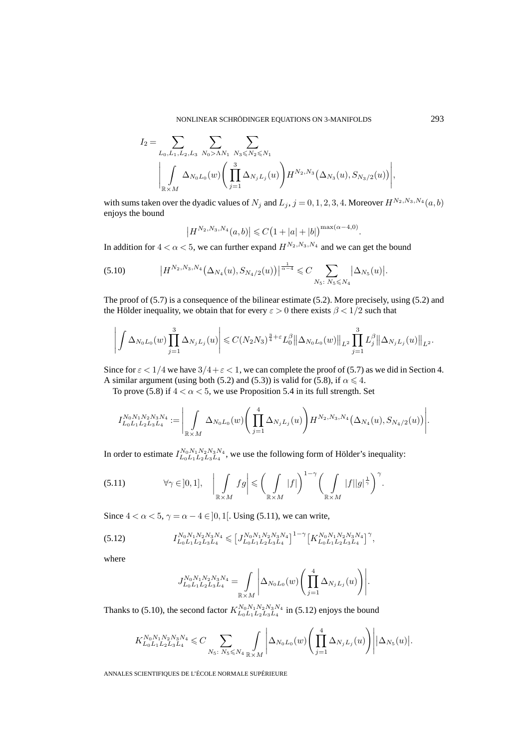$$I_2 = \sum_{L_0,L_1,L_2,L_3} \sum_{N_0 > \Lambda N_1} \sum_{N_3 \leqslant N_2 \leqslant N_1} \left| \int_{\mathbb{R}\times M} \Delta_{N_0 L_0}(w) \left( \prod_{j=1}^{3} \Delta_{N_j L_j}(u) \right) H^{N_2,N_3}\big(\Delta_{N_3}(u), S_{N_3/2}(u)\big) \right|,$$

with sums taken over the dyadic values of $N_j$ and $L_j$, $j = 0,1,2,3,4$. Moreover $H^{N_2,N_3,N_4}(a,b)$ enjoys the bound

$$\left| H^{N_2,N_3,N_4}(a,b) \right| \leqslant C\big(1 + |a| + |b|\big)^{\max(\alpha-4,0)}.$$

In addition for $4 < \alpha < 5$, we can further expand $H^{N_2,N_3,N_4}$ and we can get the bound

$$\left| H^{N_2,N_3,N_4}\big(\Delta_{N_4}(u), S_{N_4/2}(u)\big) \right|^{\frac{1}{\alpha-4}} \leqslant C \sum_{N_5:\ N_5 \leqslant N_4} \left|\Delta_{N_5}(u)\right|. \tag{5.10}$$

The proof of (5.7) is a consequence of the bilinear estimate (5.2). More precisely, using (5.2) and the Hölder inequality, we obtain that for every $\varepsilon > 0$ there exists $\beta < 1/2$ such that

$$\left| \int \Delta_{N_0 L_0}(w) \prod_{j=1}^{3} \Delta_{N_j L_j}(u) \right| \leqslant C (N_2 N_3)^{\frac{3}{4}+\varepsilon} L_0^{\beta} \left\| \Delta_{N_0 L_0}(w) \right\|_{L^2} \prod_{j=1}^{3} L_j^{\beta} \left\| \Delta_{N_j L_j}(u) \right\|_{L^2}.$$

Since for $\varepsilon < 1/4$ we have $3/4 + \varepsilon < 1$, we can complete the proof of (5.7) as we did in Section 4. A similar argument (using both (5.2) and (5.3)) is valid for (5.8), if $\alpha \leqslant 4$.

To prove (5.8) if $4 < \alpha < 5$, we use Proposition 5.4 in its full strength. Set

$$I^{N_0 N_1 N_2 N_3 N_4}_{L_0 L_1 L_2 L_3 L_4} := \left| \int_{\mathbb{R}\times M} \Delta_{N_0 L_0}(w) \left( \prod_{j=1}^{4} \Delta_{N_j L_j}(u) \right) H^{N_2,N_3,N_4}\big(\Delta_{N_4}(u), S_{N_4/2}(u)\big) \right|.$$

In order to estimate $I^{N_0 N_1 N_2 N_3 N_4}_{L_0 L_1 L_2 L_3 L_4}$, we use the following form of Hölder's inequality:

$$\forall \gamma \in ]0,1], \quad \left| \int_{\mathbb{R}\times M} fg \right| \leqslant \left( \int_{\mathbb{R}\times M} |f| \right)^{1-\gamma} \left( \int_{\mathbb{R}\times M} |f| |g|^{\frac{1}{\gamma}} \right)^{\gamma}. \tag{5.11}$$

Since $4 < \alpha < 5$, $\gamma = \alpha - 4 \in ]0,1[$. Using (5.11), we can write,

$$I^{N_0 N_1 N_2 N_3 N_4}_{L_0 L_1 L_2 L_3 L_4} \leqslant \left[ J^{N_0 N_1 N_2 N_3 N_4}_{L_0 L_1 L_2 L_3 L_4} \right]^{1-\gamma} \left[ K^{N_0 N_1 N_2 N_3 N_4}_{L_0 L_1 L_2 L_3 L_4} \right]^{\gamma}, \tag{5.12}$$

where

$$J^{N_0 N_1 N_2 N_3 N_4}_{L_0 L_1 L_2 L_3 L_4} = \int_{\mathbb{R}\times M} \left| \Delta_{N_0 L_0}(w) \left( \prod_{j=1}^{4} \Delta_{N_j L_j}(u) \right) \right|.$$

Thanks to (5.10), the second factor $K^{N_0 N_1 N_2 N_3 N_4}_{L_0 L_1 L_2 L_3 L_4}$ in (5.12) enjoys the bound

$$K^{N_0 N_1 N_2 N_3 N_4}_{L_0 L_1 L_2 L_3 L_4} \leqslant C \sum_{N_5:\ N_5 \leqslant N_4} \int_{\mathbb{R}\times M} \left| \Delta_{N_0 L_0}(w) \left( \prod_{j=1}^{4} \Delta_{N_j L_j}(u) \right) \right| \left| \Delta_{N_5}(u) \right|.$$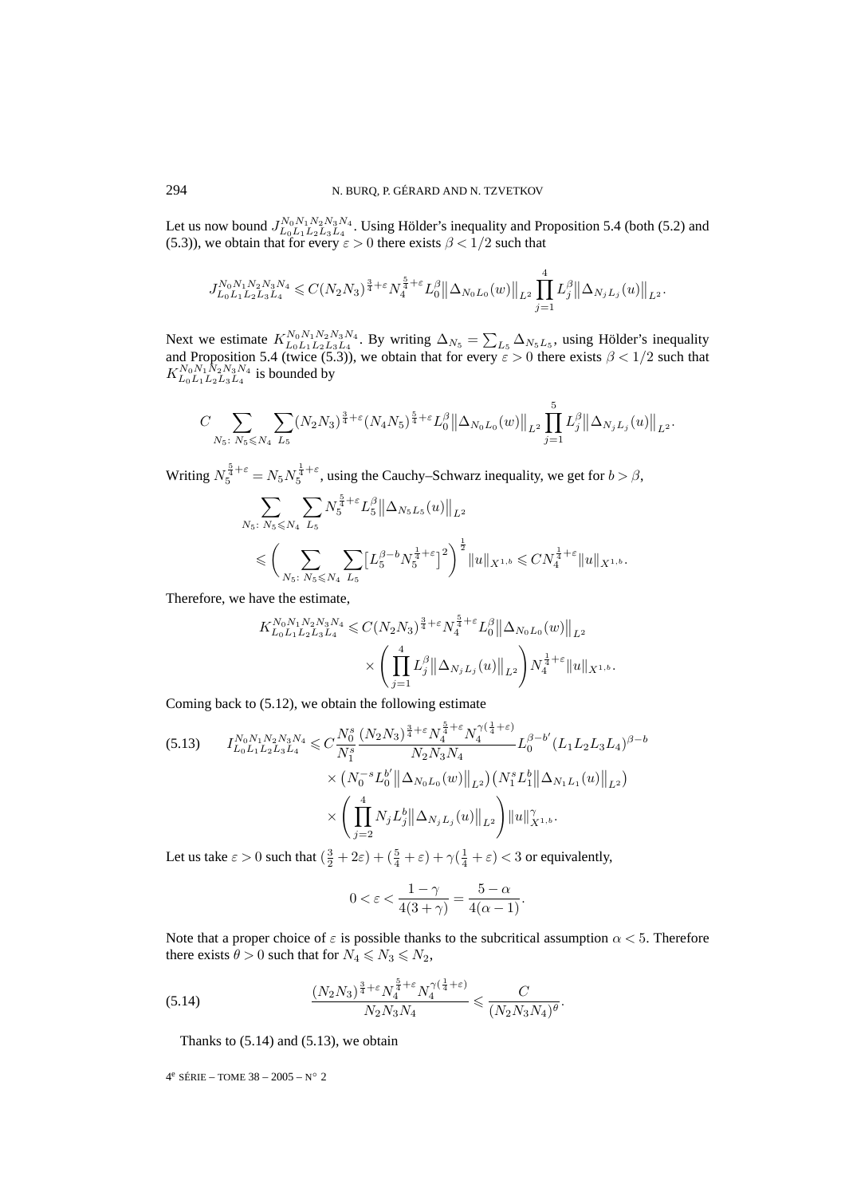Let us now bound $J_{L_0L_1L_2L_3L_4}^{N_0N_1N_2N_3N_4}$. Using Hölder's inequality and Proposition 5.4 (both (5.2) and (5.3)), we obtain that for every $\varepsilon > 0$ there exists $\beta < 1/2$ such that

$$J_{L_0L_1L_2L_3L_4}^{N_0N_1N_2N_3N_4} \leqslant C(N_2N_3)^{\frac{3}{4}+\varepsilon} N_4^{\frac{5}{4}+\varepsilon} L_0^{\beta} \big\|\Delta_{N_0L_0}(w)\big\|_{L^2} \prod_{j=1}^{4} L_j^{\beta} \big\|\Delta_{N_jL_j}(u)\big\|_{L^2}.$$

Next we estimate $K_{L_0L_1L_2L_3L_4}^{N_0N_1N_2N_3N_4}$. By writing $\Delta_{N_5} = \sum_{L_5} \Delta_{N_5L_5}$, using Hölder's inequality and Proposition 5.4 (twice (5.3)), we obtain that for every $\varepsilon > 0$ there exists $\beta < 1/2$ such that $K_{L_0L_1L_2L_3L_4}^{N_0N_1N_2N_3N_4}$ is bounded by

$$C \sum_{N_5:\ N_5 \leqslant N_4} \sum_{L_5} (N_2N_3)^{\frac{3}{4}+\varepsilon} (N_4N_5)^{\frac{5}{4}+\varepsilon} L_0^{\beta} \big\|\Delta_{N_0L_0}(w)\big\|_{L^2} \prod_{j=1}^{5} L_j^{\beta} \big\|\Delta_{N_jL_j}(u)\big\|_{L^2}.$$

Writing $N_5^{\frac{5}{4}+\varepsilon} = N_5 N_5^{\frac{1}{4}+\varepsilon}$, using the Cauchy–Schwarz inequality, we get for $b > \beta$,

$$\begin{aligned}
&\sum_{N_5:\ N_5 \leqslant N_4} \sum_{L_5} N_5^{\frac{5}{4}+\varepsilon} L_5^{\beta} \big\|\Delta_{N_5L_5}(u)\big\|_{L^2} \\
&\quad \leqslant \bigg( \sum_{N_5:\ N_5 \leqslant N_4} \sum_{L_5} \big[L_5^{\beta-b} N_5^{\frac{1}{4}+\varepsilon}\big]^2 \bigg)^{\frac{1}{2}} \|u\|_{X^{1,b}} \leqslant C N_4^{\frac{1}{4}+\varepsilon} \|u\|_{X^{1,b}}.
\end{aligned}$$

Therefore, we have the estimate,

$$\begin{aligned}
K_{L_0L_1L_2L_3L_4}^{N_0N_1N_2N_3N_4} &\leqslant C(N_2N_3)^{\frac{3}{4}+\varepsilon} N_4^{\frac{5}{4}+\varepsilon} L_0^{\beta} \big\|\Delta_{N_0L_0}(w)\big\|_{L^2} \\
&\quad \times \bigg( \prod_{j=1}^{4} L_j^{\beta} \big\|\Delta_{N_jL_j}(u)\big\|_{L^2} \bigg) N_4^{\frac{1}{4}+\varepsilon} \|u\|_{X^{1,b}}.
\end{aligned}$$

Coming back to (5.12), we obtain the following estimate

$$\begin{aligned}
\text{(5.13)} \qquad I_{L_0L_1L_2L_3L_4}^{N_0N_1N_2N_3N_4} &\leqslant C \frac{N_0^s}{N_1^s} \frac{(N_2N_3)^{\frac{3}{4}+\varepsilon} N_4^{\frac{5}{4}+\varepsilon} N_4^{\gamma(\frac{1}{4}+\varepsilon)}}{N_2N_3N_4} L_0^{\beta-b'} (L_1L_2L_3L_4)^{\beta-b} \\
&\quad \times \big(N_0^{-s} L_0^{b'} \big\|\Delta_{N_0L_0}(w)\big\|_{L^2}\big) \big(N_1^s L_1^b \big\|\Delta_{N_1L_1}(u)\big\|_{L^2}\big) \\
&\quad \times \bigg( \prod_{j=2}^{4} N_j L_j^b \big\|\Delta_{N_jL_j}(u)\big\|_{L^2} \bigg) \|u\|_{X^{1,b}}^{\gamma}.
\end{aligned}$$

Let us take $\varepsilon > 0$ such that $(\frac{3}{2} + 2\varepsilon) + (\frac{5}{4} + \varepsilon) + \gamma(\frac{1}{4} + \varepsilon) < 3$ or equivalently,

$$0 < \varepsilon < \frac{1-\gamma}{4(3+\gamma)} = \frac{5-\alpha}{4(\alpha-1)}.$$

Note that a proper choice of $\varepsilon$ is possible thanks to the subcritical assumption $\alpha < 5$. Therefore there exists $\theta > 0$ such that for $N_4 \leqslant N_3 \leqslant N_2$,

$$\text{(5.14)} \qquad \frac{(N_2N_3)^{\frac{3}{4}+\varepsilon} N_4^{\frac{5}{4}+\varepsilon} N_4^{\gamma(\frac{1}{4}+\varepsilon)}}{N_2N_3N_4} \leqslant \frac{C}{(N_2N_3N_4)^{\theta}}.$$

Thanks to (5.14) and (5.13), we obtain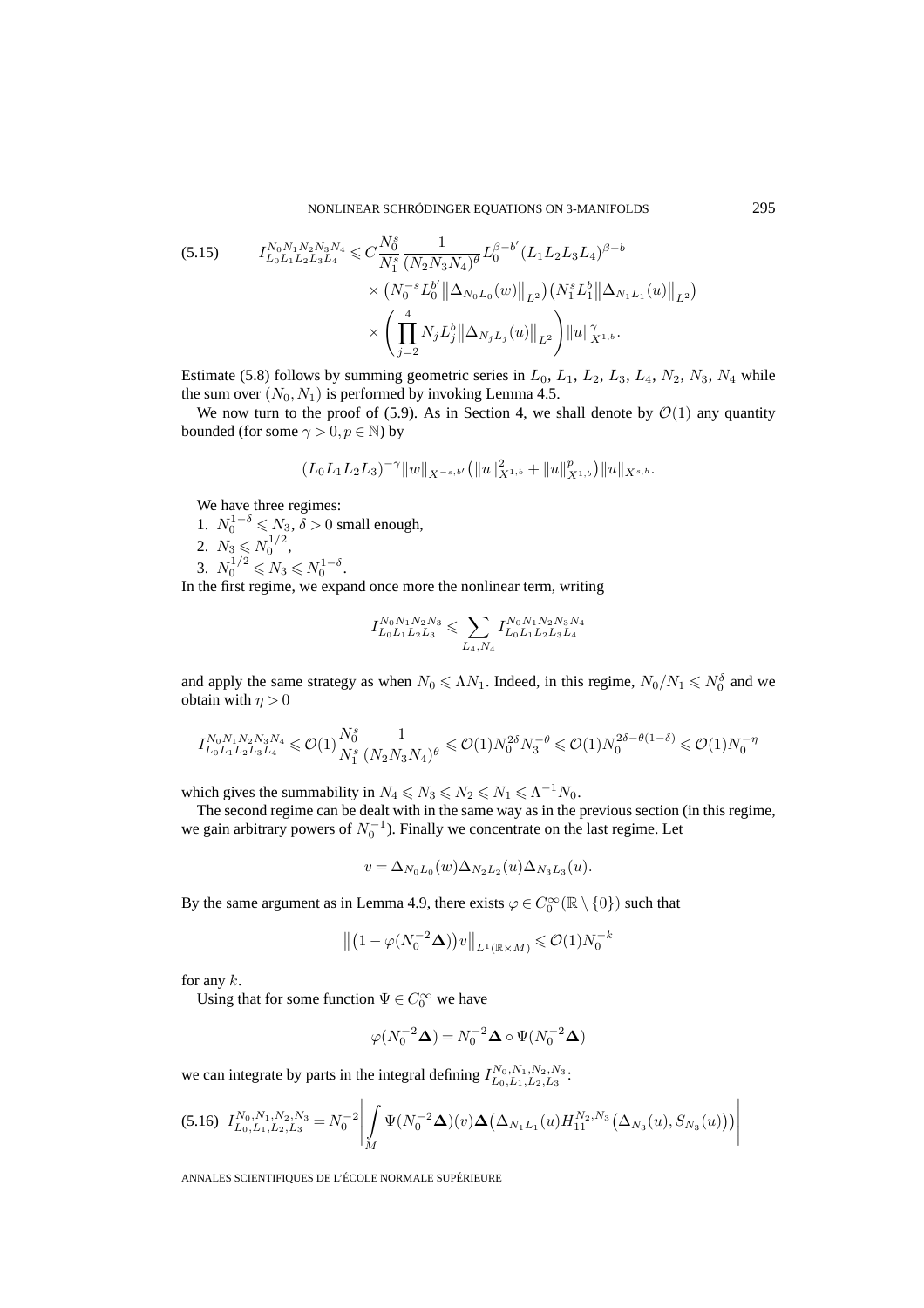$$
\begin{aligned}
(5.15)\qquad I^{N_0N_1N_2N_3N_4}_{L_0L_1L_2L_3L_4} \leqslant C\frac{N_0^s}{N_1^s}\frac{1}{(N_2N_3N_4)^\theta}L_0^{\beta-b'}(L_1L_2L_3L_4)^{\beta-b} \\
\times \big(N_0^{-s}L_0^{b'}\big\|\Delta_{N_0L_0}(w)\big\|_{L^2}\big)\big(N_1^sL_1^b\big\|\Delta_{N_1L_1}(u)\big\|_{L^2}\big) \\
\times \left(\prod_{j=2}^4 N_jL_j^b\big\|\Delta_{N_jL_j}(u)\big\|_{L^2}\right)\|u\|^\gamma_{X^{1,b}}.
\end{aligned}
$$

Estimate (5.8) follows by summing geometric series in $L_0$, $L_1$, $L_2$, $L_3$, $L_4$, $N_2$, $N_3$, $N_4$ while the sum over $(N_0,N_1)$ is performed by invoking Lemma 4.5.

We now turn to the proof of (5.9). As in Section 4, we shall denote by $\mathcal{O}(1)$ any quantity bounded (for some $\gamma>0, p\in\mathbb{N}$) by

$$
(L_0L_1L_2L_3)^{-\gamma}\|w\|_{X^{-s,b'}}\big(\|u\|^2_{X^{1,b}}+\|u\|^p_{X^{1,b}}\big)\|u\|_{X^{s,b}}.
$$

We have three regimes:

1. $N_0^{1-\delta}\leqslant N_3$, $\delta>0$ small enough,
2. $N_3\leqslant N_0^{1/2}$,
3. $N_0^{1/2}\leqslant N_3\leqslant N_0^{1-\delta}$.

In the first regime, we expand once more the nonlinear term, writing

$$
I^{N_0N_1N_2N_3}_{L_0L_1L_2L_3}\leqslant \sum_{L_4,N_4} I^{N_0N_1N_2N_3N_4}_{L_0L_1L_2L_3L_4}
$$

and apply the same strategy as when $N_0\leqslant \Lambda N_1$. Indeed, in this regime, $N_0/N_1\leqslant N_0^\delta$ and we obtain with $\eta>0$

$$
I^{N_0N_1N_2N_3N_4}_{L_0L_1L_2L_3L_4}\leqslant \mathcal{O}(1)\frac{N_0^s}{N_1^s}\frac{1}{(N_2N_3N_4)^\theta}\leqslant \mathcal{O}(1)N_0^{2\delta}N_3^{-\theta}\leqslant \mathcal{O}(1)N_0^{2\delta-\theta(1-\delta)}\leqslant \mathcal{O}(1)N_0^{-\eta}
$$

which gives the summability in $N_4\leqslant N_3\leqslant N_2\leqslant N_1\leqslant \Lambda^{-1}N_0$.

The second regime can be dealt with in the same way as in the previous section (in this regime, we gain arbitrary powers of $N_0^{-1}$). Finally we concentrate on the last regime. Let

$$
v=\Delta_{N_0L_0}(w)\Delta_{N_2L_2}(u)\Delta_{N_3L_3}(u).
$$

By the same argument as in Lemma 4.9, there exists $\varphi\in C_0^\infty(\mathbb{R}\setminus\{0\})$ such that

$$
\big\|\big(1-\varphi(N_0^{-2}\boldsymbol{\Delta})\big)v\big\|_{L^1(\mathbb{R}\times M)}\leqslant \mathcal{O}(1)N_0^{-k}
$$

for any $k$.

Using that for some function $\Psi\in C_0^\infty$ we have

$$
\varphi(N_0^{-2}\boldsymbol{\Delta})=N_0^{-2}\boldsymbol{\Delta}\circ\Psi(N_0^{-2}\boldsymbol{\Delta})
$$

we can integrate by parts in the integral defining $I^{N_0,N_1,N_2,N_3}_{L_0,L_1,L_2,L_3}$:

$$
(5.16)\quad I^{N_0,N_1,N_2,N_3}_{L_0,L_1,L_2,L_3}=N_0^{-2}\left|\int_M \Psi(N_0^{-2}\boldsymbol{\Delta})(v)\boldsymbol{\Delta}\big(\Delta_{N_1L_1}(u)H_{11}^{N_2,N_3}\big(\Delta_{N_3}(u),S_{N_3}(u)\big)\big)\right|
$$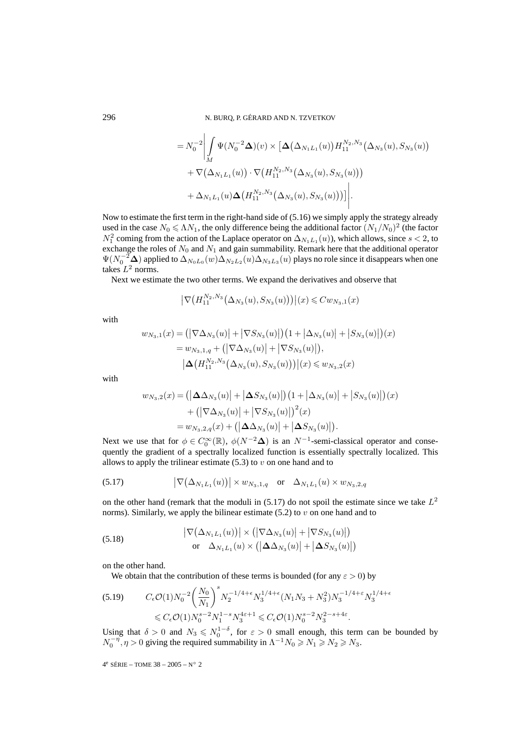$$= N_0^{-2}\left| \int\limits_M \Psi(N_0^{-2}\boldsymbol{\Delta})(v) \times \left[ \boldsymbol{\Delta}\big(\Delta_{N_1L_1}(u)\big) H_{11}^{N_2,N_3}\big(\Delta_{N_3}(u), S_{N_3}(u)\big) \right.\right.$$
$$+ \nabla\big(\Delta_{N_1L_1}(u)\big) \cdot \nabla\big(H_{11}^{N_2,N_3}\big(\Delta_{N_3}(u), S_{N_3}(u)\big)\big)$$
$$\left.\left. + \Delta_{N_1L_1}(u) \boldsymbol{\Delta}\big(H_{11}^{N_2,N_3}\big(\Delta_{N_3}(u), S_{N_3}(u)\big)\big)\right] \right|.$$

Now to estimate the first term in the right-hand side of (5.16) we simply apply the strategy already used in the case $N_0 \leqslant \Lambda N_1$, the only difference being the additional factor $(N_1/N_0)^2$ (the factor $N_1^2$ coming from the action of the Laplace operator on $\Delta_{N_1L_1}(u)$), which allows, since $s < 2$, to exchange the roles of $N_0$ and $N_1$ and gain summability. Remark here that the additional operator $\Psi(N_0^{-2}\boldsymbol{\Delta})$ applied to $\Delta_{N_0L_0}(w)\Delta_{N_2L_2}(u)\Delta_{N_3L_3}(u)$ plays no role since it disappears when one takes $L^2$ norms.

Next we estimate the two other terms. We expand the derivatives and observe that

$$\big|\nabla\big(H_{11}^{N_2,N_3}\big(\Delta_{N_3}(u), S_{N_3}(u)\big)\big)\big|(x) \leqslant C w_{N_3,1}(x)$$

with

$$\begin{aligned}
w_{N_3,1}(x) &= \big(\big|\nabla \Delta_{N_3}(u)\big| + \big|\nabla S_{N_3}(u)\big|\big)\big(1 + \big|\Delta_{N_3}(u)\big| + \big|S_{N_3}(u)\big|\big)(x) \\
&= w_{N_3,1,q} + \big(\big|\nabla \Delta_{N_3}(u)\big| + \big|\nabla S_{N_3}(u)\big|\big), \\
&\big|\boldsymbol{\Delta}\big(H_{11}^{N_2,N_3}\big(\Delta_{N_3}(u), S_{N_3}(u)\big)\big)\big|(x) \leqslant w_{N_3,2}(x)
\end{aligned}$$

with

$$\begin{aligned}
w_{N_3,2}(x) &= \big(\big|\boldsymbol{\Delta}\Delta_{N_3}(u)\big| + \big|\boldsymbol{\Delta} S_{N_3}(u)\big|\big)\big(1 + \big|\Delta_{N_3}(u)\big| + \big|S_{N_3}(u)\big|\big)(x) \\
&\quad + \big(\big|\nabla \Delta_{N_3}(u)\big| + \big|\nabla S_{N_3}(u)\big|\big)^2(x) \\
&= w_{N_3,2,q}(x) + \big(\big|\boldsymbol{\Delta}\Delta_{N_3}(u)\big| + \big|\boldsymbol{\Delta} S_{N_3}(u)\big|\big).
\end{aligned}$$

Next we use that for $\phi \in C_0^\infty(\mathbb{R})$, $\phi(N^{-2}\boldsymbol{\Delta})$ is an $N^{-1}$-semi-classical operator and consequently the gradient of a spectrally localized function is essentially spectrally localized. This allows to apply the trilinear estimate (5.3) to $v$ on one hand and to

$$\big|\nabla\big(\Delta_{N_1L_1}(u)\big)\big| \times w_{N_3,1,q} \quad \text{or} \quad \Delta_{N_1L_1}(u) \times w_{N_3,2,q} \tag{5.17}$$

on the other hand (remark that the moduli in (5.17) do not spoil the estimate since we take $L^2$ norms). Similarly, we apply the bilinear estimate (5.2) to $v$ on one hand and to

$$\begin{aligned}
&\big|\nabla\big(\Delta_{N_1L_1}(u)\big)\big| \times \big(\big|\nabla \Delta_{N_3}(u)\big| + \big|\nabla S_{N_3}(u)\big|\big) \\
&\quad \text{or} \quad \Delta_{N_1L_1}(u) \times \big(\big|\boldsymbol{\Delta}\Delta_{N_3}(u)\big| + \big|\boldsymbol{\Delta} S_{N_3}(u)\big|\big)
\end{aligned} \tag{5.18}$$

on the other hand.

We obtain that the contribution of these terms is bounded (for any $\varepsilon > 0$) by

$$\begin{aligned}
&C_\epsilon \mathcal{O}(1) N_0^{-2}\left(\frac{N_0}{N_1}\right)^s N_2^{-1/4+\epsilon} N_3^{1/4+\epsilon}\big(N_1N_3 + N_3^2\big) N_3^{-1/4+\varepsilon} N_3^{1/4+\epsilon} \\
&\quad \leqslant C_\epsilon \mathcal{O}(1) N_0^{s-2} N_1^{1-s} N_3^{4\varepsilon+1} \leqslant C_\epsilon \mathcal{O}(1) N_0^{s-2} N_3^{2-s+4\varepsilon}.
\end{aligned} \tag{5.19}$$

Using that $\delta > 0$ and $N_3 \leqslant N_0^{1-\delta}$, for $\varepsilon > 0$ small enough, this term can be bounded by $N_0^{-\eta}, \eta > 0$ giving the required summability in $\Lambda^{-1}N_0 \geqslant N_1 \geqslant N_2 \geqslant N_3$.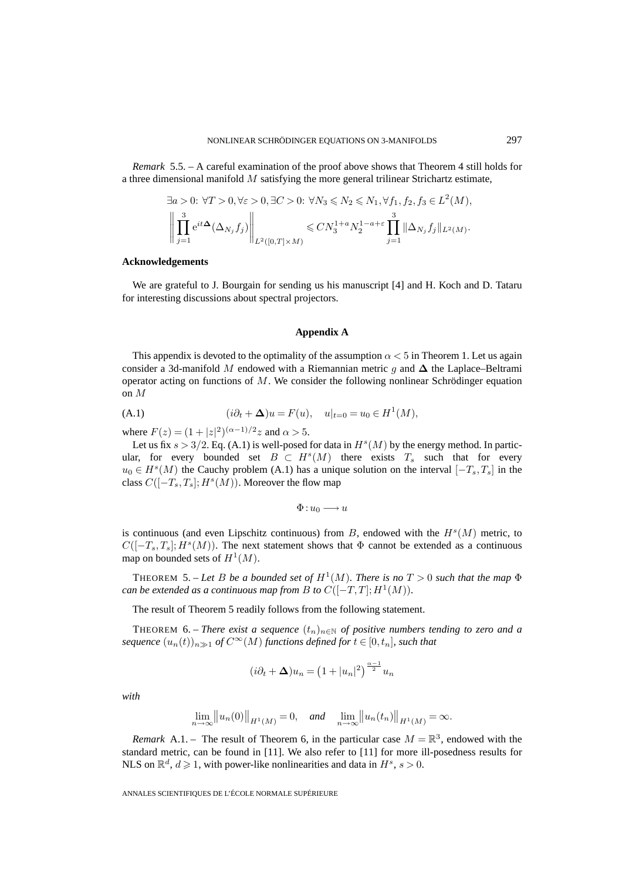*Remark* 5.5. – A careful examination of the proof above shows that Theorem 4 still holds for a three dimensional manifold $M$ satisfying the more general trilinear Strichartz estimate,

$$\exists a > 0\colon\ \forall T > 0, \forall \varepsilon > 0, \exists C > 0\colon\ \forall N_3 \leqslant N_2 \leqslant N_1, \forall f_1, f_2, f_3 \in L^2(M),$$

$$\left\| \prod_{j=1}^{3} \mathrm{e}^{it\boldsymbol{\Delta}}(\Delta_{N_j} f_j) \right\|_{L^2([0,T]\times M)} \leqslant C N_3^{1+a} N_2^{1-a+\varepsilon} \prod_{j=1}^{3} \|\Delta_{N_j} f_j\|_{L^2(M)}.$$

**Acknowledgements**

We are grateful to J. Bourgain for sending us his manuscript [4] and H. Koch and D. Tataru for interesting discussions about spectral projectors.

## Appendix A

This appendix is devoted to the optimality of the assumption $\alpha < 5$ in Theorem 1. Let us again consider a 3d-manifold $M$ endowed with a Riemannian metric $g$ and $\boldsymbol{\Delta}$ the Laplace–Beltrami operator acting on functions of $M$. We consider the following nonlinear Schrödinger equation on $M$

$$(i\partial_t + \boldsymbol{\Delta})u = F(u), \quad u|_{t=0} = u_0 \in H^1(M), \tag{A.1}$$

where $F(z) = (1 + |z|^2)^{(\alpha-1)/2} z$ and $\alpha > 5$.

Let us fix $s > 3/2$. Eq. (A.1) is well-posed for data in $H^s(M)$ by the energy method. In particular, for every bounded set $B \subset H^s(M)$ there exists $T_s$ such that for every $u_0 \in H^s(M)$ the Cauchy problem (A.1) has a unique solution on the interval $[-T_s, T_s]$ in the class $C([-T_s, T_s]; H^s(M))$. Moreover the flow map

$$\Phi : u_0 \longrightarrow u$$

is continuous (and even Lipschitz continuous) from $B$, endowed with the $H^s(M)$ metric, to $C([-T_s, T_s]; H^s(M))$. The next statement shows that $\Phi$ cannot be extended as a continuous map on bounded sets of $H^1(M)$.

THEOREM 5. – *Let $B$ be a bounded set of $H^1(M)$. There is no $T > 0$ such that the map $\Phi$ can be extended as a continuous map from $B$ to $C([-T, T]; H^1(M))$.*

The result of Theorem 5 readily follows from the following statement.

THEOREM 6. – *There exist a sequence $(t_n)_{n\in\mathbb{N}}$ of positive numbers tending to zero and a sequence $(u_n(t))_{n\gg 1}$ of $C^\infty(M)$ functions defined for $t \in [0, t_n]$, such that*

$$(i\partial_t + \boldsymbol{\Delta})u_n = \left(1 + |u_n|^2\right)^{\frac{\alpha-1}{2}} u_n$$

*with*

$$\lim_{n\to\infty} \left\| u_n(0) \right\|_{H^1(M)} = 0, \quad \text{and} \quad \lim_{n\to\infty} \left\| u_n(t_n) \right\|_{H^1(M)} = \infty.$$

*Remark* A.1. – The result of Theorem 6, in the particular case $M = \mathbb{R}^3$, endowed with the standard metric, can be found in [11]. We also refer to [11] for more ill-posedness results for NLS on $\mathbb{R}^d$, $d \geqslant 1$, with power-like nonlinearities and data in $H^s$, $s > 0$.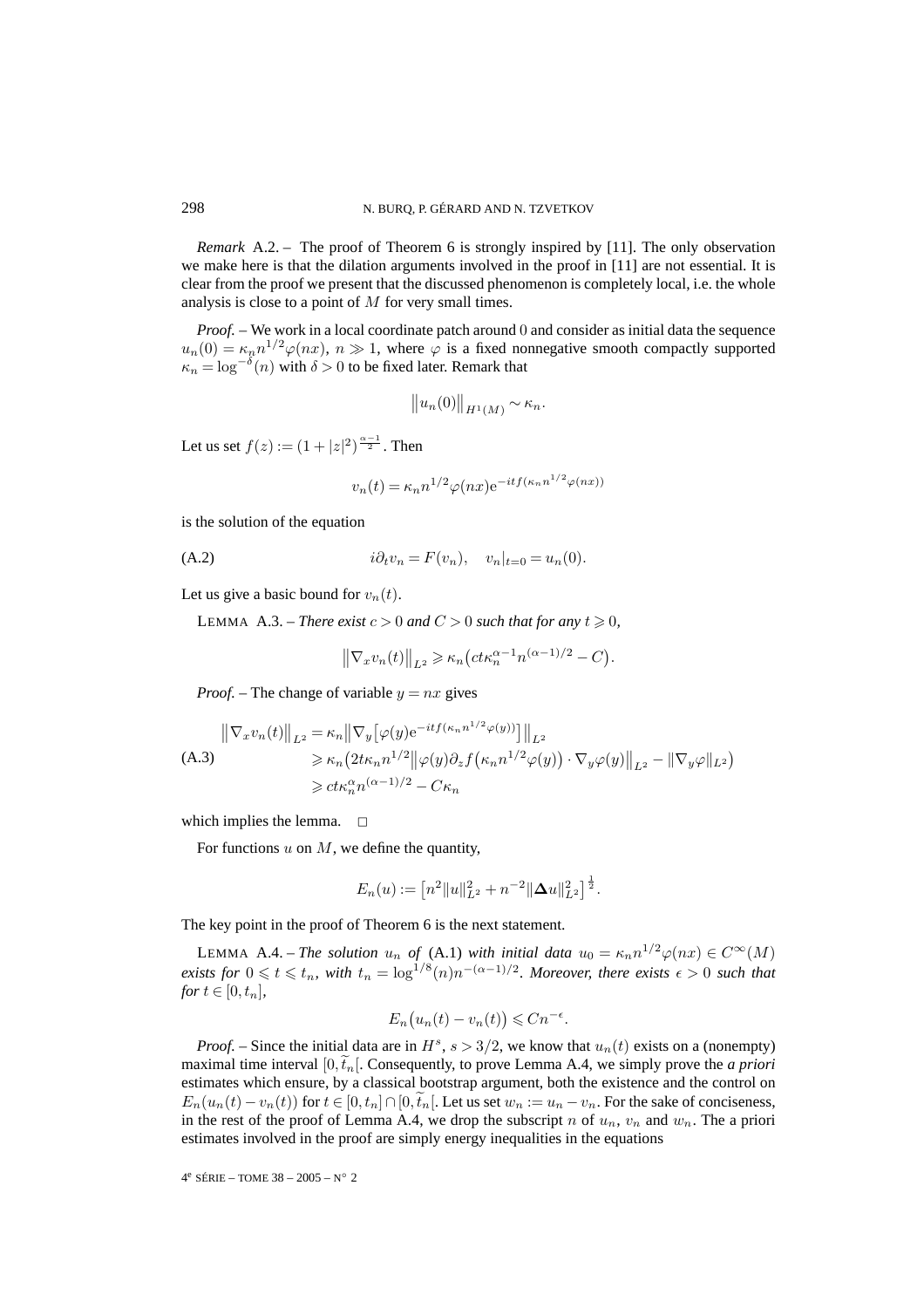*Remark* A.2. – The proof of Theorem 6 is strongly inspired by [11]. The only observation we make here is that the dilation arguments involved in the proof in [11] are not essential. It is clear from the proof we present that the discussed phenomenon is completely local, i.e. the whole analysis is close to a point of $M$ for very small times.

*Proof.* – We work in a local coordinate patch around $0$ and consider as initial data the sequence $u_n(0) = \kappa_n n^{1/2}\varphi(nx)$, $n \gg 1$, where $\varphi$ is a fixed nonnegative smooth compactly supported $\kappa_n = \log^{-\delta}(n)$ with $\delta > 0$ to be fixed later. Remark that

$$\big\|u_n(0)\big\|_{H^1(M)} \sim \kappa_n.$$

Let us set $f(z) := (1+|z|^2)^{\frac{\alpha-1}{2}}$. Then

$$v_n(t) = \kappa_n n^{1/2}\varphi(nx)\mathrm{e}^{-itf(\kappa_n n^{1/2}\varphi(nx))}$$

is the solution of the equation

$$i\partial_t v_n = F(v_n), \quad v_n|_{t=0} = u_n(0). \tag{A.2}$$

Let us give a basic bound for $v_n(t)$.

LEMMA A.3. – *There exist $c > 0$ and $C > 0$ such that for any $t \geqslant 0$,*

$$\big\|\nabla_x v_n(t)\big\|_{L^2} \geqslant \kappa_n\big(ct\kappa_n^{\alpha-1}n^{(\alpha-1)/2} - C\big).$$

*Proof.* – The change of variable $y = nx$ gives

$$\begin{aligned}
\big\|\nabla_x v_n(t)\big\|_{L^2} &= \kappa_n\big\|\nabla_y\big[\varphi(y)\mathrm{e}^{-itf(\kappa_n n^{1/2}\varphi(y))}\big]\big\|_{L^2}\\
&\geqslant \kappa_n\big(2t\kappa_n n^{1/2}\big\|\varphi(y)\partial_z f\big(\kappa_n n^{1/2}\varphi(y)\big)\cdot\nabla_y\varphi(y)\big\|_{L^2} - \|\nabla_y\varphi\|_{L^2}\big)\\
&\geqslant ct\kappa_n^{\alpha}n^{(\alpha-1)/2} - C\kappa_n
\end{aligned} \tag{A.3}$$

which implies the lemma. $\square$

For functions $u$ on $M$, we define the quantity,

$$E_n(u) := \big[n^2\|u\|_{L^2}^2 + n^{-2}\|\boldsymbol{\Delta}u\|_{L^2}^2\big]^{\frac{1}{2}}.$$

The key point in the proof of Theorem 6 is the next statement.

LEMMA A.4. – *The solution $u_n$ of* (A.1) *with initial data $u_0 = \kappa_n n^{1/2}\varphi(nx) \in C^\infty(M)$ exists for $0 \leqslant t \leqslant t_n$, with $t_n = \log^{1/8}(n)n^{-(\alpha-1)/2}$. Moreover, there exists $\epsilon > 0$ such that for $t \in [0, t_n]$,*

$$E_n\big(u_n(t) - v_n(t)\big) \leqslant Cn^{-\epsilon}.$$

*Proof.* – Since the initial data are in $H^s$, $s > 3/2$, we know that $u_n(t)$ exists on a (nonempty) maximal time interval $[0, \widetilde{t}_n[$. Consequently, to prove Lemma A.4, we simply prove the *a priori* estimates which ensure, by a classical bootstrap argument, both the existence and the control on $E_n(u_n(t) - v_n(t))$ for $t \in [0, t_n] \cap [0, \widetilde{t}_n[$. Let us set $w_n := u_n - v_n$. For the sake of conciseness, in the rest of the proof of Lemma A.4, we drop the subscript $n$ of $u_n$, $v_n$ and $w_n$. The a priori estimates involved in the proof are simply energy inequalities in the equations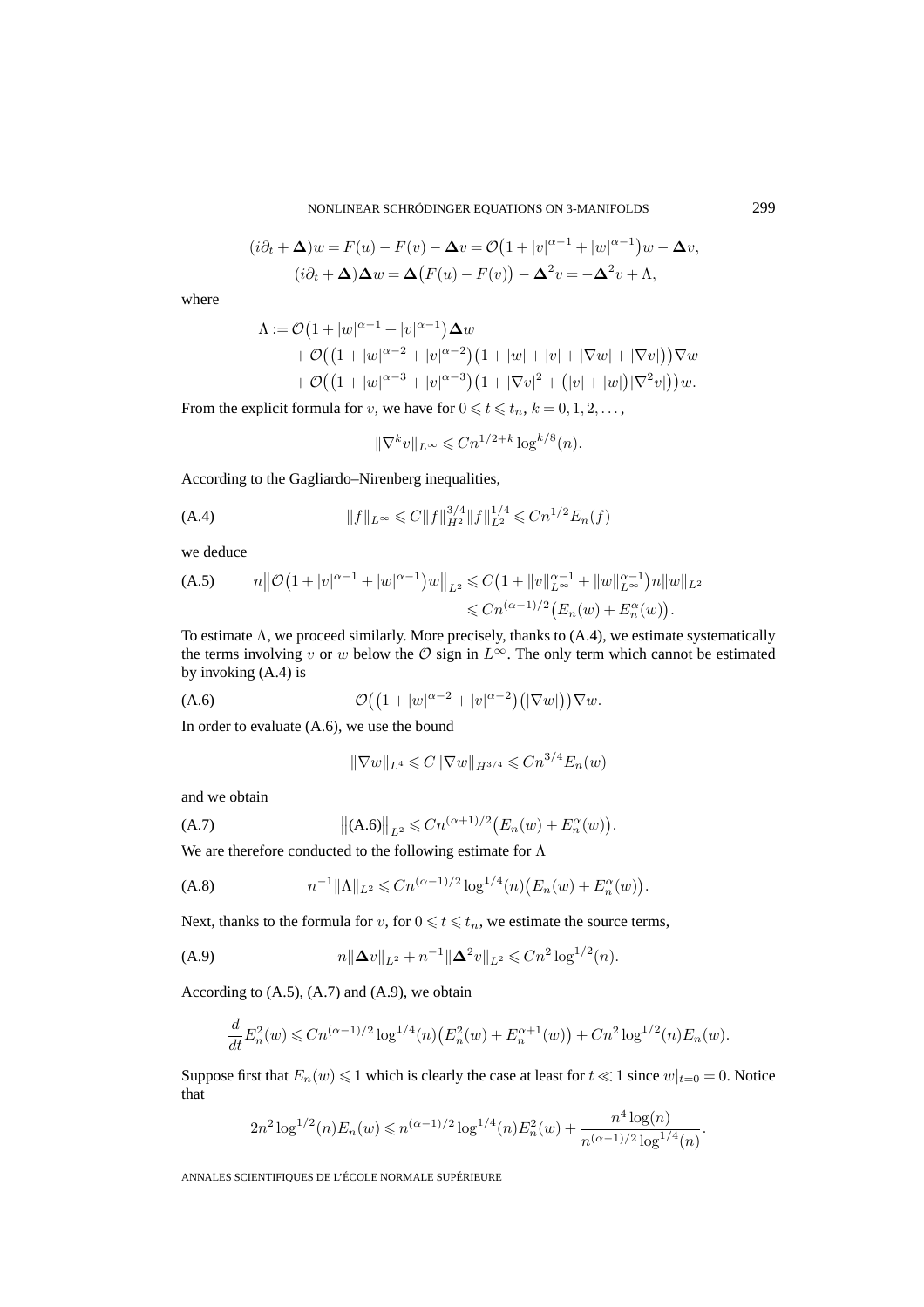$$(i\partial_t + \boldsymbol{\Delta})w = F(u) - F(v) - \boldsymbol{\Delta} v = \mathcal{O}\big(1 + |v|^{\alpha-1} + |w|^{\alpha-1}\big)w - \boldsymbol{\Delta} v,$$

$$(i\partial_t + \boldsymbol{\Delta})\boldsymbol{\Delta} w = \boldsymbol{\Delta}\big(F(u) - F(v)\big) - \boldsymbol{\Delta}^2 v = -\boldsymbol{\Delta}^2 v + \Lambda,$$

where

$$\begin{aligned}\Lambda := {} & \mathcal{O}\big(1 + |w|^{\alpha-1} + |v|^{\alpha-1}\big)\boldsymbol{\Delta} w \\ & + \mathcal{O}\big(\big(1 + |w|^{\alpha-2} + |v|^{\alpha-2}\big)\big(1 + |w| + |v| + |\nabla w| + |\nabla v|\big)\big)\nabla w \\ & + \mathcal{O}\big(\big(1 + |w|^{\alpha-3} + |v|^{\alpha-3}\big)\big(1 + |\nabla v|^2 + \big(|v| + |w|\big)|\nabla^2 v|\big)\big)w.\end{aligned}$$

From the explicit formula for $v$, we have for $0 \leqslant t \leqslant t_n$, $k = 0, 1, 2, \ldots,$

$$\|\nabla^k v\|_{L^\infty} \leqslant C n^{1/2+k} \log^{k/8}(n).$$

According to the Gagliardo–Nirenberg inequalities,

$$\|f\|_{L^\infty} \leqslant C\|f\|_{H^2}^{3/4}\|f\|_{L^2}^{1/4} \leqslant C n^{1/2} E_n(f) \tag{A.4}$$

we deduce

$$\begin{aligned} n\big\|\mathcal{O}\big(1 + |v|^{\alpha-1} + |w|^{\alpha-1}\big)w\big\|_{L^2} &\leqslant C\big(1 + \|v\|_{L^\infty}^{\alpha-1} + \|w\|_{L^\infty}^{\alpha-1}\big)n\|w\|_{L^2} \\ &\leqslant C n^{(\alpha-1)/2}\big(E_n(w) + E_n^\alpha(w)\big). \end{aligned} \tag{A.5}$$

To estimate $\Lambda$, we proceed similarly. More precisely, thanks to (A.4), we estimate systematically the terms involving $v$ or $w$ below the $\mathcal{O}$ sign in $L^\infty$. The only term which cannot be estimated by invoking (A.4) is

$$\mathcal{O}\big(\big(1 + |w|^{\alpha-2} + |v|^{\alpha-2}\big)\big(|\nabla w|\big)\big)\nabla w. \tag{A.6}$$

In order to evaluate (A.6), we use the bound

$$\|\nabla w\|_{L^4} \leqslant C\|\nabla w\|_{H^{3/4}} \leqslant C n^{3/4} E_n(w)$$

and we obtain

$$\big\|(\text{A.6})\big\|_{L^2} \leqslant C n^{(\alpha+1)/2}\big(E_n(w) + E_n^\alpha(w)\big). \tag{A.7}$$

We are therefore conducted to the following estimate for $\Lambda$

$$n^{-1}\|\Lambda\|_{L^2} \leqslant C n^{(\alpha-1)/2} \log^{1/4}(n)\big(E_n(w) + E_n^\alpha(w)\big). \tag{A.8}$$

Next, thanks to the formula for $v$, for $0 \leqslant t \leqslant t_n$, we estimate the source terms,

$$n\|\boldsymbol{\Delta} v\|_{L^2} + n^{-1}\|\boldsymbol{\Delta}^2 v\|_{L^2} \leqslant C n^2 \log^{1/2}(n). \tag{A.9}$$

According to (A.5), (A.7) and (A.9), we obtain

$$\frac{d}{dt}E_n^2(w) \leqslant C n^{(\alpha-1)/2} \log^{1/4}(n)\big(E_n^2(w) + E_n^{\alpha+1}(w)\big) + C n^2 \log^{1/2}(n) E_n(w).$$

Suppose first that $E_n(w) \leqslant 1$ which is clearly the case at least for $t \ll 1$ since $w|_{t=0} = 0$. Notice that

$$2n^2 \log^{1/2}(n) E_n(w) \leqslant n^{(\alpha-1)/2} \log^{1/4}(n) E_n^2(w) + \frac{n^4 \log(n)}{n^{(\alpha-1)/2} \log^{1/4}(n)}.$$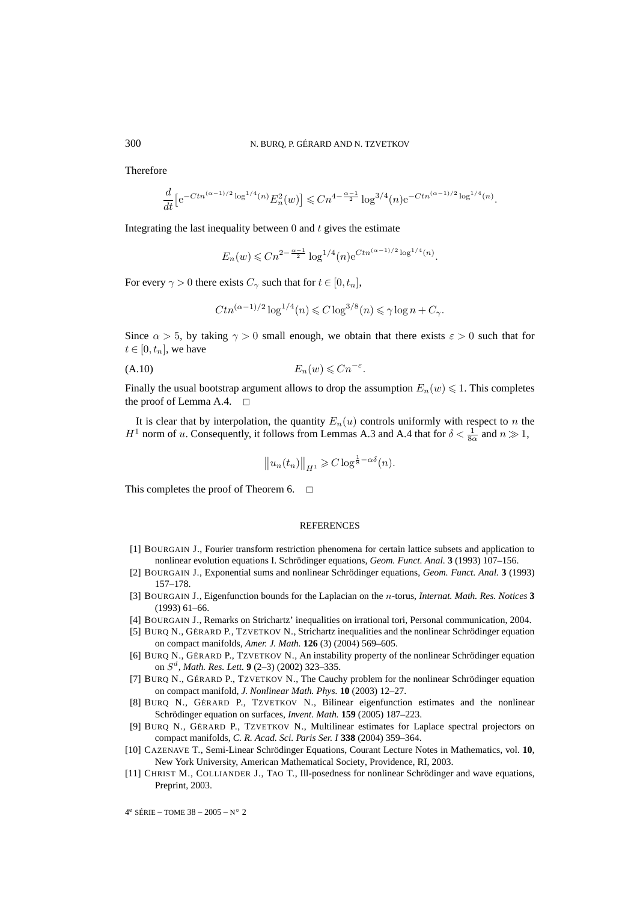Therefore

$$\frac{d}{dt}\bigl[\mathrm{e}^{-Ctn^{(\alpha-1)/2}\log^{1/4}(n)}E_n^2(w)\bigr] \leqslant Cn^{4-\frac{\alpha-1}{2}}\log^{3/4}(n)\mathrm{e}^{-Ctn^{(\alpha-1)/2}\log^{1/4}(n)}.$$

Integrating the last inequality between $0$ and $t$ gives the estimate

$$E_n(w) \leqslant Cn^{2-\frac{\alpha-1}{2}}\log^{1/4}(n)\mathrm{e}^{Ctn^{(\alpha-1)/2}\log^{1/4}(n)}.$$

For every $\gamma > 0$ there exists $C_\gamma$ such that for $t \in [0, t_n]$,

$$Ctn^{(\alpha-1)/2}\log^{1/4}(n) \leqslant C\log^{3/8}(n) \leqslant \gamma \log n + C_\gamma.$$

Since $\alpha > 5$, by taking $\gamma > 0$ small enough, we obtain that there exists $\varepsilon > 0$ such that for $t \in [0, t_n]$, we have

$$E_n(w) \leqslant Cn^{-\varepsilon}. \tag{A.10}$$

Finally the usual bootstrap argument allows to drop the assumption $E_n(w) \leqslant 1$. This completes the proof of Lemma A.4. □

It is clear that by interpolation, the quantity $E_n(u)$ controls uniformly with respect to $n$ the $H^1$ norm of $u$. Consequently, it follows from Lemmas A.3 and A.4 that for $\delta < \frac{1}{8\alpha}$ and $n \gg 1$,

$$\|u_n(t_n)\|_{H^1} \geqslant C\log^{\frac{1}{8}-\alpha\delta}(n).$$

This completes the proof of Theorem 6. □

## REFERENCES

[1] BOURGAIN J., Fourier transform restriction phenomena for certain lattice subsets and application to nonlinear evolution equations I. Schrödinger equations, *Geom. Funct. Anal.* **3** (1993) 107–156.

[2] BOURGAIN J., Exponential sums and nonlinear Schrödinger equations, *Geom. Funct. Anal.* **3** (1993) 157–178.

[3] BOURGAIN J., Eigenfunction bounds for the Laplacian on the $n$-torus, *Internat. Math. Res. Notices* **3** (1993) 61–66.

[4] BOURGAIN J., Remarks on Strichartz' inequalities on irrational tori, Personal communication, 2004.

[5] BURQ N., GÉRARD P., TZVETKOV N., Strichartz inequalities and the nonlinear Schrödinger equation on compact manifolds, *Amer. J. Math.* **126** (3) (2004) 569–605.

[6] BURQ N., GÉRARD P., TZVETKOV N., An instability property of the nonlinear Schrödinger equation on $S^d$, *Math. Res. Lett.* **9** (2–3) (2002) 323–335.

[7] BURQ N., GÉRARD P., TZVETKOV N., The Cauchy problem for the nonlinear Schrödinger equation on compact manifold, *J. Nonlinear Math. Phys.* **10** (2003) 12–27.

[8] BURQ N., GÉRARD P., TZVETKOV N., Bilinear eigenfunction estimates and the nonlinear Schrödinger equation on surfaces, *Invent. Math.* **159** (2005) 187–223.

[9] BURQ N., GÉRARD P., TZVETKOV N., Multilinear estimates for Laplace spectral projectors on compact manifolds, *C. R. Acad. Sci. Paris Ser. I* **338** (2004) 359–364.

[10] CAZENAVE T., Semi-Linear Schrödinger Equations, Courant Lecture Notes in Mathematics, vol. **10**, New York University, American Mathematical Society, Providence, RI, 2003.

[11] CHRIST M., COLLIANDER J., TAO T., Ill-posedness for nonlinear Schrödinger and wave equations, Preprint, 2003.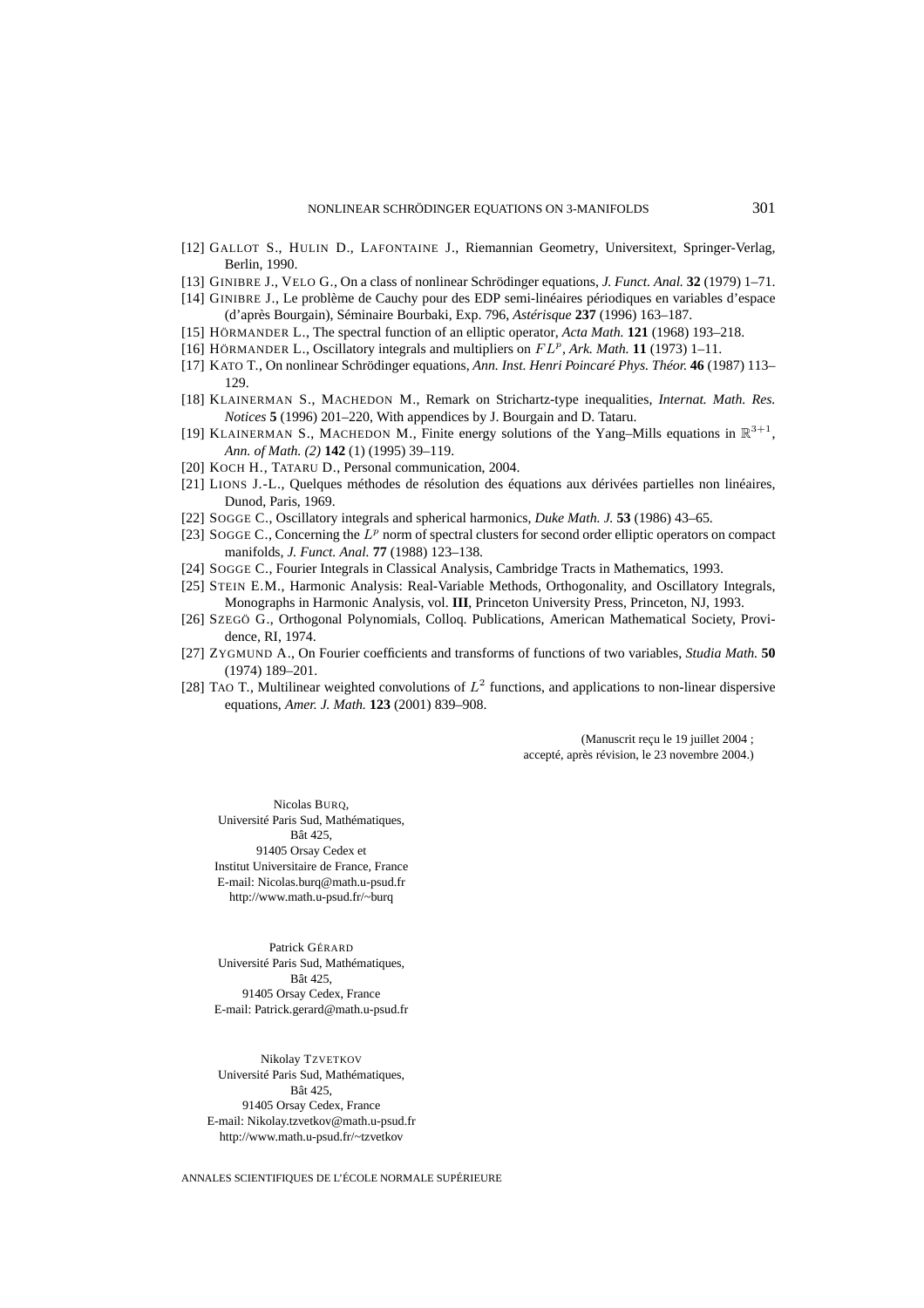[12] GALLOT S., HULIN D., LAFONTAINE J., Riemannian Geometry, Universitext, Springer-Verlag, Berlin, 1990.

[13] GINIBRE J., VELO G., On a class of nonlinear Schrödinger equations, *J. Funct. Anal.* **32** (1979) 1–71.

[14] GINIBRE J., Le problème de Cauchy pour des EDP semi-linéaires périodiques en variables d'espace (d'après Bourgain), Séminaire Bourbaki, Exp. 796, *Astérisque* **237** (1996) 163–187.

[15] HÖRMANDER L., The spectral function of an elliptic operator, *Acta Math.* **121** (1968) 193–218.

[16] HÖRMANDER L., Oscillatory integrals and multipliers on $FL^p$, *Ark. Math.* **11** (1973) 1–11.

[17] KATO T., On nonlinear Schrödinger equations, *Ann. Inst. Henri Poincaré Phys. Théor.* **46** (1987) 113–129.

[18] KLAINERMAN S., MACHEDON M., Remark on Strichartz-type inequalities, *Internat. Math. Res. Notices* **5** (1996) 201–220, With appendices by J. Bourgain and D. Tataru.

[19] KLAINERMAN S., MACHEDON M., Finite energy solutions of the Yang–Mills equations in $\mathbb{R}^{3+1}$, *Ann. of Math. (2)* **142** (1) (1995) 39–119.

[20] KOCH H., TATARU D., Personal communication, 2004.

[21] LIONS J.-L., Quelques méthodes de résolution des équations aux dérivées partielles non linéaires, Dunod, Paris, 1969.

[22] SOGGE C., Oscillatory integrals and spherical harmonics, *Duke Math. J.* **53** (1986) 43–65.

[23] SOGGE C., Concerning the $L^p$ norm of spectral clusters for second order elliptic operators on compact manifolds, *J. Funct. Anal.* **77** (1988) 123–138.

[24] SOGGE C., Fourier Integrals in Classical Analysis, Cambridge Tracts in Mathematics, 1993.

[25] STEIN E.M., Harmonic Analysis: Real-Variable Methods, Orthogonality, and Oscillatory Integrals, Monographs in Harmonic Analysis, vol. **III**, Princeton University Press, Princeton, NJ, 1993.

[26] SZEGÖ G., Orthogonal Polynomials, Colloq. Publications, American Mathematical Society, Providence, RI, 1974.

[27] ZYGMUND A., On Fourier coefficients and transforms of functions of two variables, *Studia Math.* **50** (1974) 189–201.

[28] TAO T., Multilinear weighted convolutions of $L^2$ functions, and applications to non-linear dispersive equations, *Amer. J. Math.* **123** (2001) 839–908.

(Manuscrit reçu le 19 juillet 2004 ;
accepté, après révision, le 23 novembre 2004.)

Nicolas BURQ,
Université Paris Sud, Mathématiques,
Bât 425,
91405 Orsay Cedex et
Institut Universitaire de France, France
E-mail: Nicolas.burq@math.u-psud.fr
http://www.math.u-psud.fr/~burq

Patrick GÉRARD
Université Paris Sud, Mathématiques,
Bât 425,
91405 Orsay Cedex, France
E-mail: Patrick.gerard@math.u-psud.fr

Nikolay TZVETKOV
Université Paris Sud, Mathématiques,
Bât 425,
91405 Orsay Cedex, France
E-mail: Nikolay.tzvetkov@math.u-psud.fr
http://www.math.u-psud.fr/~tzvetkov